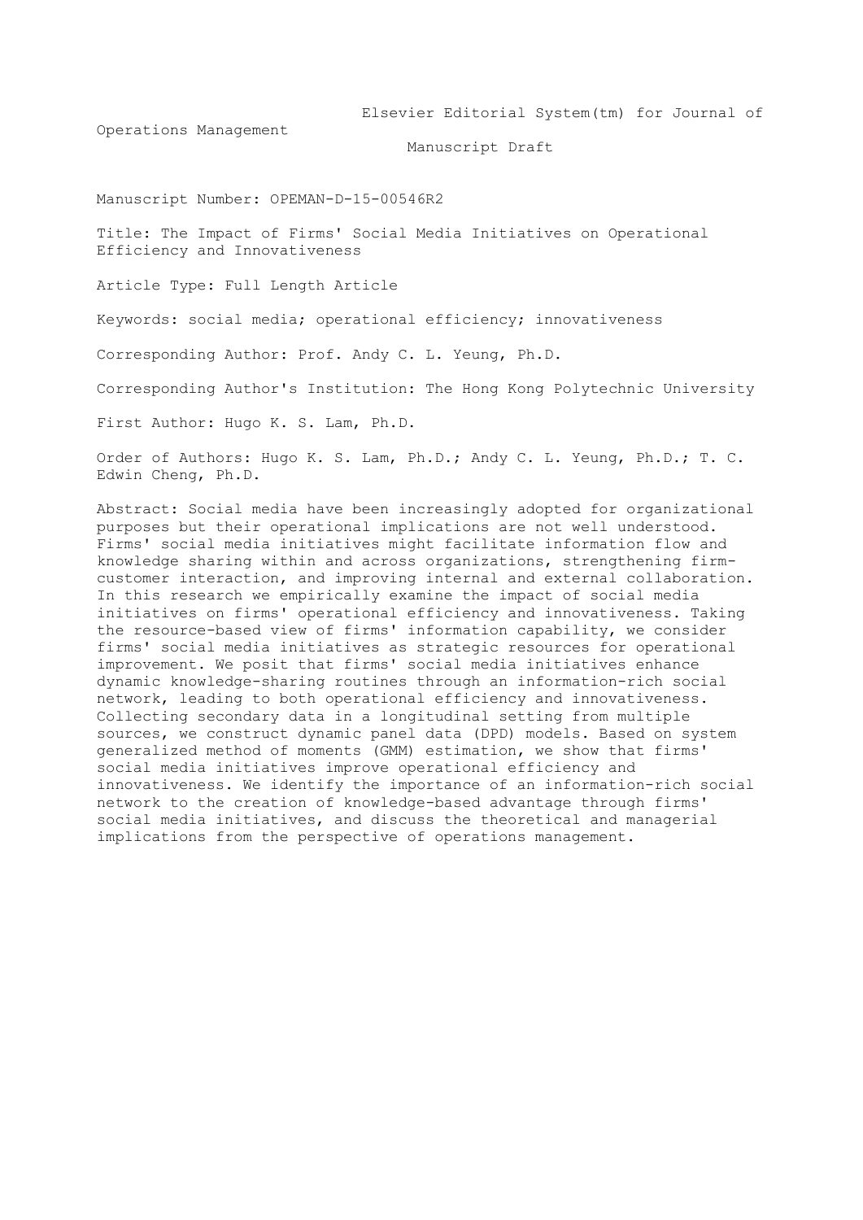Elsevier Editorial System(tm) for Journal of Operations Management

Manuscript Draft

Manuscript Number: OPEMAN-D-15-00546R2

Title: The Impact of Firms' Social Media Initiatives on Operational Efficiency and Innovativeness

Article Type: Full Length Article

Keywords: social media; operational efficiency; innovativeness

Corresponding Author: Prof. Andy C. L. Yeung, Ph.D.

Corresponding Author's Institution: The Hong Kong Polytechnic University

First Author: Hugo K. S. Lam, Ph.D.

Order of Authors: Hugo K. S. Lam, Ph.D.; Andy C. L. Yeung, Ph.D.; T. C. Edwin Cheng, Ph.D.

Abstract: Social media have been increasingly adopted for organizational purposes but their operational implications are not well understood. Firms' social media initiatives might facilitate information flow and knowledge sharing within and across organizations, strengthening firm-customer interaction, and improving internal and external collaboration. In this research we empirically examine the impact of social media initiatives on firms' operational efficiency and innovativeness. Taking the resource-based view of firms' information capability, we consider firms' social media initiatives as strategic resources for operational improvement. We posit that firms' social media initiatives enhance dynamic knowledge-sharing routines through an information-rich social network, leading to both operational efficiency and innovativeness. Collecting secondary data in a longitudinal setting from multiple sources, we construct dynamic panel data (DPD) models. Based on system generalized method of moments (GMM) estimation, we show that firms' social media initiatives improve operational efficiency and innovativeness. We identify the importance of an information-rich social network to the creation of knowledge-based advantage through firms' social media initiatives, and discuss the theoretical and managerial implications from the perspective of operations management.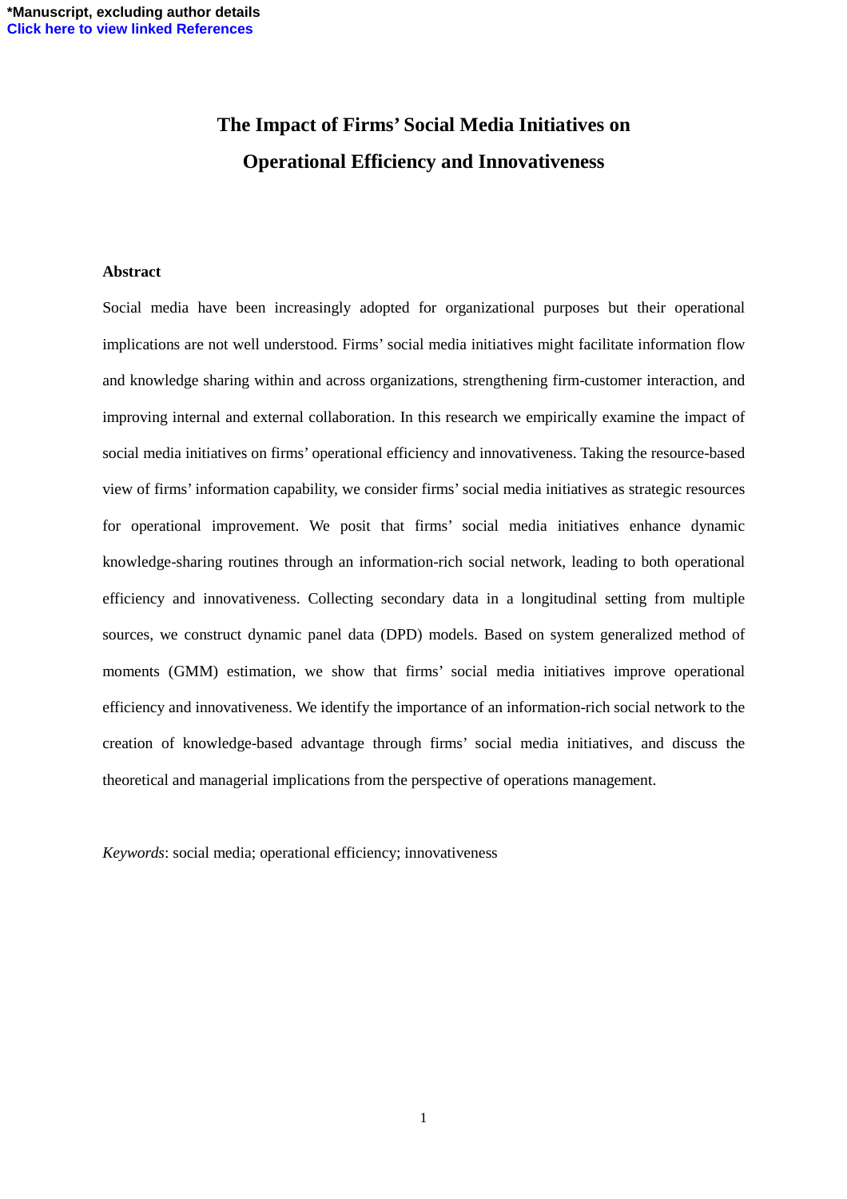# The Impact of Firms' Social Media Initiatives on Operational Efficiency and Innovativeness

## Abstract

Social media have been increasingly adopted for organizational purposes but their operational implications are not well understood. Firms' social media initiatives might facilitate information flow and knowledge sharing within and across organizations, strengthening firm-customer interaction, and improving internal and external collaboration. In this research we empirically examine the impact of social media initiatives on firms' operational efficiency and innovativeness. Taking the resource-based view of firms' information capability, we consider firms' social media initiatives as strategic resources for operational improvement. We posit that firms' social media initiatives enhance dynamic knowledge-sharing routines through an information-rich social network, leading to both operational efficiency and innovativeness. Collecting secondary data in a longitudinal setting from multiple sources, we construct dynamic panel data (DPD) models. Based on system generalized method of moments (GMM) estimation, we show that firms' social media initiatives improve operational efficiency and innovativeness. We identify the importance of an information-rich social network to the creation of knowledge-based advantage through firms' social media initiatives, and discuss the theoretical and managerial implications from the perspective of operations management.

*Keywords*: social media; operational efficiency; innovativeness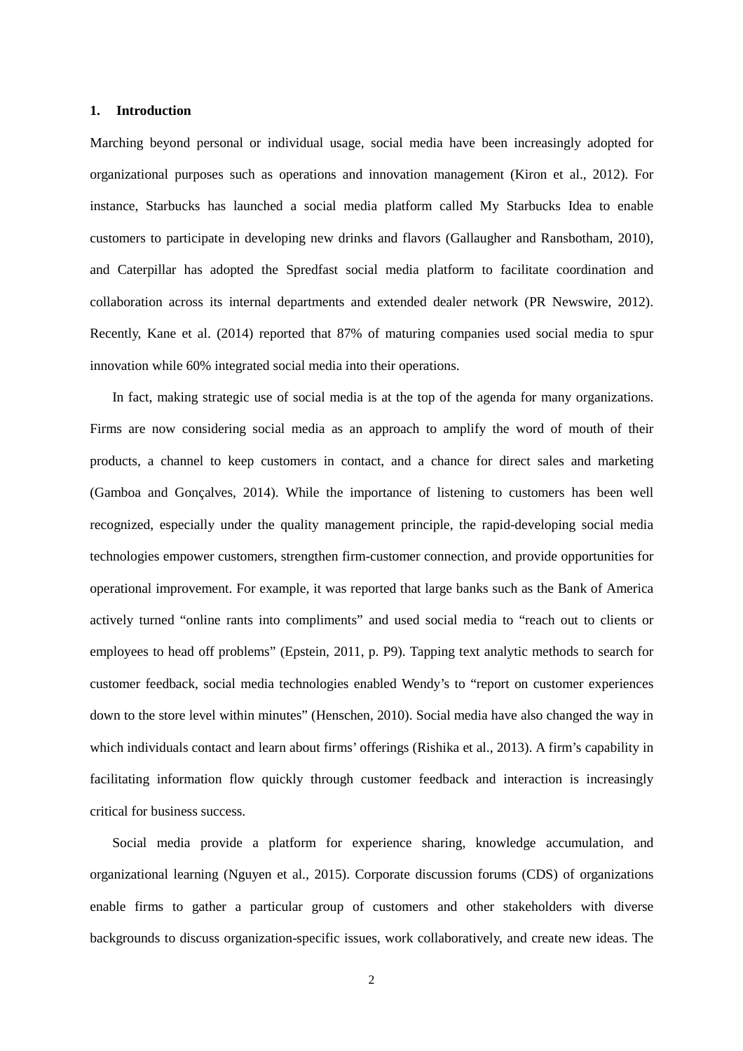## 1. Introduction

Marching beyond personal or individual usage, social media have been increasingly adopted for organizational purposes such as operations and innovation management (Kiron et al., 2012). For instance, Starbucks has launched a social media platform called My Starbucks Idea to enable customers to participate in developing new drinks and flavors (Gallaugher and Ransbotham, 2010), and Caterpillar has adopted the Spredfast social media platform to facilitate coordination and collaboration across its internal departments and extended dealer network (PR Newswire, 2012). Recently, Kane et al. (2014) reported that 87% of maturing companies used social media to spur innovation while 60% integrated social media into their operations.

In fact, making strategic use of social media is at the top of the agenda for many organizations. Firms are now considering social media as an approach to amplify the word of mouth of their products, a channel to keep customers in contact, and a chance for direct sales and marketing (Gamboa and Gonçalves, 2014). While the importance of listening to customers has been well recognized, especially under the quality management principle, the rapid-developing social media technologies empower customers, strengthen firm-customer connection, and provide opportunities for operational improvement. For example, it was reported that large banks such as the Bank of America actively turned "online rants into compliments" and used social media to "reach out to clients or employees to head off problems" (Epstein, 2011, p. P9). Tapping text analytic methods to search for customer feedback, social media technologies enabled Wendy's to "report on customer experiences down to the store level within minutes" (Henschen, 2010). Social media have also changed the way in which individuals contact and learn about firms' offerings (Rishika et al., 2013). A firm's capability in facilitating information flow quickly through customer feedback and interaction is increasingly critical for business success.

Social media provide a platform for experience sharing, knowledge accumulation, and organizational learning (Nguyen et al., 2015). Corporate discussion forums (CDS) of organizations enable firms to gather a particular group of customers and other stakeholders with diverse backgrounds to discuss organization-specific issues, work collaboratively, and create new ideas. The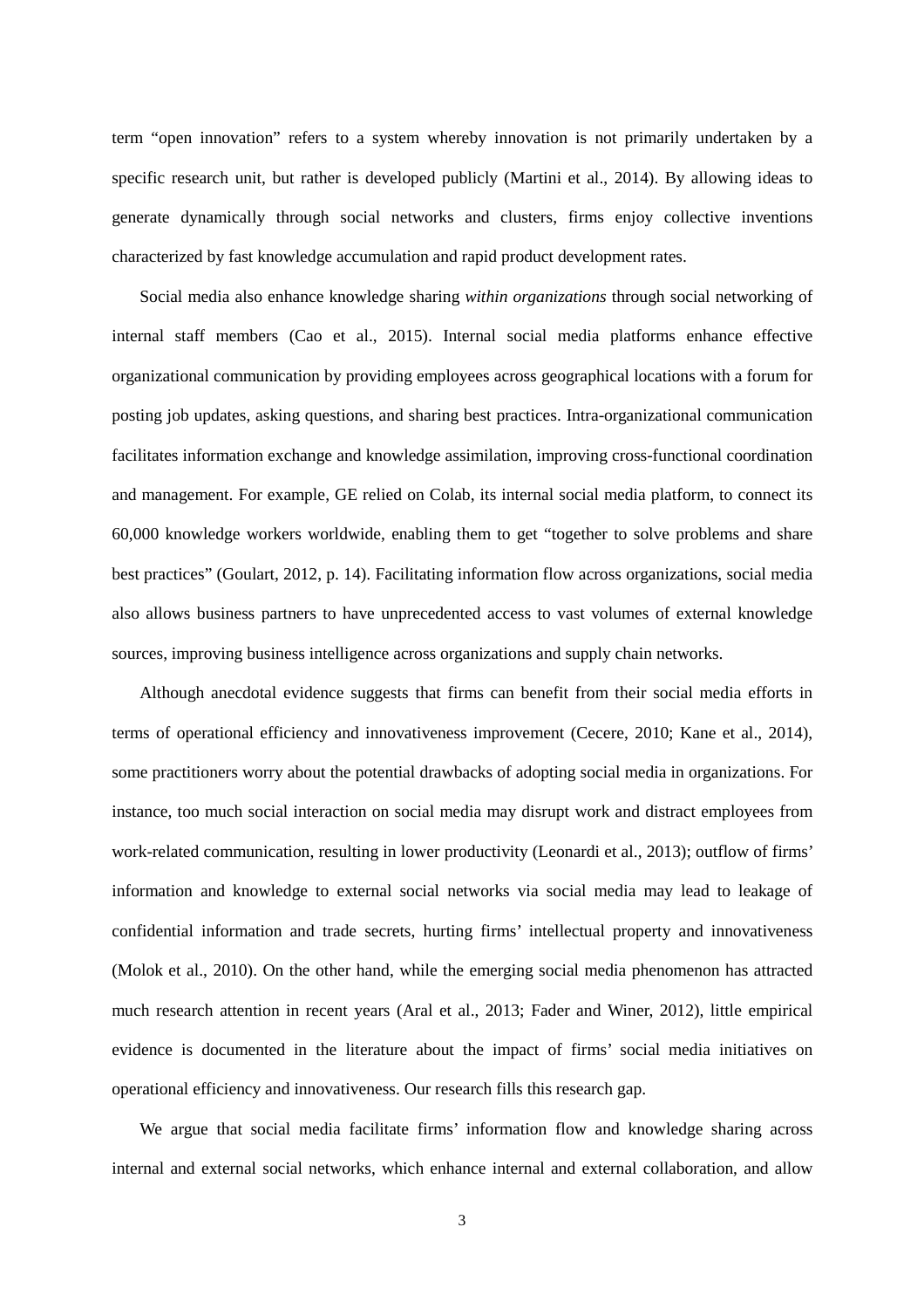term "open innovation" refers to a system whereby innovation is not primarily undertaken by a specific research unit, but rather is developed publicly (Martini et al., 2014). By allowing ideas to generate dynamically through social networks and clusters, firms enjoy collective inventions characterized by fast knowledge accumulation and rapid product development rates.

Social media also enhance knowledge sharing *within organizations* through social networking of internal staff members (Cao et al., 2015). Internal social media platforms enhance effective organizational communication by providing employees across geographical locations with a forum for posting job updates, asking questions, and sharing best practices. Intra-organizational communication facilitates information exchange and knowledge assimilation, improving cross-functional coordination and management. For example, GE relied on Colab, its internal social media platform, to connect its 60,000 knowledge workers worldwide, enabling them to get "together to solve problems and share best practices" (Goulart, 2012, p. 14). Facilitating information flow across organizations, social media also allows business partners to have unprecedented access to vast volumes of external knowledge sources, improving business intelligence across organizations and supply chain networks.

Although anecdotal evidence suggests that firms can benefit from their social media efforts in terms of operational efficiency and innovativeness improvement (Cecere, 2010; Kane et al., 2014), some practitioners worry about the potential drawbacks of adopting social media in organizations. For instance, too much social interaction on social media may disrupt work and distract employees from work-related communication, resulting in lower productivity (Leonardi et al., 2013); outflow of firms' information and knowledge to external social networks via social media may lead to leakage of confidential information and trade secrets, hurting firms' intellectual property and innovativeness (Molok et al., 2010). On the other hand, while the emerging social media phenomenon has attracted much research attention in recent years (Aral et al., 2013; Fader and Winer, 2012), little empirical evidence is documented in the literature about the impact of firms' social media initiatives on operational efficiency and innovativeness. Our research fills this research gap.

We argue that social media facilitate firms' information flow and knowledge sharing across internal and external social networks, which enhance internal and external collaboration, and allow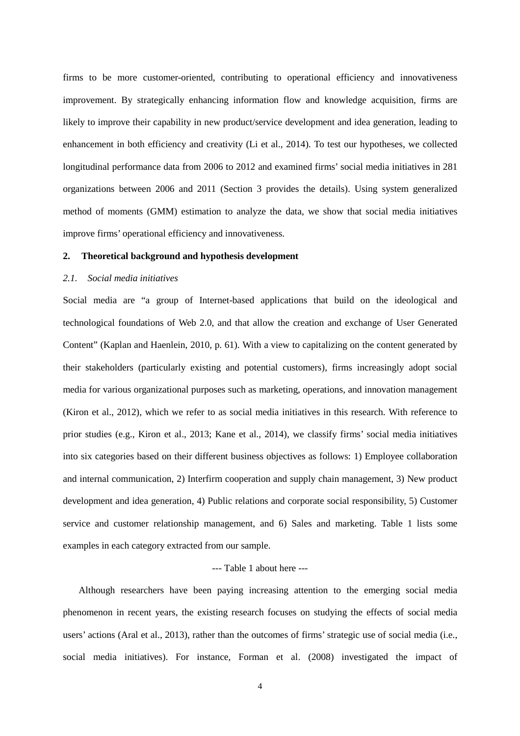firms to be more customer-oriented, contributing to operational efficiency and innovativeness improvement. By strategically enhancing information flow and knowledge acquisition, firms are likely to improve their capability in new product/service development and idea generation, leading to enhancement in both efficiency and creativity (Li et al., 2014). To test our hypotheses, we collected longitudinal performance data from 2006 to 2012 and examined firms' social media initiatives in 281 organizations between 2006 and 2011 (Section 3 provides the details). Using system generalized method of moments (GMM) estimation to analyze the data, we show that social media initiatives improve firms' operational efficiency and innovativeness.

## 2. Theoretical background and hypothesis development

### *2.1. Social media initiatives*

Social media are "a group of Internet-based applications that build on the ideological and technological foundations of Web 2.0, and that allow the creation and exchange of User Generated Content" (Kaplan and Haenlein, 2010, p. 61). With a view to capitalizing on the content generated by their stakeholders (particularly existing and potential customers), firms increasingly adopt social media for various organizational purposes such as marketing, operations, and innovation management (Kiron et al., 2012), which we refer to as social media initiatives in this research. With reference to prior studies (e.g., Kiron et al., 2013; Kane et al., 2014), we classify firms' social media initiatives into six categories based on their different business objectives as follows: 1) Employee collaboration and internal communication, 2) Interfirm cooperation and supply chain management, 3) New product development and idea generation, 4) Public relations and corporate social responsibility, 5) Customer service and customer relationship management, and 6) Sales and marketing. Table 1 lists some examples in each category extracted from our sample.

--- Table 1 about here ---

Although researchers have been paying increasing attention to the emerging social media phenomenon in recent years, the existing research focuses on studying the effects of social media users' actions (Aral et al., 2013), rather than the outcomes of firms' strategic use of social media (i.e., social media initiatives). For instance, Forman et al. (2008) investigated the impact of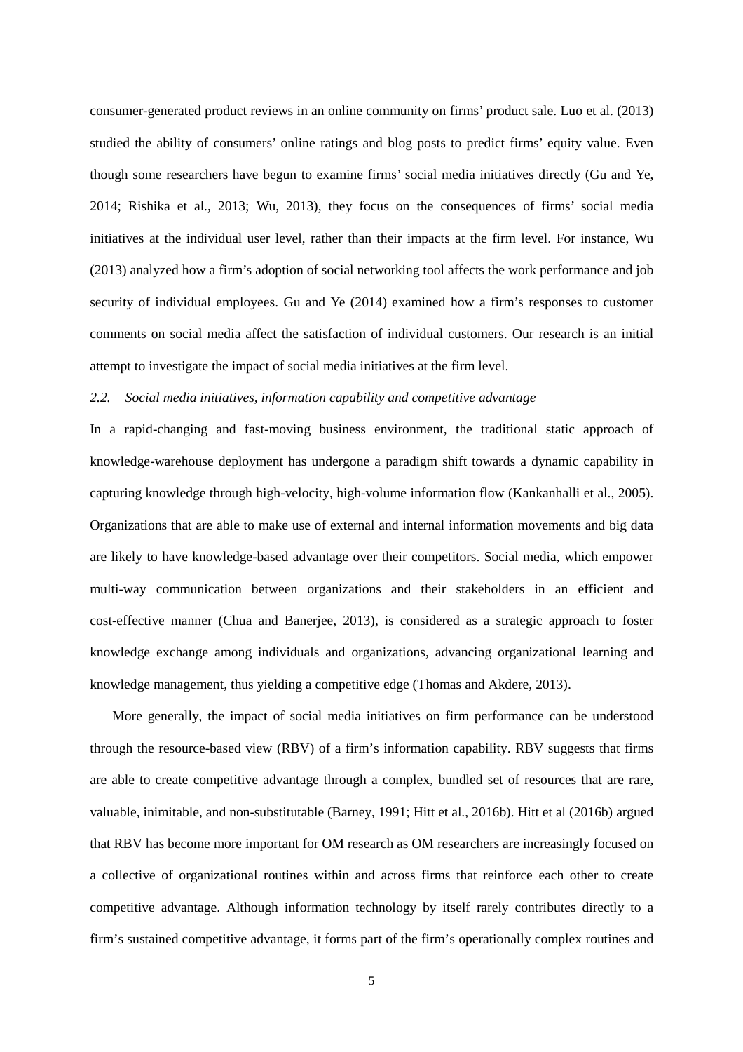consumer-generated product reviews in an online community on firms' product sale. Luo et al. (2013) studied the ability of consumers' online ratings and blog posts to predict firms' equity value. Even though some researchers have begun to examine firms' social media initiatives directly (Gu and Ye, 2014; Rishika et al., 2013; Wu, 2013), they focus on the consequences of firms' social media initiatives at the individual user level, rather than their impacts at the firm level. For instance, Wu (2013) analyzed how a firm's adoption of social networking tool affects the work performance and job security of individual employees. Gu and Ye (2014) examined how a firm's responses to customer comments on social media affect the satisfaction of individual customers. Our research is an initial attempt to investigate the impact of social media initiatives at the firm level.

### *2.2. Social media initiatives, information capability and competitive advantage*

In a rapid-changing and fast-moving business environment, the traditional static approach of knowledge-warehouse deployment has undergone a paradigm shift towards a dynamic capability in capturing knowledge through high-velocity, high-volume information flow (Kankanhalli et al., 2005). Organizations that are able to make use of external and internal information movements and big data are likely to have knowledge-based advantage over their competitors. Social media, which empower multi-way communication between organizations and their stakeholders in an efficient and cost-effective manner (Chua and Banerjee, 2013), is considered as a strategic approach to foster knowledge exchange among individuals and organizations, advancing organizational learning and knowledge management, thus yielding a competitive edge (Thomas and Akdere, 2013).

More generally, the impact of social media initiatives on firm performance can be understood through the resource-based view (RBV) of a firm's information capability. RBV suggests that firms are able to create competitive advantage through a complex, bundled set of resources that are rare, valuable, inimitable, and non-substitutable (Barney, 1991; Hitt et al., 2016b). Hitt et al (2016b) argued that RBV has become more important for OM research as OM researchers are increasingly focused on a collective of organizational routines within and across firms that reinforce each other to create competitive advantage. Although information technology by itself rarely contributes directly to a firm's sustained competitive advantage, it forms part of the firm's operationally complex routines and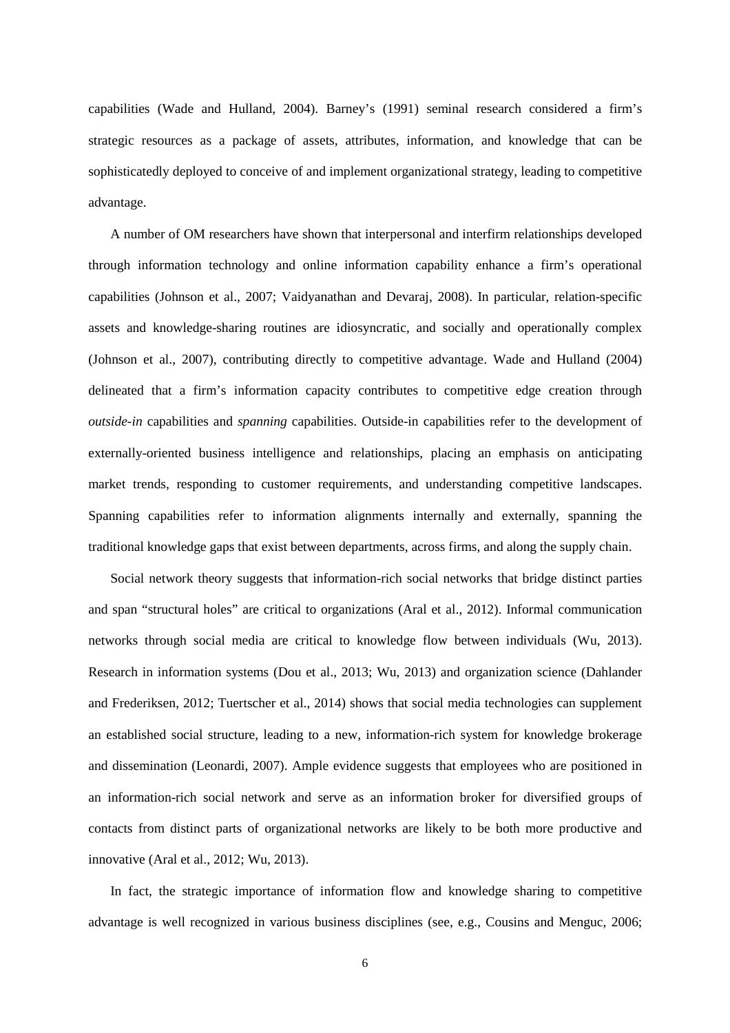capabilities (Wade and Hulland, 2004). Barney's (1991) seminal research considered a firm's strategic resources as a package of assets, attributes, information, and knowledge that can be sophisticatedly deployed to conceive of and implement organizational strategy, leading to competitive advantage.

A number of OM researchers have shown that interpersonal and interfirm relationships developed through information technology and online information capability enhance a firm's operational capabilities (Johnson et al., 2007; Vaidyanathan and Devaraj, 2008). In particular, relation-specific assets and knowledge-sharing routines are idiosyncratic, and socially and operationally complex (Johnson et al., 2007), contributing directly to competitive advantage. Wade and Hulland (2004) delineated that a firm's information capacity contributes to competitive edge creation through *outside-in* capabilities and *spanning* capabilities. Outside-in capabilities refer to the development of externally-oriented business intelligence and relationships, placing an emphasis on anticipating market trends, responding to customer requirements, and understanding competitive landscapes. Spanning capabilities refer to information alignments internally and externally, spanning the traditional knowledge gaps that exist between departments, across firms, and along the supply chain.

Social network theory suggests that information-rich social networks that bridge distinct parties and span "structural holes" are critical to organizations (Aral et al., 2012). Informal communication networks through social media are critical to knowledge flow between individuals (Wu, 2013). Research in information systems (Dou et al., 2013; Wu, 2013) and organization science (Dahlander and Frederiksen, 2012; Tuertscher et al., 2014) shows that social media technologies can supplement an established social structure, leading to a new, information-rich system for knowledge brokerage and dissemination (Leonardi, 2007). Ample evidence suggests that employees who are positioned in an information-rich social network and serve as an information broker for diversified groups of contacts from distinct parts of organizational networks are likely to be both more productive and innovative (Aral et al., 2012; Wu, 2013).

In fact, the strategic importance of information flow and knowledge sharing to competitive advantage is well recognized in various business disciplines (see, e.g., Cousins and Menguc, 2006;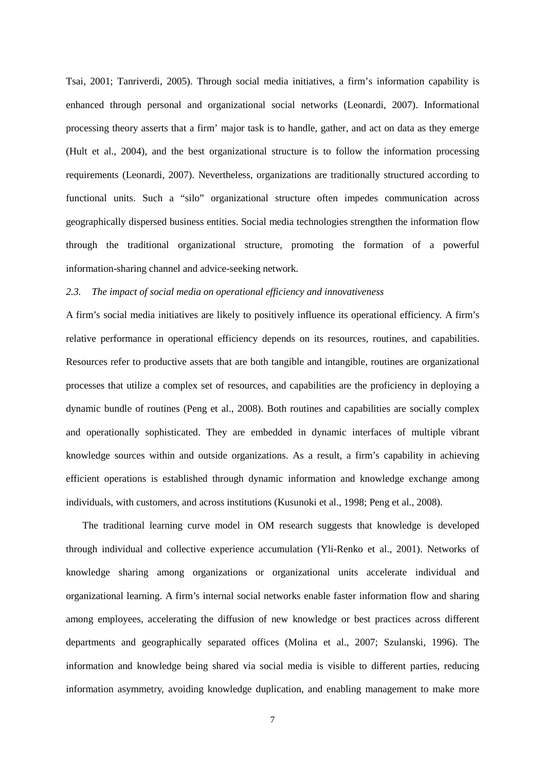Tsai, 2001; Tanriverdi, 2005). Through social media initiatives, a firm's information capability is enhanced through personal and organizational social networks (Leonardi, 2007). Informational processing theory asserts that a firm' major task is to handle, gather, and act on data as they emerge (Hult et al., 2004), and the best organizational structure is to follow the information processing requirements (Leonardi, 2007). Nevertheless, organizations are traditionally structured according to functional units. Such a "silo" organizational structure often impedes communication across geographically dispersed business entities. Social media technologies strengthen the information flow through the traditional organizational structure, promoting the formation of a powerful information-sharing channel and advice-seeking network.

### *2.3. The impact of social media on operational efficiency and innovativeness*

A firm's social media initiatives are likely to positively influence its operational efficiency. A firm's relative performance in operational efficiency depends on its resources, routines, and capabilities. Resources refer to productive assets that are both tangible and intangible, routines are organizational processes that utilize a complex set of resources, and capabilities are the proficiency in deploying a dynamic bundle of routines (Peng et al., 2008). Both routines and capabilities are socially complex and operationally sophisticated. They are embedded in dynamic interfaces of multiple vibrant knowledge sources within and outside organizations. As a result, a firm's capability in achieving efficient operations is established through dynamic information and knowledge exchange among individuals, with customers, and across institutions (Kusunoki et al., 1998; Peng et al., 2008).

The traditional learning curve model in OM research suggests that knowledge is developed through individual and collective experience accumulation (Yli-Renko et al., 2001). Networks of knowledge sharing among organizations or organizational units accelerate individual and organizational learning. A firm's internal social networks enable faster information flow and sharing among employees, accelerating the diffusion of new knowledge or best practices across different departments and geographically separated offices (Molina et al., 2007; Szulanski, 1996). The information and knowledge being shared via social media is visible to different parties, reducing information asymmetry, avoiding knowledge duplication, and enabling management to make more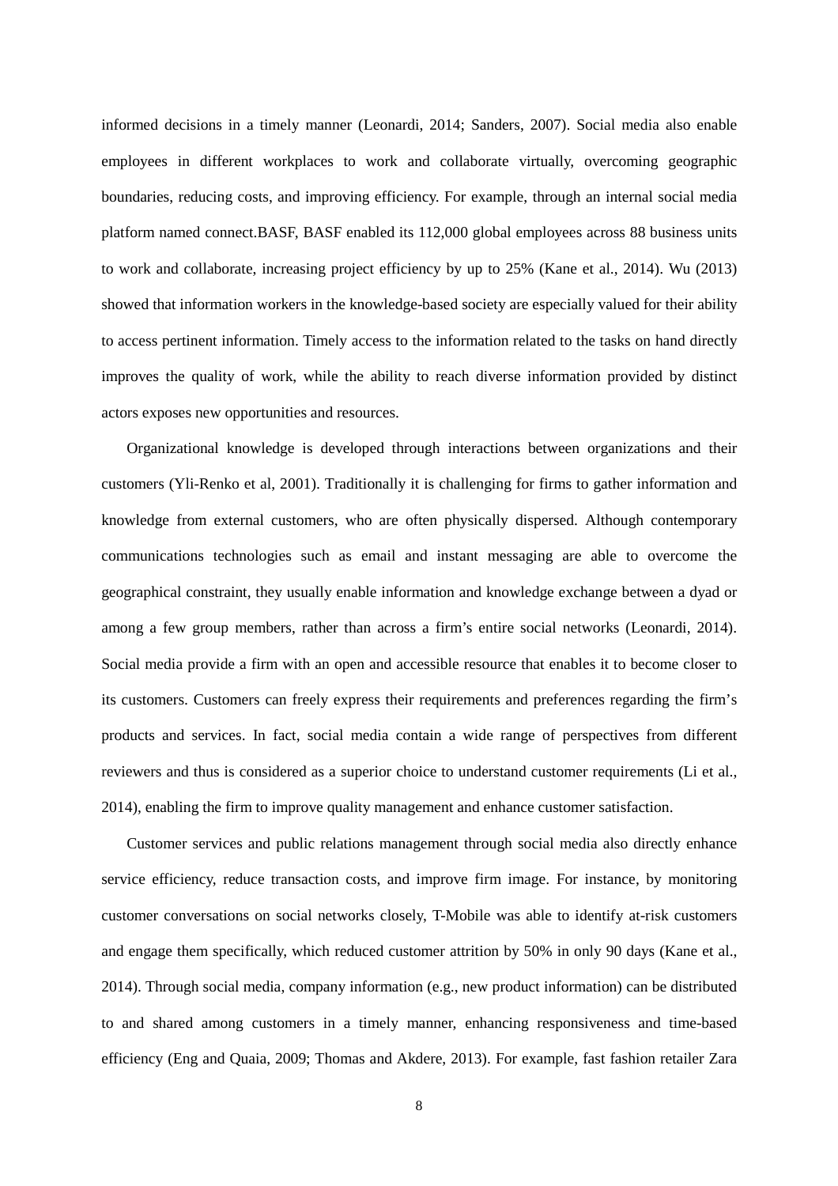informed decisions in a timely manner (Leonardi, 2014; Sanders, 2007). Social media also enable employees in different workplaces to work and collaborate virtually, overcoming geographic boundaries, reducing costs, and improving efficiency. For example, through an internal social media platform named connect.BASF, BASF enabled its 112,000 global employees across 88 business units to work and collaborate, increasing project efficiency by up to 25% (Kane et al., 2014). Wu (2013) showed that information workers in the knowledge-based society are especially valued for their ability to access pertinent information. Timely access to the information related to the tasks on hand directly improves the quality of work, while the ability to reach diverse information provided by distinct actors exposes new opportunities and resources.

Organizational knowledge is developed through interactions between organizations and their customers (Yli-Renko et al, 2001). Traditionally it is challenging for firms to gather information and knowledge from external customers, who are often physically dispersed. Although contemporary communications technologies such as email and instant messaging are able to overcome the geographical constraint, they usually enable information and knowledge exchange between a dyad or among a few group members, rather than across a firm's entire social networks (Leonardi, 2014). Social media provide a firm with an open and accessible resource that enables it to become closer to its customers. Customers can freely express their requirements and preferences regarding the firm's products and services. In fact, social media contain a wide range of perspectives from different reviewers and thus is considered as a superior choice to understand customer requirements (Li et al., 2014), enabling the firm to improve quality management and enhance customer satisfaction.

Customer services and public relations management through social media also directly enhance service efficiency, reduce transaction costs, and improve firm image. For instance, by monitoring customer conversations on social networks closely, T-Mobile was able to identify at-risk customers and engage them specifically, which reduced customer attrition by 50% in only 90 days (Kane et al., 2014). Through social media, company information (e.g., new product information) can be distributed to and shared among customers in a timely manner, enhancing responsiveness and time-based efficiency (Eng and Quaia, 2009; Thomas and Akdere, 2013). For example, fast fashion retailer Zara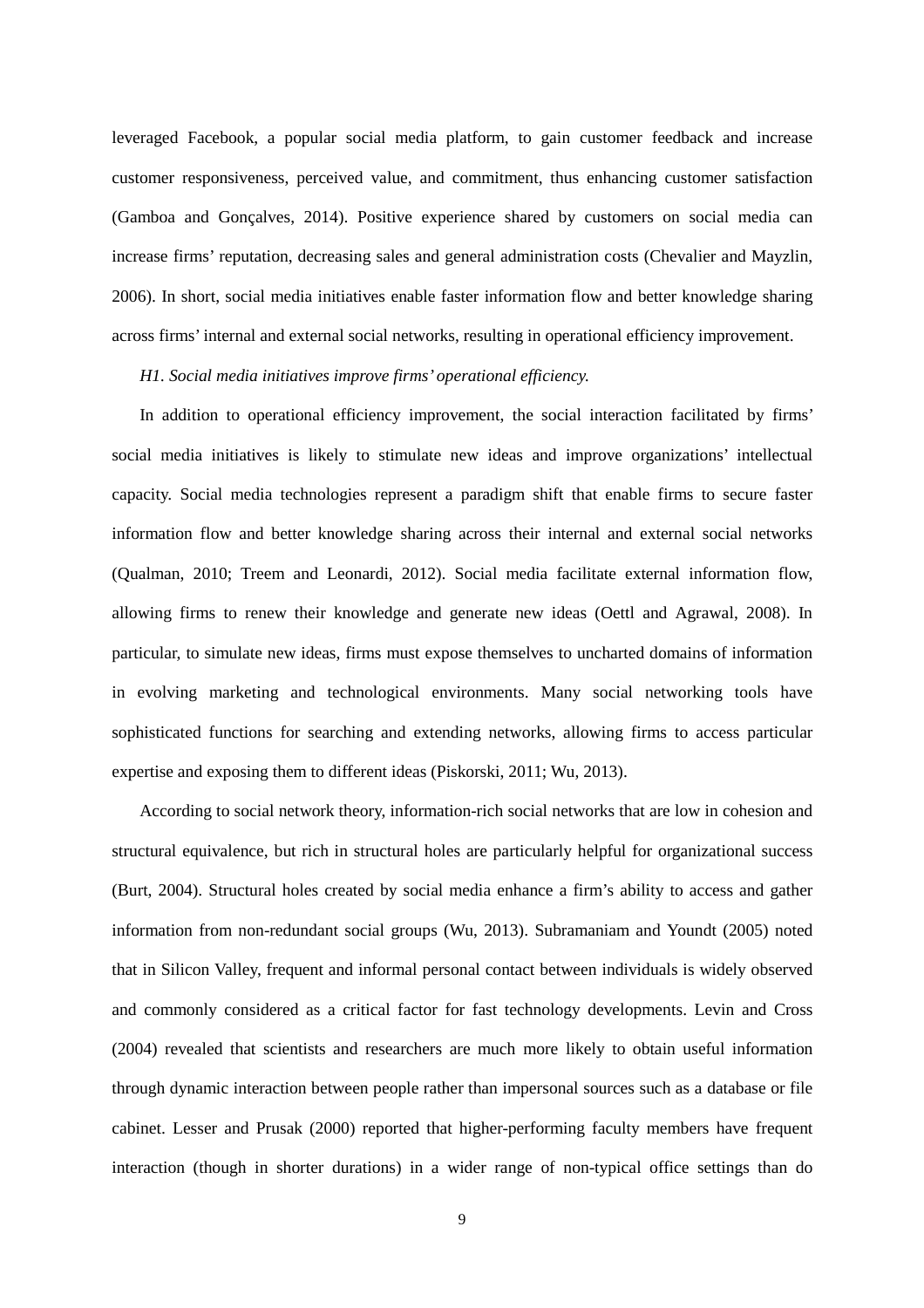leveraged Facebook, a popular social media platform, to gain customer feedback and increase customer responsiveness, perceived value, and commitment, thus enhancing customer satisfaction (Gamboa and Gonçalves, 2014). Positive experience shared by customers on social media can increase firms' reputation, decreasing sales and general administration costs (Chevalier and Mayzlin, 2006). In short, social media initiatives enable faster information flow and better knowledge sharing across firms' internal and external social networks, resulting in operational efficiency improvement.

*H1. Social media initiatives improve firms' operational efficiency.*

In addition to operational efficiency improvement, the social interaction facilitated by firms' social media initiatives is likely to stimulate new ideas and improve organizations' intellectual capacity. Social media technologies represent a paradigm shift that enable firms to secure faster information flow and better knowledge sharing across their internal and external social networks (Qualman, 2010; Treem and Leonardi, 2012). Social media facilitate external information flow, allowing firms to renew their knowledge and generate new ideas (Oettl and Agrawal, 2008). In particular, to simulate new ideas, firms must expose themselves to uncharted domains of information in evolving marketing and technological environments. Many social networking tools have sophisticated functions for searching and extending networks, allowing firms to access particular expertise and exposing them to different ideas (Piskorski, 2011; Wu, 2013).

According to social network theory, information-rich social networks that are low in cohesion and structural equivalence, but rich in structural holes are particularly helpful for organizational success (Burt, 2004). Structural holes created by social media enhance a firm's ability to access and gather information from non-redundant social groups (Wu, 2013). Subramaniam and Youndt (2005) noted that in Silicon Valley, frequent and informal personal contact between individuals is widely observed and commonly considered as a critical factor for fast technology developments. Levin and Cross (2004) revealed that scientists and researchers are much more likely to obtain useful information through dynamic interaction between people rather than impersonal sources such as a database or file cabinet. Lesser and Prusak (2000) reported that higher-performing faculty members have frequent interaction (though in shorter durations) in a wider range of non-typical office settings than do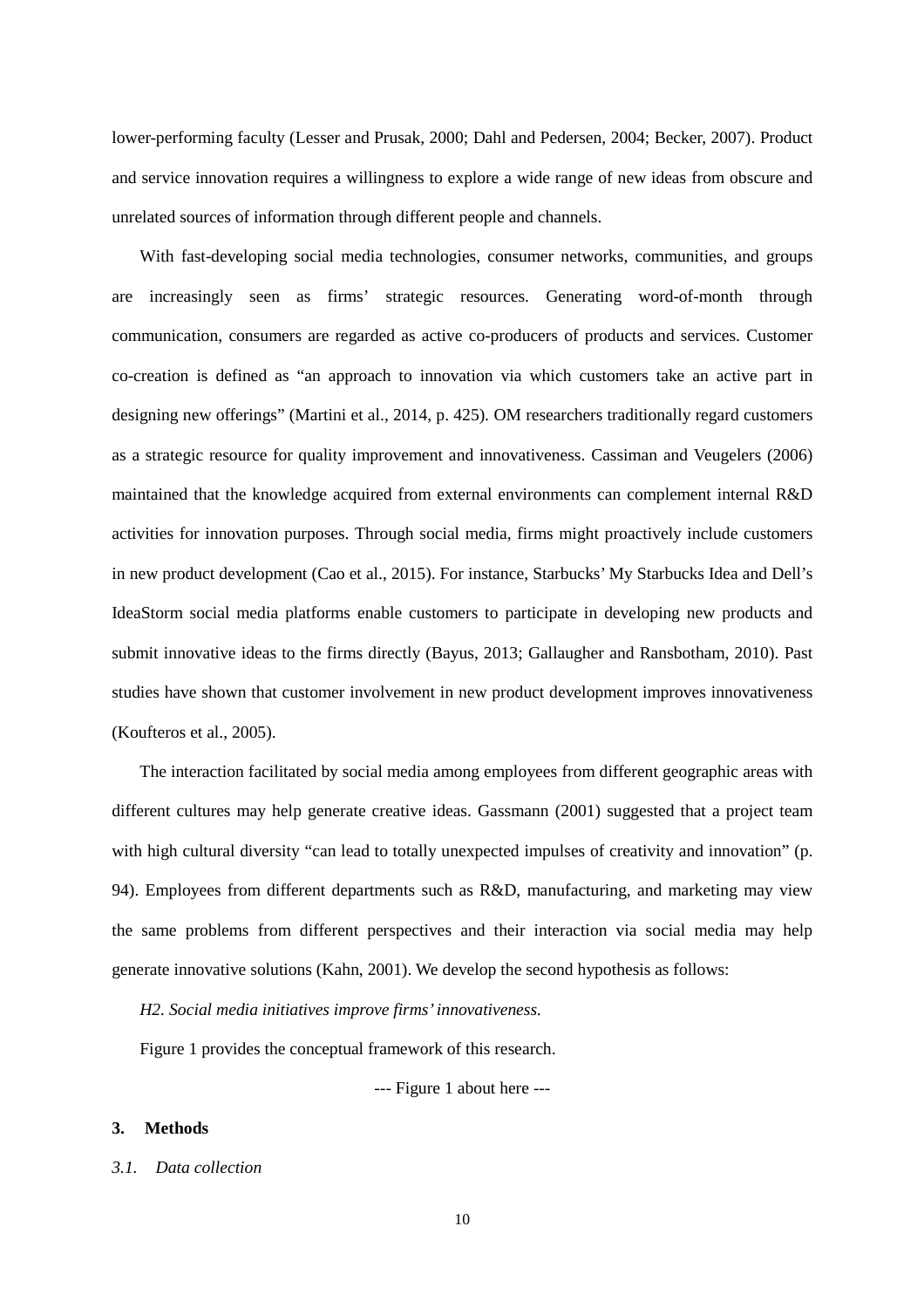lower-performing faculty (Lesser and Prusak, 2000; Dahl and Pedersen, 2004; Becker, 2007). Product and service innovation requires a willingness to explore a wide range of new ideas from obscure and unrelated sources of information through different people and channels.

With fast-developing social media technologies, consumer networks, communities, and groups are increasingly seen as firms' strategic resources. Generating word-of-month through communication, consumers are regarded as active co-producers of products and services. Customer co-creation is defined as "an approach to innovation via which customers take an active part in designing new offerings" (Martini et al., 2014, p. 425). OM researchers traditionally regard customers as a strategic resource for quality improvement and innovativeness. Cassiman and Veugelers (2006) maintained that the knowledge acquired from external environments can complement internal R&D activities for innovation purposes. Through social media, firms might proactively include customers in new product development (Cao et al., 2015). For instance, Starbucks' My Starbucks Idea and Dell's IdeaStorm social media platforms enable customers to participate in developing new products and submit innovative ideas to the firms directly (Bayus, 2013; Gallaugher and Ransbotham, 2010). Past studies have shown that customer involvement in new product development improves innovativeness (Koufteros et al., 2005).

The interaction facilitated by social media among employees from different geographic areas with different cultures may help generate creative ideas. Gassmann (2001) suggested that a project team with high cultural diversity "can lead to totally unexpected impulses of creativity and innovation" (p. 94). Employees from different departments such as R&D, manufacturing, and marketing may view the same problems from different perspectives and their interaction via social media may help generate innovative solutions (Kahn, 2001). We develop the second hypothesis as follows:

*H2. Social media initiatives improve firms' innovativeness.*

Figure 1 provides the conceptual framework of this research.

--- Figure 1 about here ---

## 3. Methods

### *3.1. Data collection*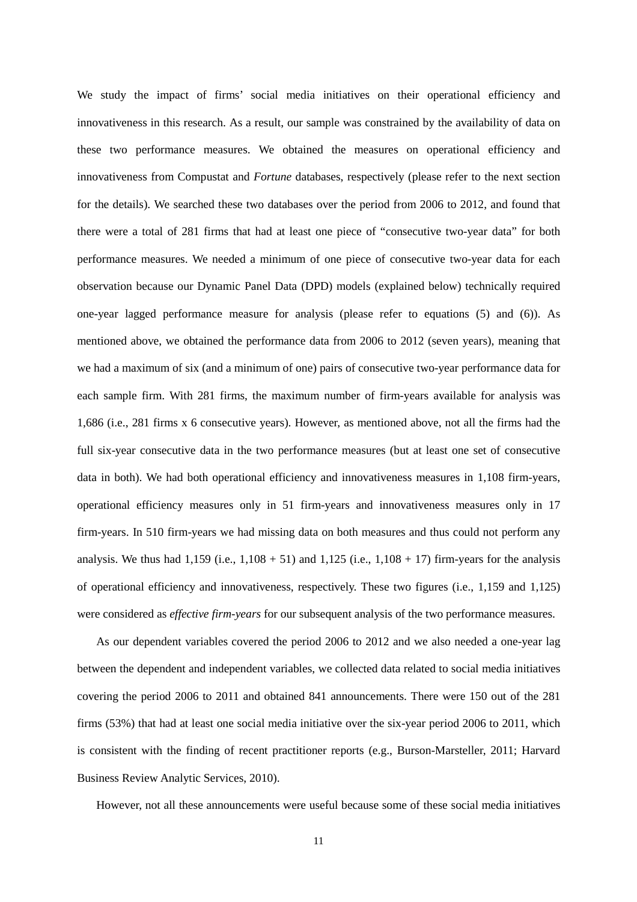We study the impact of firms' social media initiatives on their operational efficiency and innovativeness in this research. As a result, our sample was constrained by the availability of data on these two performance measures. We obtained the measures on operational efficiency and innovativeness from Compustat and *Fortune* databases, respectively (please refer to the next section for the details). We searched these two databases over the period from 2006 to 2012, and found that there were a total of 281 firms that had at least one piece of "consecutive two-year data" for both performance measures. We needed a minimum of one piece of consecutive two-year data for each observation because our Dynamic Panel Data (DPD) models (explained below) technically required one-year lagged performance measure for analysis (please refer to equations (5) and (6)). As mentioned above, we obtained the performance data from 2006 to 2012 (seven years), meaning that we had a maximum of six (and a minimum of one) pairs of consecutive two-year performance data for each sample firm. With 281 firms, the maximum number of firm-years available for analysis was 1,686 (i.e., 281 firms x 6 consecutive years). However, as mentioned above, not all the firms had the full six-year consecutive data in the two performance measures (but at least one set of consecutive data in both). We had both operational efficiency and innovativeness measures in 1,108 firm-years, operational efficiency measures only in 51 firm-years and innovativeness measures only in 17 firm-years. In 510 firm-years we had missing data on both measures and thus could not perform any analysis. We thus had 1,159 (i.e., 1,108 + 51) and 1,125 (i.e., 1,108 + 17) firm-years for the analysis of operational efficiency and innovativeness, respectively. These two figures (i.e., 1,159 and 1,125) were considered as *effective firm-years* for our subsequent analysis of the two performance measures.

As our dependent variables covered the period 2006 to 2012 and we also needed a one-year lag between the dependent and independent variables, we collected data related to social media initiatives covering the period 2006 to 2011 and obtained 841 announcements. There were 150 out of the 281 firms (53%) that had at least one social media initiative over the six-year period 2006 to 2011, which is consistent with the finding of recent practitioner reports (e.g., Burson-Marsteller, 2011; Harvard Business Review Analytic Services, 2010).

However, not all these announcements were useful because some of these social media initiatives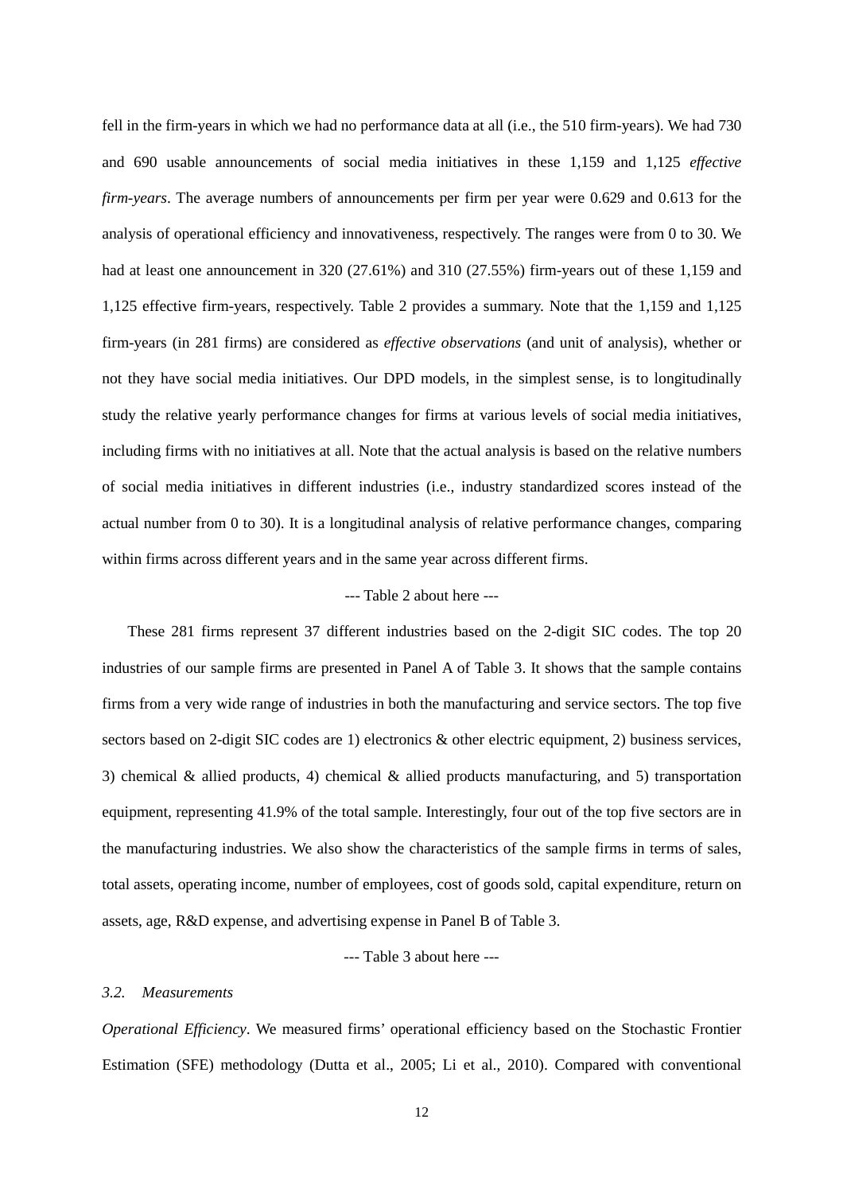fell in the firm-years in which we had no performance data at all (i.e., the 510 firm-years). We had 730 and 690 usable announcements of social media initiatives in these 1,159 and 1,125 *effective firm-years*. The average numbers of announcements per firm per year were 0.629 and 0.613 for the analysis of operational efficiency and innovativeness, respectively. The ranges were from 0 to 30. We had at least one announcement in 320 (27.61%) and 310 (27.55%) firm-years out of these 1,159 and 1,125 effective firm-years, respectively. Table 2 provides a summary. Note that the 1,159 and 1,125 firm-years (in 281 firms) are considered as *effective observations* (and unit of analysis), whether or not they have social media initiatives. Our DPD models, in the simplest sense, is to longitudinally study the relative yearly performance changes for firms at various levels of social media initiatives, including firms with no initiatives at all. Note that the actual analysis is based on the relative numbers of social media initiatives in different industries (i.e., industry standardized scores instead of the actual number from 0 to 30). It is a longitudinal analysis of relative performance changes, comparing within firms across different years and in the same year across different firms.

--- Table 2 about here ---

These 281 firms represent 37 different industries based on the 2-digit SIC codes. The top 20 industries of our sample firms are presented in Panel A of Table 3. It shows that the sample contains firms from a very wide range of industries in both the manufacturing and service sectors. The top five sectors based on 2-digit SIC codes are 1) electronics & other electric equipment, 2) business services, 3) chemical & allied products, 4) chemical & allied products manufacturing, and 5) transportation equipment, representing 41.9% of the total sample. Interestingly, four out of the top five sectors are in the manufacturing industries. We also show the characteristics of the sample firms in terms of sales, total assets, operating income, number of employees, cost of goods sold, capital expenditure, return on assets, age, R&D expense, and advertising expense in Panel B of Table 3.

--- Table 3 about here ---

### *3.2. Measurements*

*Operational Efficiency*. We measured firms' operational efficiency based on the Stochastic Frontier Estimation (SFE) methodology (Dutta et al., 2005; Li et al., 2010). Compared with conventional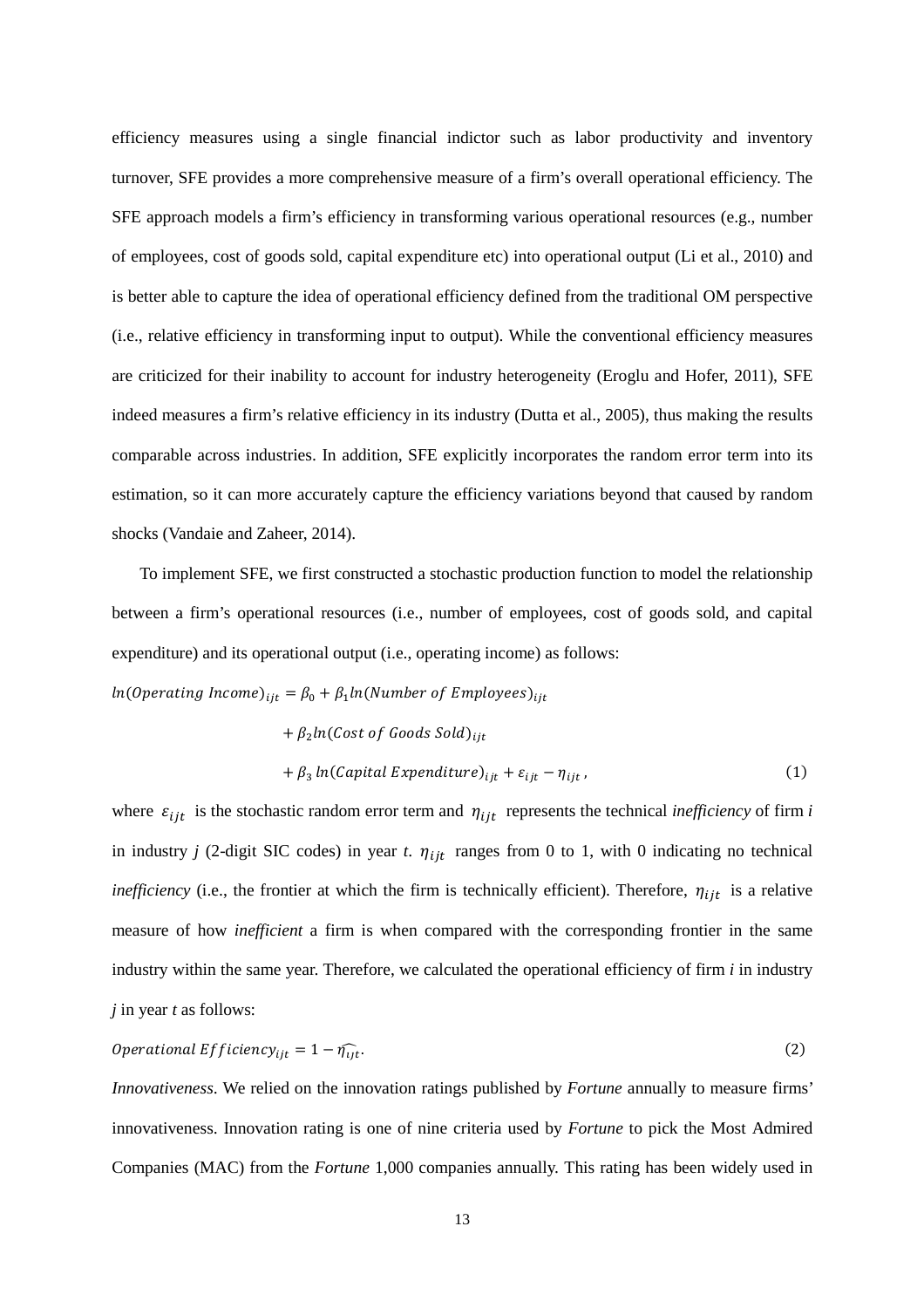efficiency measures using a single financial indictor such as labor productivity and inventory turnover, SFE provides a more comprehensive measure of a firm's overall operational efficiency. The SFE approach models a firm's efficiency in transforming various operational resources (e.g., number of employees, cost of goods sold, capital expenditure etc) into operational output (Li et al., 2010) and is better able to capture the idea of operational efficiency defined from the traditional OM perspective (i.e., relative efficiency in transforming input to output). While the conventional efficiency measures are criticized for their inability to account for industry heterogeneity (Eroglu and Hofer, 2011), SFE indeed measures a firm's relative efficiency in its industry (Dutta et al., 2005), thus making the results comparable across industries. In addition, SFE explicitly incorporates the random error term into its estimation, so it can more accurately capture the efficiency variations beyond that caused by random shocks (Vandaie and Zaheer, 2014).

To implement SFE, we first constructed a stochastic production function to model the relationship between a firm's operational resources (i.e., number of employees, cost of goods sold, and capital expenditure) and its operational output (i.e., operating income) as follows:

$$ln(Operating\ Income)_{ijt} = \beta_0 + \beta_1 ln(Number\ of\ Employees)_{ijt} + \beta_2 ln(Cost\ of\ Goods\ Sold)_{ijt} + \beta_3\ ln(Capital\ Expenditure)_{ijt} + \varepsilon_{ijt} - \eta_{ijt}\ , \tag{1}$$

where $\varepsilon_{ijt}$ is the stochastic random error term and $\eta_{ijt}$ represents the technical *inefficiency* of firm *i* in industry *j* (2-digit SIC codes) in year *t*. $\eta_{ijt}$ ranges from 0 to 1, with 0 indicating no technical *inefficiency* (i.e., the frontier at which the firm is technically efficient). Therefore, $\eta_{ijt}$ is a relative measure of how *inefficient* a firm is when compared with the corresponding frontier in the same industry within the same year. Therefore, we calculated the operational efficiency of firm *i* in industry *j* in year *t* as follows:

$$Operational\ Efficiency_{ijt} = 1 - \widehat{\eta_{ijt}}. \tag{2}$$

*Innovativeness*. We relied on the innovation ratings published by *Fortune* annually to measure firms' innovativeness. Innovation rating is one of nine criteria used by *Fortune* to pick the Most Admired Companies (MAC) from the *Fortune* 1,000 companies annually. This rating has been widely used in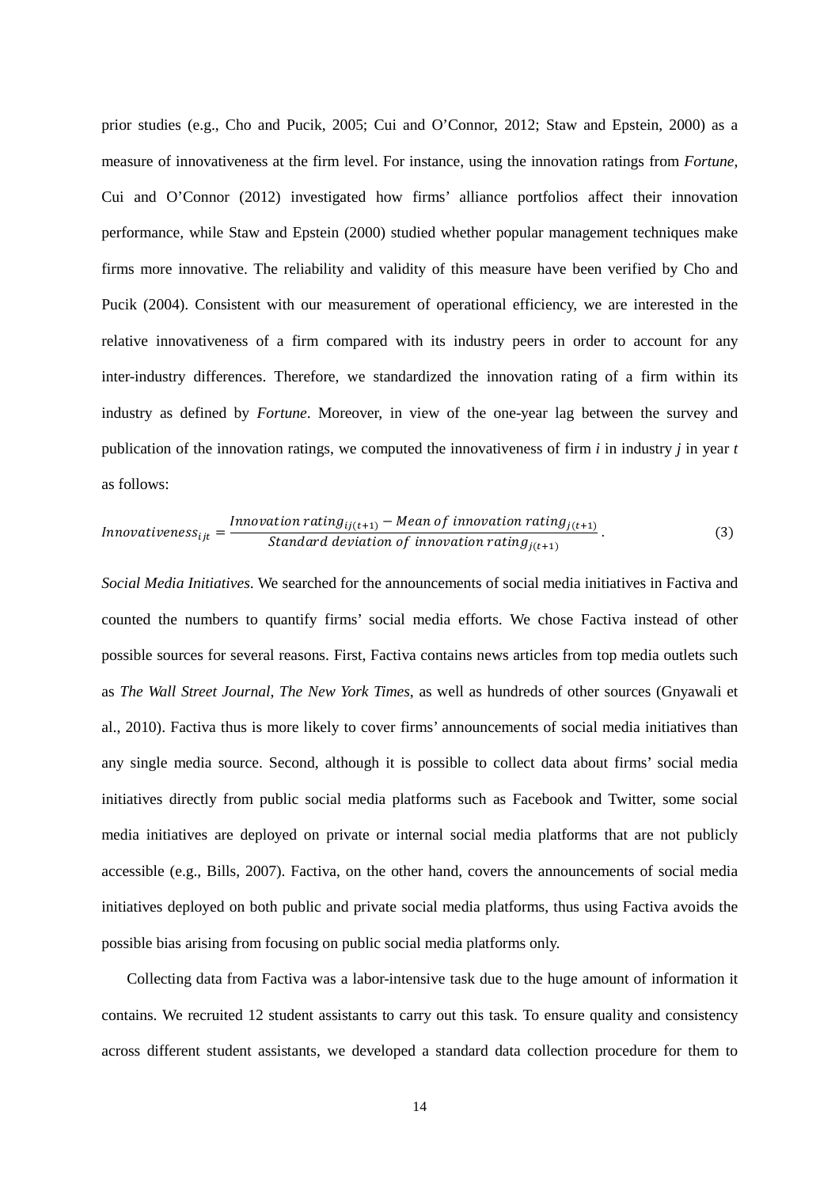prior studies (e.g., Cho and Pucik, 2005; Cui and O'Connor, 2012; Staw and Epstein, 2000) as a measure of innovativeness at the firm level. For instance, using the innovation ratings from *Fortune*, Cui and O'Connor (2012) investigated how firms' alliance portfolios affect their innovation performance, while Staw and Epstein (2000) studied whether popular management techniques make firms more innovative. The reliability and validity of this measure have been verified by Cho and Pucik (2004). Consistent with our measurement of operational efficiency, we are interested in the relative innovativeness of a firm compared with its industry peers in order to account for any inter-industry differences. Therefore, we standardized the innovation rating of a firm within its industry as defined by *Fortune*. Moreover, in view of the one-year lag between the survey and publication of the innovation ratings, we computed the innovativeness of firm *i* in industry *j* in year *t* as follows:

$$Innovativeness_{ijt} = \frac{Innovation\ rating_{ij(t+1)} - Mean\ of\ innovation\ rating_{j(t+1)}}{Standard\ deviation\ of\ innovation\ rating_{j(t+1)}}. \tag{3}$$

*Social Media Initiatives*. We searched for the announcements of social media initiatives in Factiva and counted the numbers to quantify firms' social media efforts. We chose Factiva instead of other possible sources for several reasons. First, Factiva contains news articles from top media outlets such as *The Wall Street Journal*, *The New York Times*, as well as hundreds of other sources (Gnyawali et al., 2010). Factiva thus is more likely to cover firms' announcements of social media initiatives than any single media source. Second, although it is possible to collect data about firms' social media initiatives directly from public social media platforms such as Facebook and Twitter, some social media initiatives are deployed on private or internal social media platforms that are not publicly accessible (e.g., Bills, 2007). Factiva, on the other hand, covers the announcements of social media initiatives deployed on both public and private social media platforms, thus using Factiva avoids the possible bias arising from focusing on public social media platforms only.

Collecting data from Factiva was a labor-intensive task due to the huge amount of information it contains. We recruited 12 student assistants to carry out this task. To ensure quality and consistency across different student assistants, we developed a standard data collection procedure for them to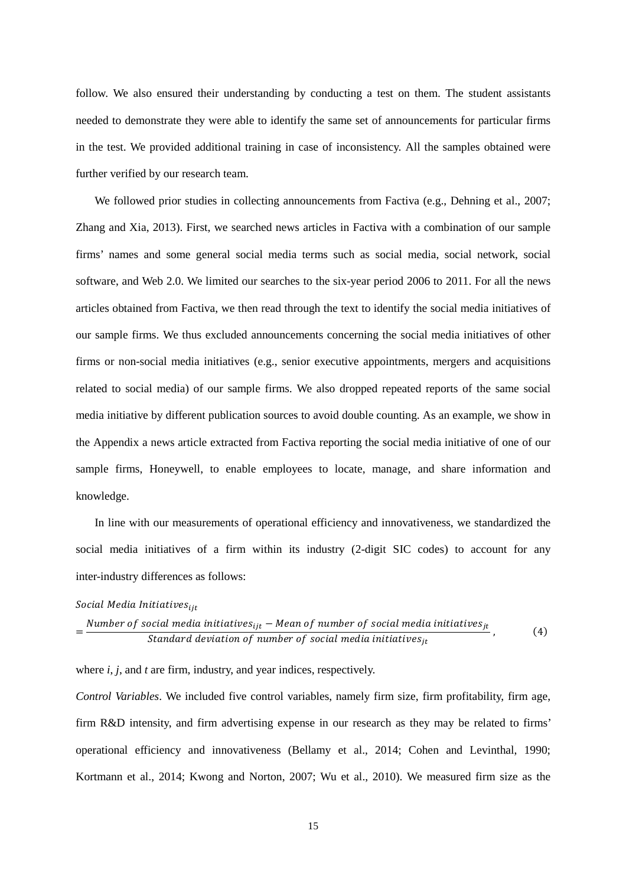follow. We also ensured their understanding by conducting a test on them. The student assistants needed to demonstrate they were able to identify the same set of announcements for particular firms in the test. We provided additional training in case of inconsistency. All the samples obtained were further verified by our research team.

We followed prior studies in collecting announcements from Factiva (e.g., Dehning et al., 2007; Zhang and Xia, 2013). First, we searched news articles in Factiva with a combination of our sample firms' names and some general social media terms such as social media, social network, social software, and Web 2.0. We limited our searches to the six-year period 2006 to 2011. For all the news articles obtained from Factiva, we then read through the text to identify the social media initiatives of our sample firms. We thus excluded announcements concerning the social media initiatives of other firms or non-social media initiatives (e.g., senior executive appointments, mergers and acquisitions related to social media) of our sample firms. We also dropped repeated reports of the same social media initiative by different publication sources to avoid double counting. As an example, we show in the Appendix a news article extracted from Factiva reporting the social media initiative of one of our sample firms, Honeywell, to enable employees to locate, manage, and share information and knowledge.

In line with our measurements of operational efficiency and innovativeness, we standardized the social media initiatives of a firm within its industry (2-digit SIC codes) to account for any inter-industry differences as follows:

$$Social\ Media\ Initiatives_{ijt} = \frac{Number\ of\ social\ media\ initiatives_{ijt} - Mean\ of\ number\ of\ social\ media\ initiatives_{jt}}{Standard\ deviation\ of\ number\ of\ social\ media\ initiatives_{jt}}, \quad (4)$$

where $i$, $j$, and $t$ are firm, industry, and year indices, respectively.

*Control Variables*. We included five control variables, namely firm size, firm profitability, firm age, firm R&D intensity, and firm advertising expense in our research as they may be related to firms' operational efficiency and innovativeness (Bellamy et al., 2014; Cohen and Levinthal, 1990; Kortmann et al., 2014; Kwong and Norton, 2007; Wu et al., 2010). We measured firm size as the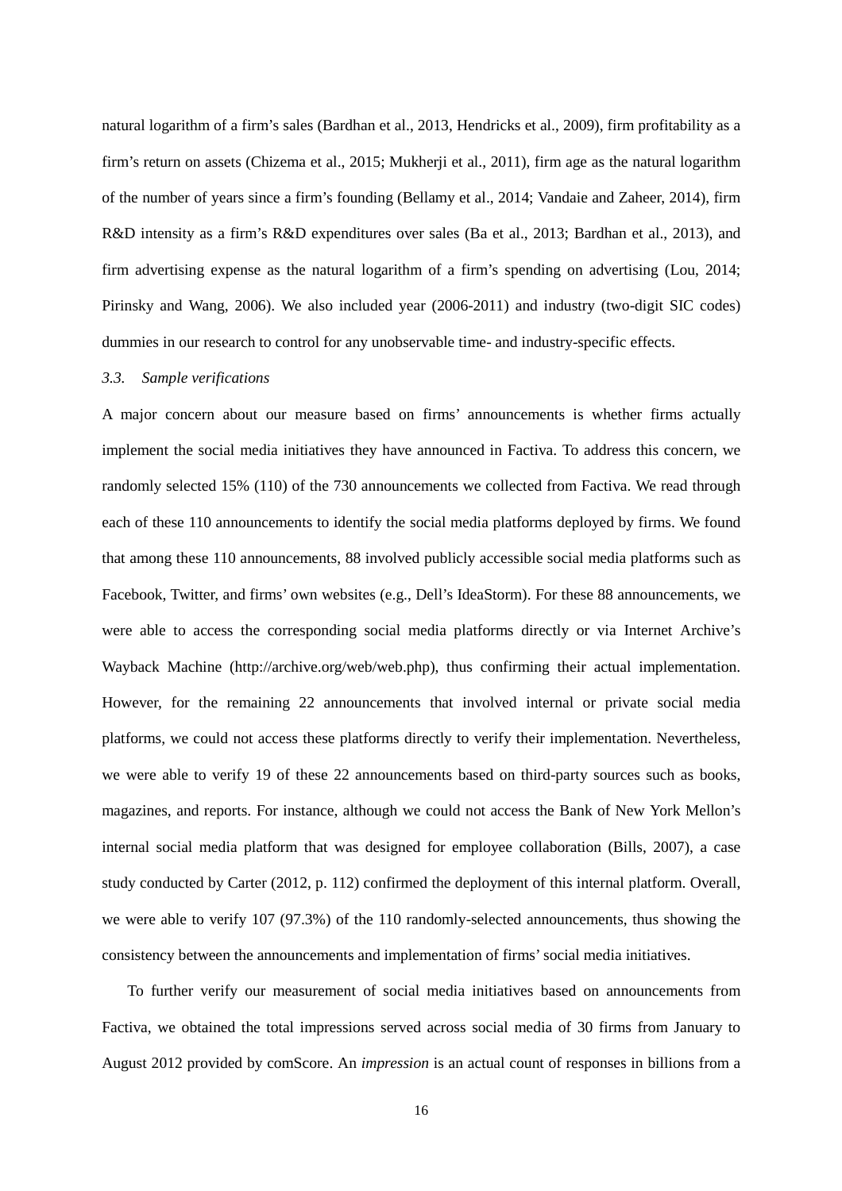natural logarithm of a firm's sales (Bardhan et al., 2013, Hendricks et al., 2009), firm profitability as a firm's return on assets (Chizema et al., 2015; Mukherji et al., 2011), firm age as the natural logarithm of the number of years since a firm's founding (Bellamy et al., 2014; Vandaie and Zaheer, 2014), firm R&D intensity as a firm's R&D expenditures over sales (Ba et al., 2013; Bardhan et al., 2013), and firm advertising expense as the natural logarithm of a firm's spending on advertising (Lou, 2014; Pirinsky and Wang, 2006). We also included year (2006-2011) and industry (two-digit SIC codes) dummies in our research to control for any unobservable time- and industry-specific effects.

### *3.3. Sample verifications*

A major concern about our measure based on firms' announcements is whether firms actually implement the social media initiatives they have announced in Factiva. To address this concern, we randomly selected 15% (110) of the 730 announcements we collected from Factiva. We read through each of these 110 announcements to identify the social media platforms deployed by firms. We found that among these 110 announcements, 88 involved publicly accessible social media platforms such as Facebook, Twitter, and firms' own websites (e.g., Dell's IdeaStorm). For these 88 announcements, we were able to access the corresponding social media platforms directly or via Internet Archive's Wayback Machine (http://archive.org/web/web.php), thus confirming their actual implementation. However, for the remaining 22 announcements that involved internal or private social media platforms, we could not access these platforms directly to verify their implementation. Nevertheless, we were able to verify 19 of these 22 announcements based on third-party sources such as books, magazines, and reports. For instance, although we could not access the Bank of New York Mellon's internal social media platform that was designed for employee collaboration (Bills, 2007), a case study conducted by Carter (2012, p. 112) confirmed the deployment of this internal platform. Overall, we were able to verify 107 (97.3%) of the 110 randomly-selected announcements, thus showing the consistency between the announcements and implementation of firms' social media initiatives.

To further verify our measurement of social media initiatives based on announcements from Factiva, we obtained the total impressions served across social media of 30 firms from January to August 2012 provided by comScore. An *impression* is an actual count of responses in billions from a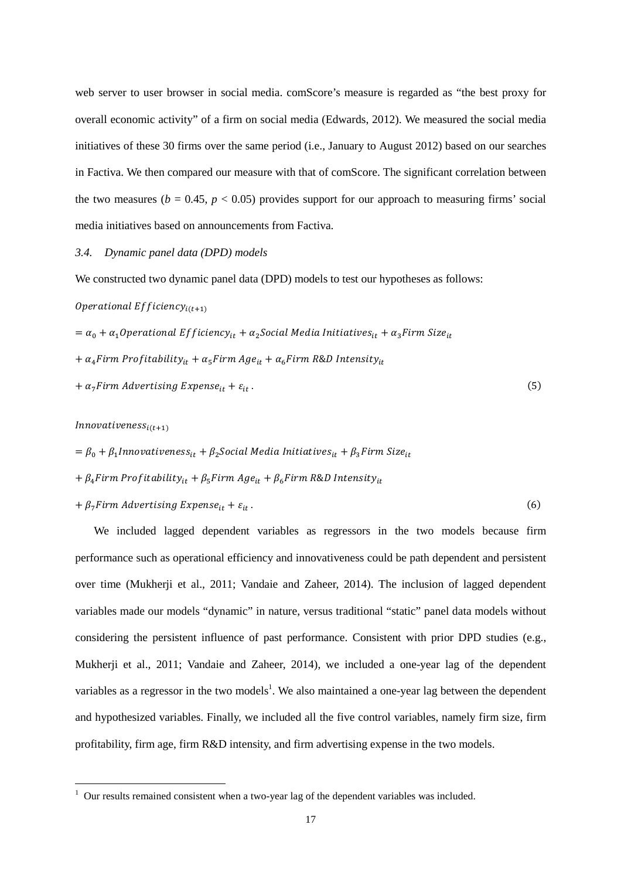web server to user browser in social media. comScore's measure is regarded as "the best proxy for overall economic activity" of a firm on social media (Edwards, 2012). We measured the social media initiatives of these 30 firms over the same period (i.e., January to August 2012) based on our searches in Factiva. We then compared our measure with that of comScore. The significant correlation between the two measures ($b$ = 0.45, $p < 0.05$) provides support for our approach to measuring firms' social media initiatives based on announcements from Factiva.

### *3.4. Dynamic panel data (DPD) models*

We constructed two dynamic panel data (DPD) models to test our hypotheses as follows:

$$
\begin{aligned}
&Operational\ Efficiency_{i(t+1)} \\
&= \alpha_0 + \alpha_1 Operational\ Efficiency_{it} + \alpha_2 Social\ Media\ Initiatives_{it} + \alpha_3 Firm\ Size_{it} \\
&+ \alpha_4 Firm\ Profitability_{it} + \alpha_5 Firm\ Age_{it} + \alpha_6 Firm\ R\&D\ Intensity_{it} \\
&+ \alpha_7 Firm\ Advertising\ Expense_{it} + \varepsilon_{it}\,. \qquad (5)
\end{aligned}
$$

$$
\begin{aligned}
&Innovativeness_{i(t+1)} \\
&= \beta_0 + \beta_1 Innovativeness_{it} + \beta_2 Social\ Media\ Initiatives_{it} + \beta_3 Firm\ Size_{it} \\
&+ \beta_4 Firm\ Profitability_{it} + \beta_5 Firm\ Age_{it} + \beta_6 Firm\ R\&D\ Intensity_{it} \\
&+ \beta_7 Firm\ Advertising\ Expense_{it} + \varepsilon_{it}\,. \qquad (6)
\end{aligned}
$$

We included lagged dependent variables as regressors in the two models because firm performance such as operational efficiency and innovativeness could be path dependent and persistent over time (Mukherji et al., 2011; Vandaie and Zaheer, 2014). The inclusion of lagged dependent variables made our models "dynamic" in nature, versus traditional "static" panel data models without considering the persistent influence of past performance. Consistent with prior DPD studies (e.g., Mukherji et al., 2011; Vandaie and Zaheer, 2014), we included a one-year lag of the dependent variables as a regressor in the two models[1]. We also maintained a one-year lag between the dependent and hypothesized variables. Finally, we included all the five control variables, namely firm size, firm profitability, firm age, firm R&D intensity, and firm advertising expense in the two models.

[1] Our results remained consistent when a two-year lag of the dependent variables was included.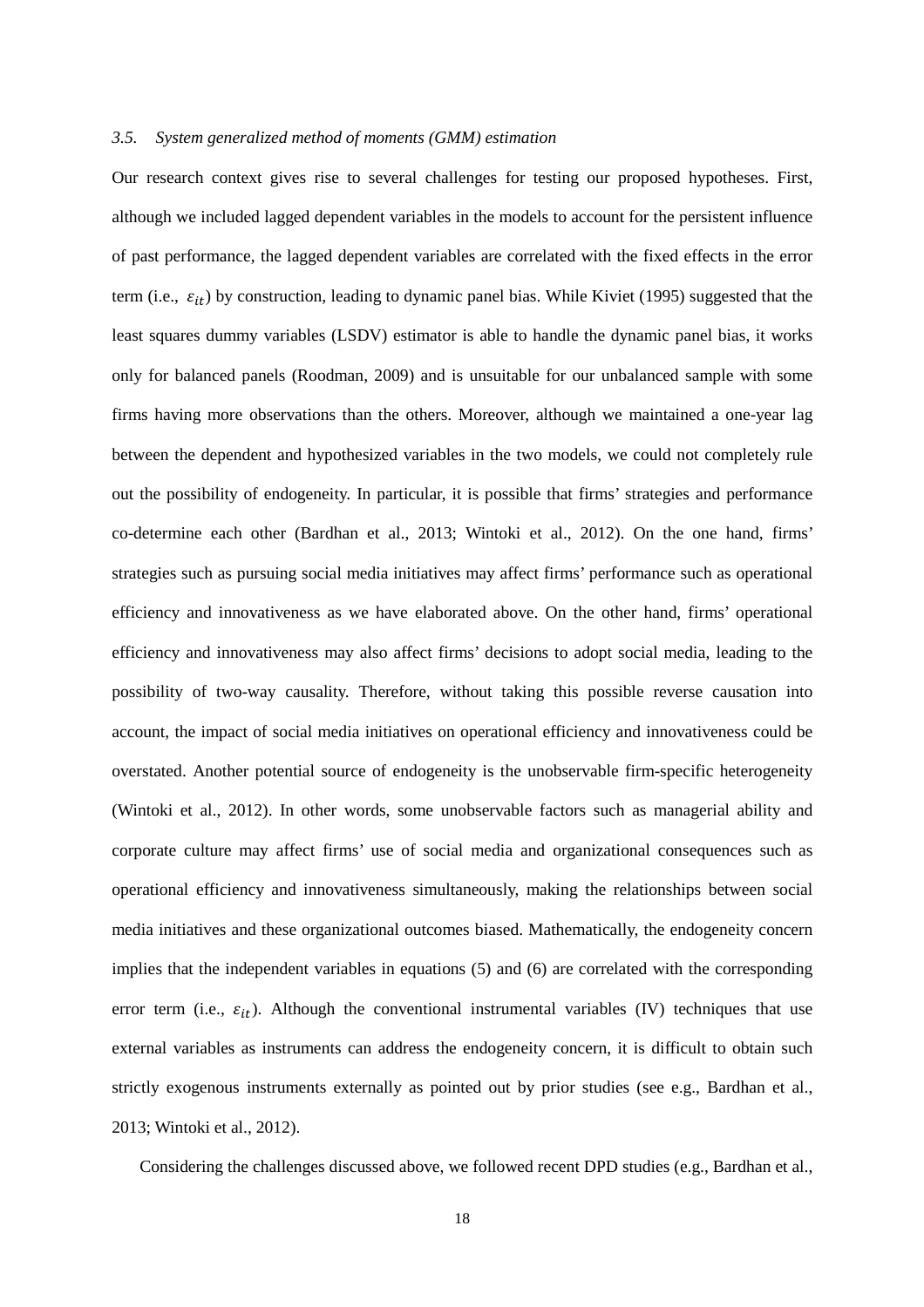### *3.5. System generalized method of moments (GMM) estimation*

Our research context gives rise to several challenges for testing our proposed hypotheses. First, although we included lagged dependent variables in the models to account for the persistent influence of past performance, the lagged dependent variables are correlated with the fixed effects in the error term (i.e., $\varepsilon_{it}$) by construction, leading to dynamic panel bias. While Kiviet (1995) suggested that the least squares dummy variables (LSDV) estimator is able to handle the dynamic panel bias, it works only for balanced panels (Roodman, 2009) and is unsuitable for our unbalanced sample with some firms having more observations than the others. Moreover, although we maintained a one-year lag between the dependent and hypothesized variables in the two models, we could not completely rule out the possibility of endogeneity. In particular, it is possible that firms' strategies and performance co-determine each other (Bardhan et al., 2013; Wintoki et al., 2012). On the one hand, firms' strategies such as pursuing social media initiatives may affect firms' performance such as operational efficiency and innovativeness as we have elaborated above. On the other hand, firms' operational efficiency and innovativeness may also affect firms' decisions to adopt social media, leading to the possibility of two-way causality. Therefore, without taking this possible reverse causation into account, the impact of social media initiatives on operational efficiency and innovativeness could be overstated. Another potential source of endogeneity is the unobservable firm-specific heterogeneity (Wintoki et al., 2012). In other words, some unobservable factors such as managerial ability and corporate culture may affect firms' use of social media and organizational consequences such as operational efficiency and innovativeness simultaneously, making the relationships between social media initiatives and these organizational outcomes biased. Mathematically, the endogeneity concern implies that the independent variables in equations (5) and (6) are correlated with the corresponding error term (i.e., $\varepsilon_{it}$). Although the conventional instrumental variables (IV) techniques that use external variables as instruments can address the endogeneity concern, it is difficult to obtain such strictly exogenous instruments externally as pointed out by prior studies (see e.g., Bardhan et al., 2013; Wintoki et al., 2012).

Considering the challenges discussed above, we followed recent DPD studies (e.g., Bardhan et al.,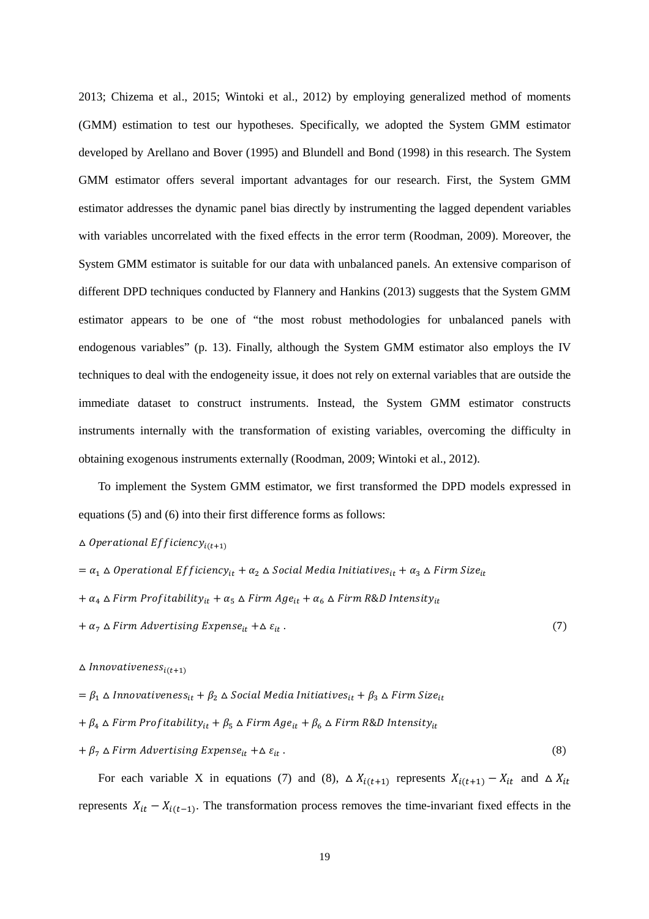2013; Chizema et al., 2015; Wintoki et al., 2012) by employing generalized method of moments (GMM) estimation to test our hypotheses. Specifically, we adopted the System GMM estimator developed by Arellano and Bover (1995) and Blundell and Bond (1998) in this research. The System GMM estimator offers several important advantages for our research. First, the System GMM estimator addresses the dynamic panel bias directly by instrumenting the lagged dependent variables with variables uncorrelated with the fixed effects in the error term (Roodman, 2009). Moreover, the System GMM estimator is suitable for our data with unbalanced panels. An extensive comparison of different DPD techniques conducted by Flannery and Hankins (2013) suggests that the System GMM estimator appears to be one of "the most robust methodologies for unbalanced panels with endogenous variables" (p. 13). Finally, although the System GMM estimator also employs the IV techniques to deal with the endogeneity issue, it does not rely on external variables that are outside the immediate dataset to construct instruments. Instead, the System GMM estimator constructs instruments internally with the transformation of existing variables, overcoming the difficulty in obtaining exogenous instruments externally (Roodman, 2009; Wintoki et al., 2012).

To implement the System GMM estimator, we first transformed the DPD models expressed in equations (5) and (6) into their first difference forms as follows:

$$\begin{aligned}
&\Delta\, Operational\ Efficiency_{i(t+1)} \\
&= \alpha_1 \Delta\, Operational\ Efficiency_{it} + \alpha_2 \Delta\, Social\ Media\ Initiatives_{it} + \alpha_3 \Delta\, Firm\ Size_{it} \\
&+ \alpha_4 \Delta\, Firm\ Profitability_{it} + \alpha_5 \Delta\, Firm\ Age_{it} + \alpha_6 \Delta\, Firm\ R\&D\ Intensity_{it} \\
&+ \alpha_7 \Delta\, Firm\ Advertising\ Expense_{it} + \Delta\, \varepsilon_{it}\,. \qquad (7)
\end{aligned}$$

$$\begin{aligned}
&\Delta\, Innovativeness_{i(t+1)} \\
&= \beta_1 \Delta\, Innovativeness_{it} + \beta_2 \Delta\, Social\ Media\ Initiatives_{it} + \beta_3 \Delta\, Firm\ Size_{it} \\
&+ \beta_4 \Delta\, Firm\ Profitability_{it} + \beta_5 \Delta\, Firm\ Age_{it} + \beta_6 \Delta\, Firm\ R\&D\ Intensity_{it} \\
&+ \beta_7 \Delta\, Firm\ Advertising\ Expense_{it} + \Delta\, \varepsilon_{it}\,. \qquad (8)
\end{aligned}$$

For each variable X in equations (7) and (8), $\Delta X_{i(t+1)}$ represents $X_{i(t+1)} - X_{it}$ and $\Delta X_{it}$ represents $X_{it} - X_{i(t-1)}$. The transformation process removes the time-invariant fixed effects in the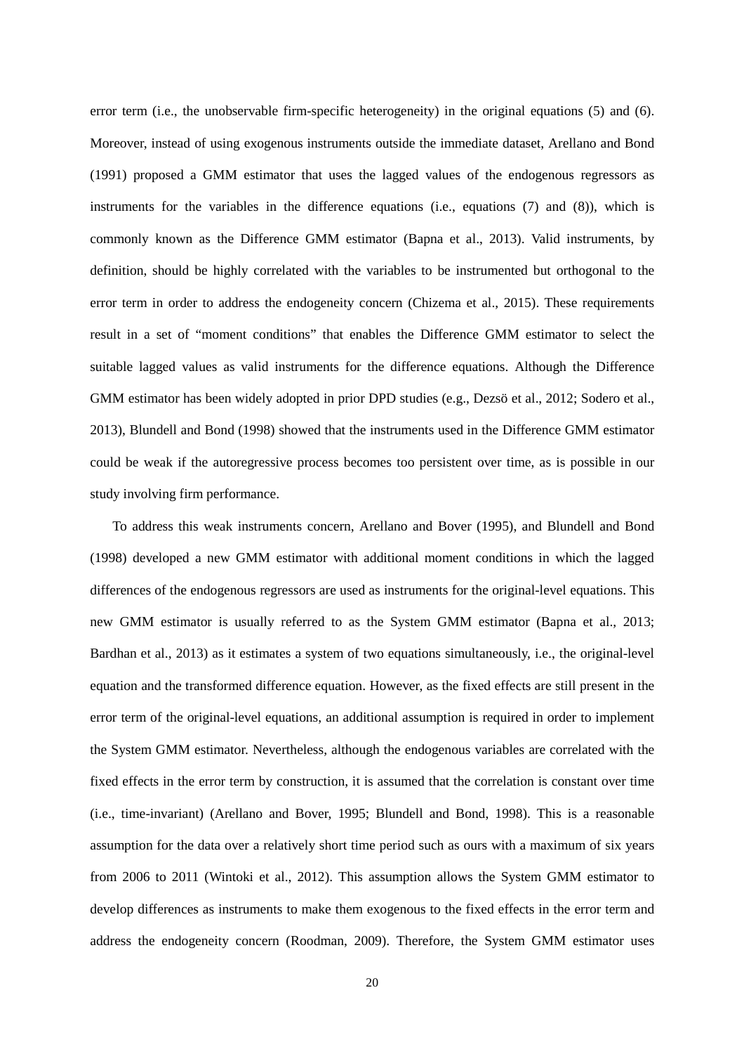error term (i.e., the unobservable firm-specific heterogeneity) in the original equations (5) and (6). Moreover, instead of using exogenous instruments outside the immediate dataset, Arellano and Bond (1991) proposed a GMM estimator that uses the lagged values of the endogenous regressors as instruments for the variables in the difference equations (i.e., equations (7) and (8)), which is commonly known as the Difference GMM estimator (Bapna et al., 2013). Valid instruments, by definition, should be highly correlated with the variables to be instrumented but orthogonal to the error term in order to address the endogeneity concern (Chizema et al., 2015). These requirements result in a set of "moment conditions" that enables the Difference GMM estimator to select the suitable lagged values as valid instruments for the difference equations. Although the Difference GMM estimator has been widely adopted in prior DPD studies (e.g., Dezsö et al., 2012; Sodero et al., 2013), Blundell and Bond (1998) showed that the instruments used in the Difference GMM estimator could be weak if the autoregressive process becomes too persistent over time, as is possible in our study involving firm performance.

To address this weak instruments concern, Arellano and Bover (1995), and Blundell and Bond (1998) developed a new GMM estimator with additional moment conditions in which the lagged differences of the endogenous regressors are used as instruments for the original-level equations. This new GMM estimator is usually referred to as the System GMM estimator (Bapna et al., 2013; Bardhan et al., 2013) as it estimates a system of two equations simultaneously, i.e., the original-level equation and the transformed difference equation. However, as the fixed effects are still present in the error term of the original-level equations, an additional assumption is required in order to implement the System GMM estimator. Nevertheless, although the endogenous variables are correlated with the fixed effects in the error term by construction, it is assumed that the correlation is constant over time (i.e., time-invariant) (Arellano and Bover, 1995; Blundell and Bond, 1998). This is a reasonable assumption for the data over a relatively short time period such as ours with a maximum of six years from 2006 to 2011 (Wintoki et al., 2012). This assumption allows the System GMM estimator to develop differences as instruments to make them exogenous to the fixed effects in the error term and address the endogeneity concern (Roodman, 2009). Therefore, the System GMM estimator uses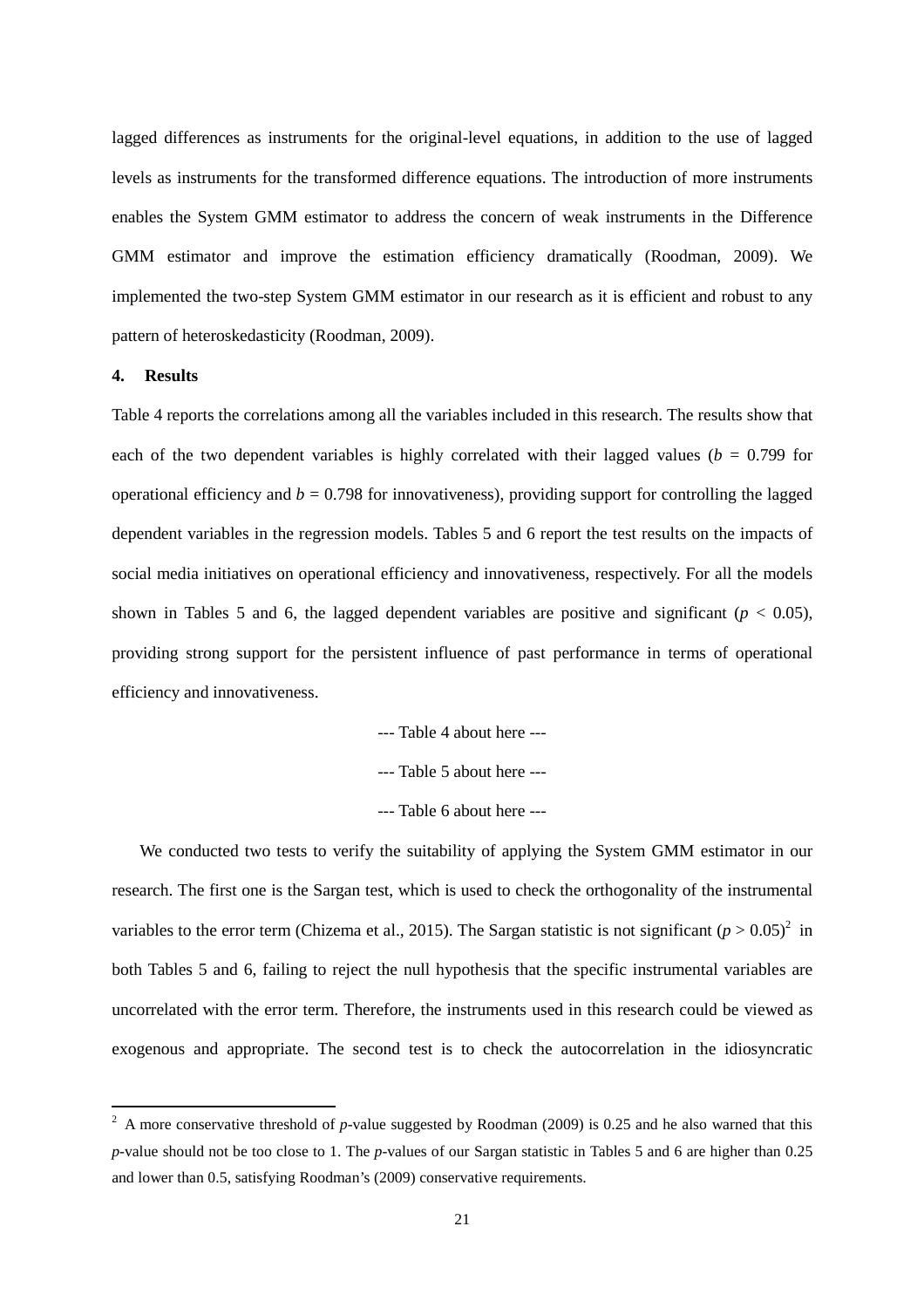lagged differences as instruments for the original-level equations, in addition to the use of lagged levels as instruments for the transformed difference equations. The introduction of more instruments enables the System GMM estimator to address the concern of weak instruments in the Difference GMM estimator and improve the estimation efficiency dramatically (Roodman, 2009). We implemented the two-step System GMM estimator in our research as it is efficient and robust to any pattern of heteroskedasticity (Roodman, 2009).

## 4. Results

Table 4 reports the correlations among all the variables included in this research. The results show that each of the two dependent variables is highly correlated with their lagged values ($b$ = 0.799 for operational efficiency and $b$ = 0.798 for innovativeness), providing support for controlling the lagged dependent variables in the regression models. Tables 5 and 6 report the test results on the impacts of social media initiatives on operational efficiency and innovativeness, respectively. For all the models shown in Tables 5 and 6, the lagged dependent variables are positive and significant ($p < 0.05$), providing strong support for the persistent influence of past performance in terms of operational efficiency and innovativeness.

--- Table 4 about here ---

--- Table 5 about here ---

--- Table 6 about here ---

We conducted two tests to verify the suitability of applying the System GMM estimator in our research. The first one is the Sargan test, which is used to check the orthogonality of the instrumental variables to the error term (Chizema et al., 2015). The Sargan statistic is not significant ($p > 0.05$)[2] in both Tables 5 and 6, failing to reject the null hypothesis that the specific instrumental variables are uncorrelated with the error term. Therefore, the instruments used in this research could be viewed as exogenous and appropriate. The second test is to check the autocorrelation in the idiosyncratic

[2] A more conservative threshold of $p$-value suggested by Roodman (2009) is 0.25 and he also warned that this $p$-value should not be too close to 1. The $p$-values of our Sargan statistic in Tables 5 and 6 are higher than 0.25 and lower than 0.5, satisfying Roodman's (2009) conservative requirements.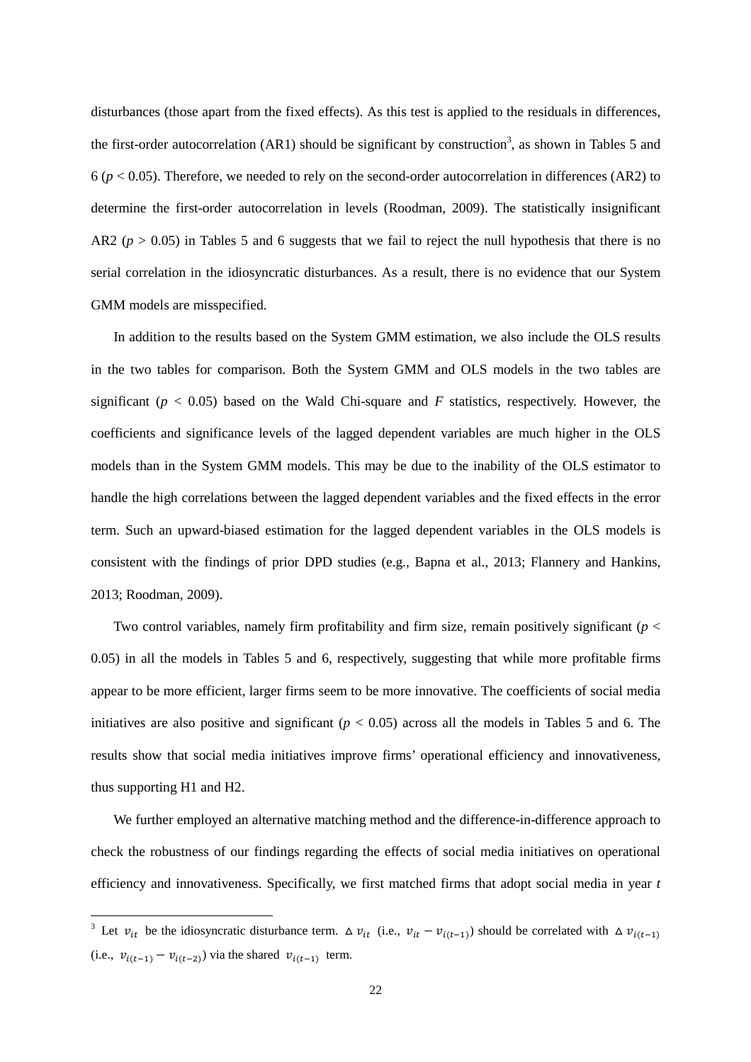disturbances (those apart from the fixed effects). As this test is applied to the residuals in differences, the first-order autocorrelation (AR1) should be significant by construction[3], as shown in Tables 5 and 6 ($p < 0.05$). Therefore, we needed to rely on the second-order autocorrelation in differences (AR2) to determine the first-order autocorrelation in levels (Roodman, 2009). The statistically insignificant AR2 ($p > 0.05$) in Tables 5 and 6 suggests that we fail to reject the null hypothesis that there is no serial correlation in the idiosyncratic disturbances. As a result, there is no evidence that our System GMM models are misspecified.

In addition to the results based on the System GMM estimation, we also include the OLS results in the two tables for comparison. Both the System GMM and OLS models in the two tables are significant ($p < 0.05$) based on the Wald Chi-square and *F* statistics, respectively. However, the coefficients and significance levels of the lagged dependent variables are much higher in the OLS models than in the System GMM models. This may be due to the inability of the OLS estimator to handle the high correlations between the lagged dependent variables and the fixed effects in the error term. Such an upward-biased estimation for the lagged dependent variables in the OLS models is consistent with the findings of prior DPD studies (e.g., Bapna et al., 2013; Flannery and Hankins, 2013; Roodman, 2009).

Two control variables, namely firm profitability and firm size, remain positively significant ($p < 0.05$) in all the models in Tables 5 and 6, respectively, suggesting that while more profitable firms appear to be more efficient, larger firms seem to be more innovative. The coefficients of social media initiatives are also positive and significant ($p < 0.05$) across all the models in Tables 5 and 6. The results show that social media initiatives improve firms' operational efficiency and innovativeness, thus supporting H1 and H2.

We further employed an alternative matching method and the difference-in-difference approach to check the robustness of our findings regarding the effects of social media initiatives on operational efficiency and innovativeness. Specifically, we first matched firms that adopt social media in year *t*

---

[3] Let $v_{it}$ be the idiosyncratic disturbance term. $\Delta v_{it}$ (i.e., $v_{it} - v_{i(t-1)}$) should be correlated with $\Delta v_{i(t-1)}$ (i.e., $v_{i(t-1)} - v_{i(t-2)}$) via the shared $v_{i(t-1)}$ term.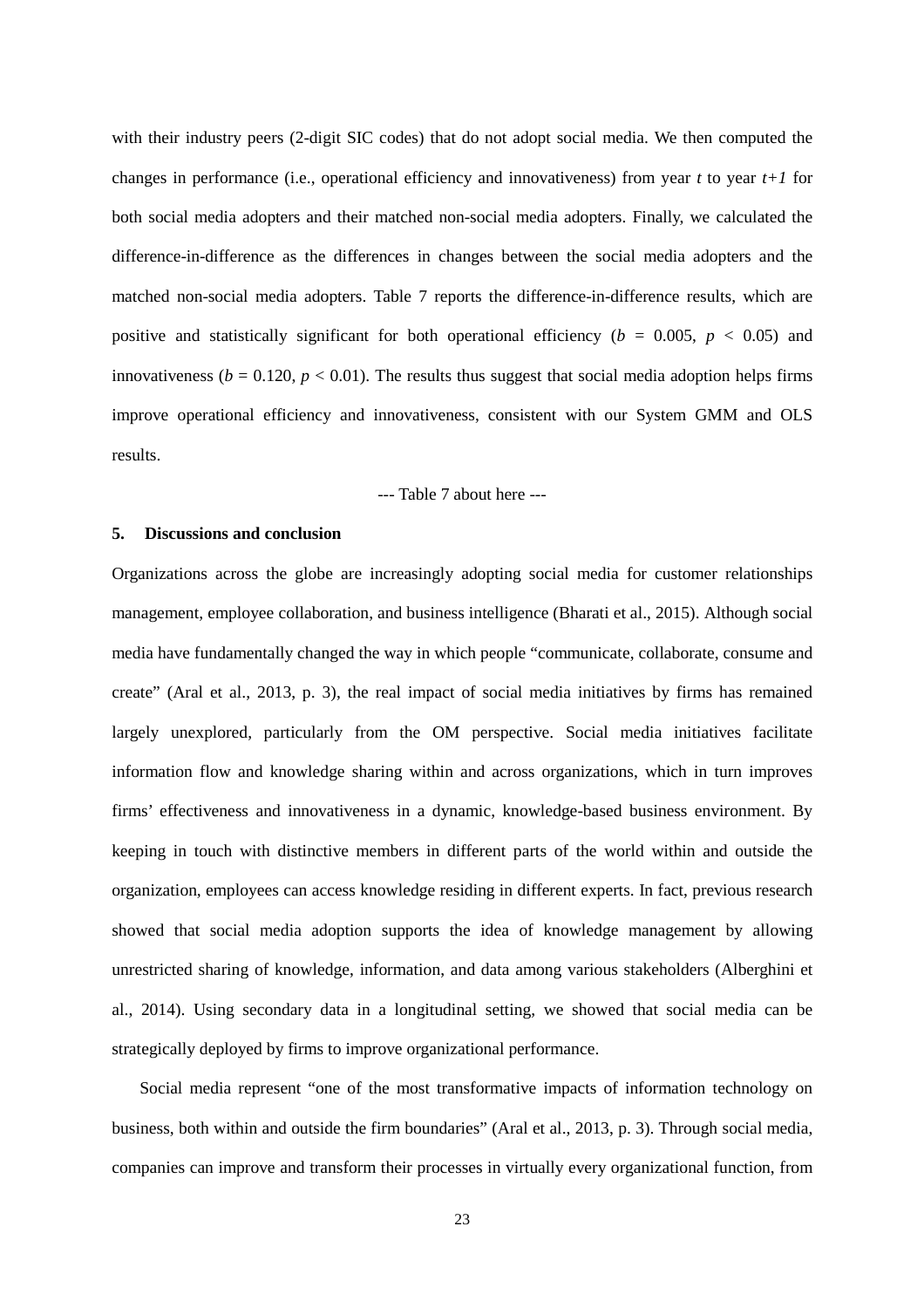with their industry peers (2-digit SIC codes) that do not adopt social media. We then computed the changes in performance (i.e., operational efficiency and innovativeness) from year *t* to year *t+1* for both social media adopters and their matched non-social media adopters. Finally, we calculated the difference-in-difference as the differences in changes between the social media adopters and the matched non-social media adopters. Table 7 reports the difference-in-difference results, which are positive and statistically significant for both operational efficiency ($b$ = 0.005, $p < 0.05$) and innovativeness ($b$ = 0.120, $p < 0.01$). The results thus suggest that social media adoption helps firms improve operational efficiency and innovativeness, consistent with our System GMM and OLS results.

--- Table 7 about here ---

## 5. Discussions and conclusion

Organizations across the globe are increasingly adopting social media for customer relationships management, employee collaboration, and business intelligence (Bharati et al., 2015). Although social media have fundamentally changed the way in which people "communicate, collaborate, consume and create" (Aral et al., 2013, p. 3), the real impact of social media initiatives by firms has remained largely unexplored, particularly from the OM perspective. Social media initiatives facilitate information flow and knowledge sharing within and across organizations, which in turn improves firms' effectiveness and innovativeness in a dynamic, knowledge-based business environment. By keeping in touch with distinctive members in different parts of the world within and outside the organization, employees can access knowledge residing in different experts. In fact, previous research showed that social media adoption supports the idea of knowledge management by allowing unrestricted sharing of knowledge, information, and data among various stakeholders (Alberghini et al., 2014). Using secondary data in a longitudinal setting, we showed that social media can be strategically deployed by firms to improve organizational performance.

Social media represent "one of the most transformative impacts of information technology on business, both within and outside the firm boundaries" (Aral et al., 2013, p. 3). Through social media, companies can improve and transform their processes in virtually every organizational function, from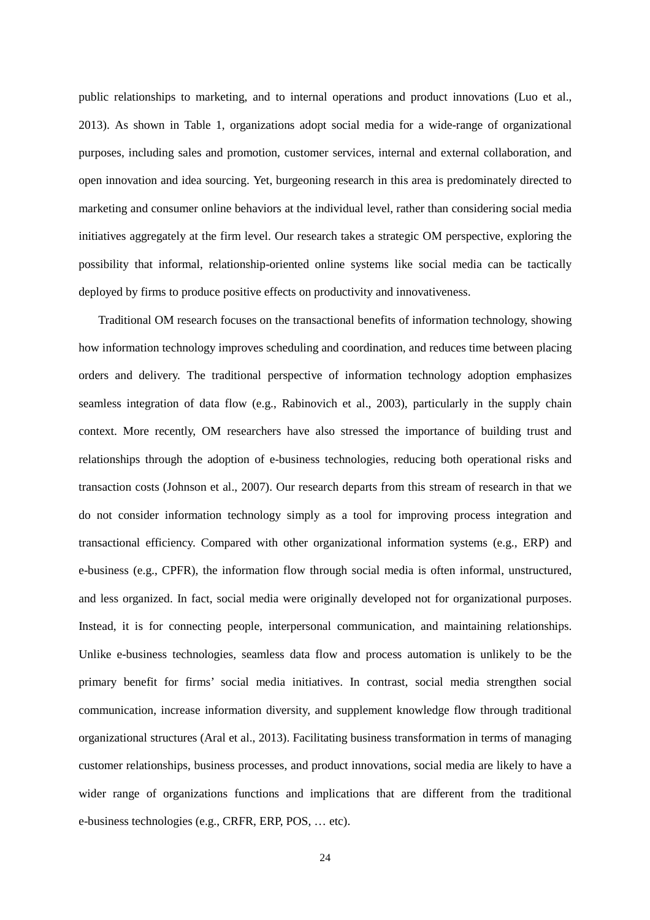public relationships to marketing, and to internal operations and product innovations (Luo et al., 2013). As shown in Table 1, organizations adopt social media for a wide-range of organizational purposes, including sales and promotion, customer services, internal and external collaboration, and open innovation and idea sourcing. Yet, burgeoning research in this area is predominately directed to marketing and consumer online behaviors at the individual level, rather than considering social media initiatives aggregately at the firm level. Our research takes a strategic OM perspective, exploring the possibility that informal, relationship-oriented online systems like social media can be tactically deployed by firms to produce positive effects on productivity and innovativeness.

Traditional OM research focuses on the transactional benefits of information technology, showing how information technology improves scheduling and coordination, and reduces time between placing orders and delivery. The traditional perspective of information technology adoption emphasizes seamless integration of data flow (e.g., Rabinovich et al., 2003), particularly in the supply chain context. More recently, OM researchers have also stressed the importance of building trust and relationships through the adoption of e-business technologies, reducing both operational risks and transaction costs (Johnson et al., 2007). Our research departs from this stream of research in that we do not consider information technology simply as a tool for improving process integration and transactional efficiency. Compared with other organizational information systems (e.g., ERP) and e-business (e.g., CPFR), the information flow through social media is often informal, unstructured, and less organized. In fact, social media were originally developed not for organizational purposes. Instead, it is for connecting people, interpersonal communication, and maintaining relationships. Unlike e-business technologies, seamless data flow and process automation is unlikely to be the primary benefit for firms' social media initiatives. In contrast, social media strengthen social communication, increase information diversity, and supplement knowledge flow through traditional organizational structures (Aral et al., 2013). Facilitating business transformation in terms of managing customer relationships, business processes, and product innovations, social media are likely to have a wider range of organizations functions and implications that are different from the traditional e-business technologies (e.g., CRFR, ERP, POS, … etc).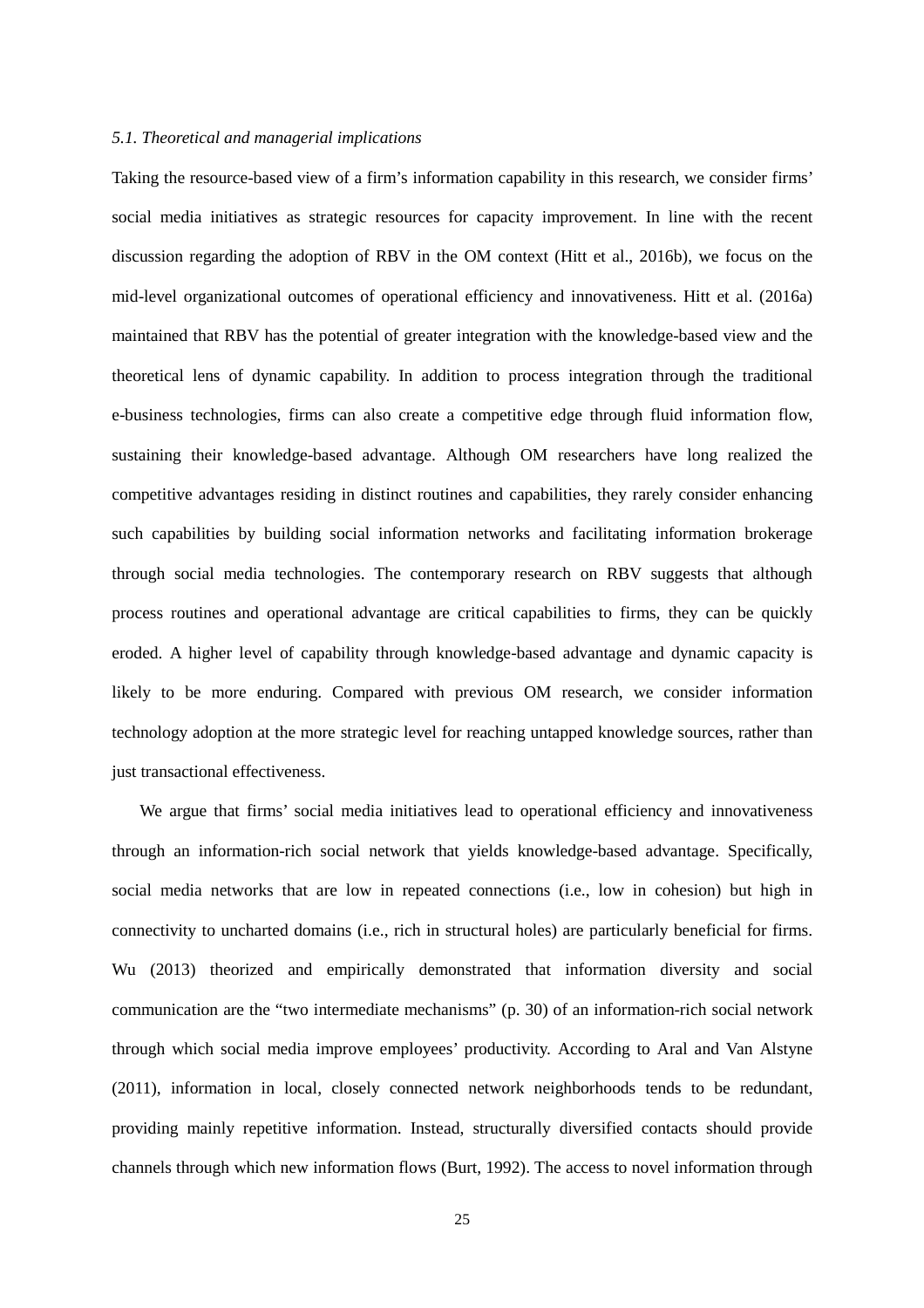### *5.1. Theoretical and managerial implications*

Taking the resource-based view of a firm's information capability in this research, we consider firms' social media initiatives as strategic resources for capacity improvement. In line with the recent discussion regarding the adoption of RBV in the OM context (Hitt et al., 2016b), we focus on the mid-level organizational outcomes of operational efficiency and innovativeness. Hitt et al. (2016a) maintained that RBV has the potential of greater integration with the knowledge-based view and the theoretical lens of dynamic capability. In addition to process integration through the traditional e-business technologies, firms can also create a competitive edge through fluid information flow, sustaining their knowledge-based advantage. Although OM researchers have long realized the competitive advantages residing in distinct routines and capabilities, they rarely consider enhancing such capabilities by building social information networks and facilitating information brokerage through social media technologies. The contemporary research on RBV suggests that although process routines and operational advantage are critical capabilities to firms, they can be quickly eroded. A higher level of capability through knowledge-based advantage and dynamic capacity is likely to be more enduring. Compared with previous OM research, we consider information technology adoption at the more strategic level for reaching untapped knowledge sources, rather than just transactional effectiveness.

We argue that firms' social media initiatives lead to operational efficiency and innovativeness through an information-rich social network that yields knowledge-based advantage. Specifically, social media networks that are low in repeated connections (i.e., low in cohesion) but high in connectivity to uncharted domains (i.e., rich in structural holes) are particularly beneficial for firms. Wu (2013) theorized and empirically demonstrated that information diversity and social communication are the "two intermediate mechanisms" (p. 30) of an information-rich social network through which social media improve employees' productivity. According to Aral and Van Alstyne (2011), information in local, closely connected network neighborhoods tends to be redundant, providing mainly repetitive information. Instead, structurally diversified contacts should provide channels through which new information flows (Burt, 1992). The access to novel information through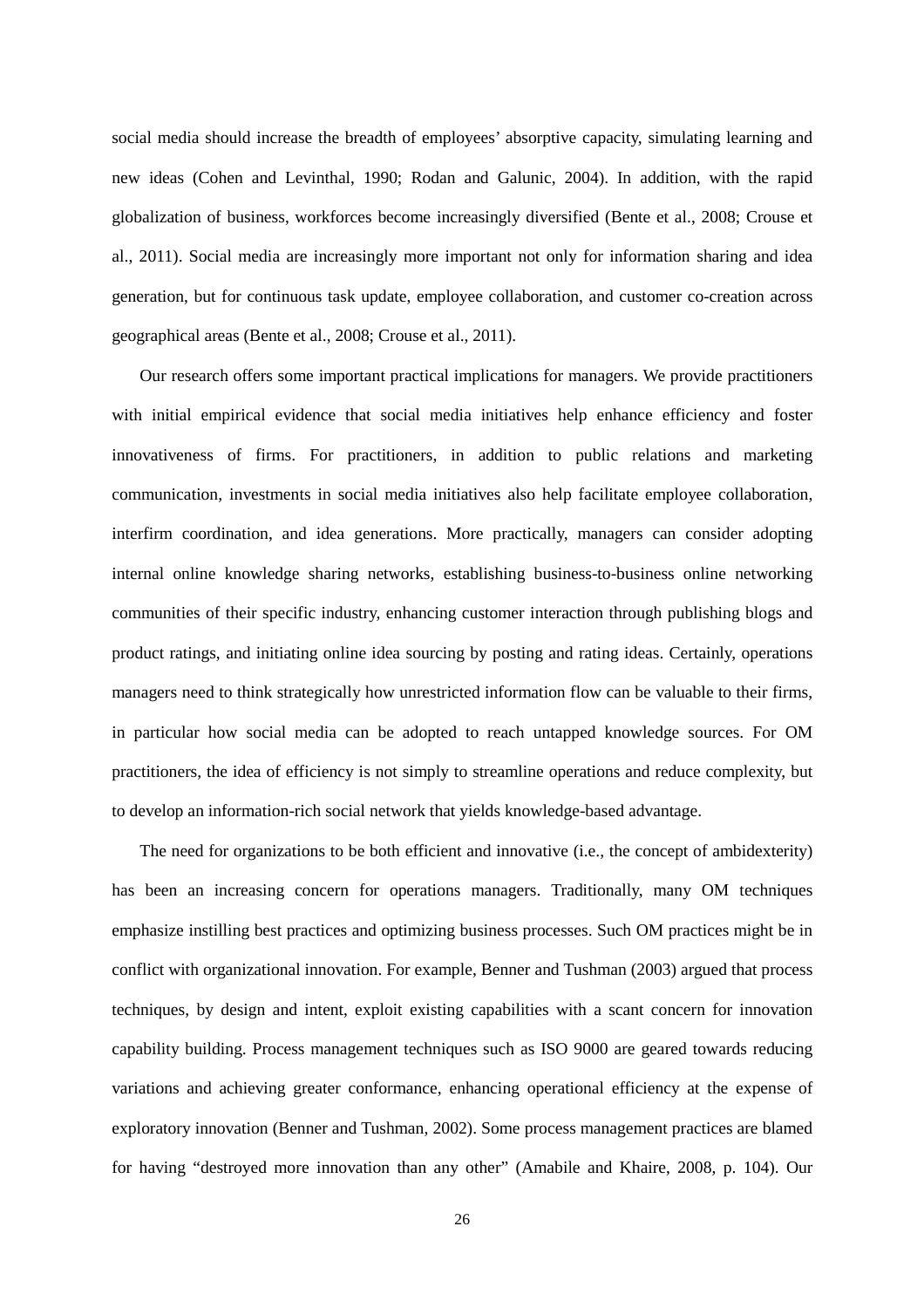social media should increase the breadth of employees' absorptive capacity, simulating learning and new ideas (Cohen and Levinthal, 1990; Rodan and Galunic, 2004). In addition, with the rapid globalization of business, workforces become increasingly diversified (Bente et al., 2008; Crouse et al., 2011). Social media are increasingly more important not only for information sharing and idea generation, but for continuous task update, employee collaboration, and customer co-creation across geographical areas (Bente et al., 2008; Crouse et al., 2011).

Our research offers some important practical implications for managers. We provide practitioners with initial empirical evidence that social media initiatives help enhance efficiency and foster innovativeness of firms. For practitioners, in addition to public relations and marketing communication, investments in social media initiatives also help facilitate employee collaboration, interfirm coordination, and idea generations. More practically, managers can consider adopting internal online knowledge sharing networks, establishing business-to-business online networking communities of their specific industry, enhancing customer interaction through publishing blogs and product ratings, and initiating online idea sourcing by posting and rating ideas. Certainly, operations managers need to think strategically how unrestricted information flow can be valuable to their firms, in particular how social media can be adopted to reach untapped knowledge sources. For OM practitioners, the idea of efficiency is not simply to streamline operations and reduce complexity, but to develop an information-rich social network that yields knowledge-based advantage.

The need for organizations to be both efficient and innovative (i.e., the concept of ambidexterity) has been an increasing concern for operations managers. Traditionally, many OM techniques emphasize instilling best practices and optimizing business processes. Such OM practices might be in conflict with organizational innovation. For example, Benner and Tushman (2003) argued that process techniques, by design and intent, exploit existing capabilities with a scant concern for innovation capability building. Process management techniques such as ISO 9000 are geared towards reducing variations and achieving greater conformance, enhancing operational efficiency at the expense of exploratory innovation (Benner and Tushman, 2002). Some process management practices are blamed for having "destroyed more innovation than any other" (Amabile and Khaire, 2008, p. 104). Our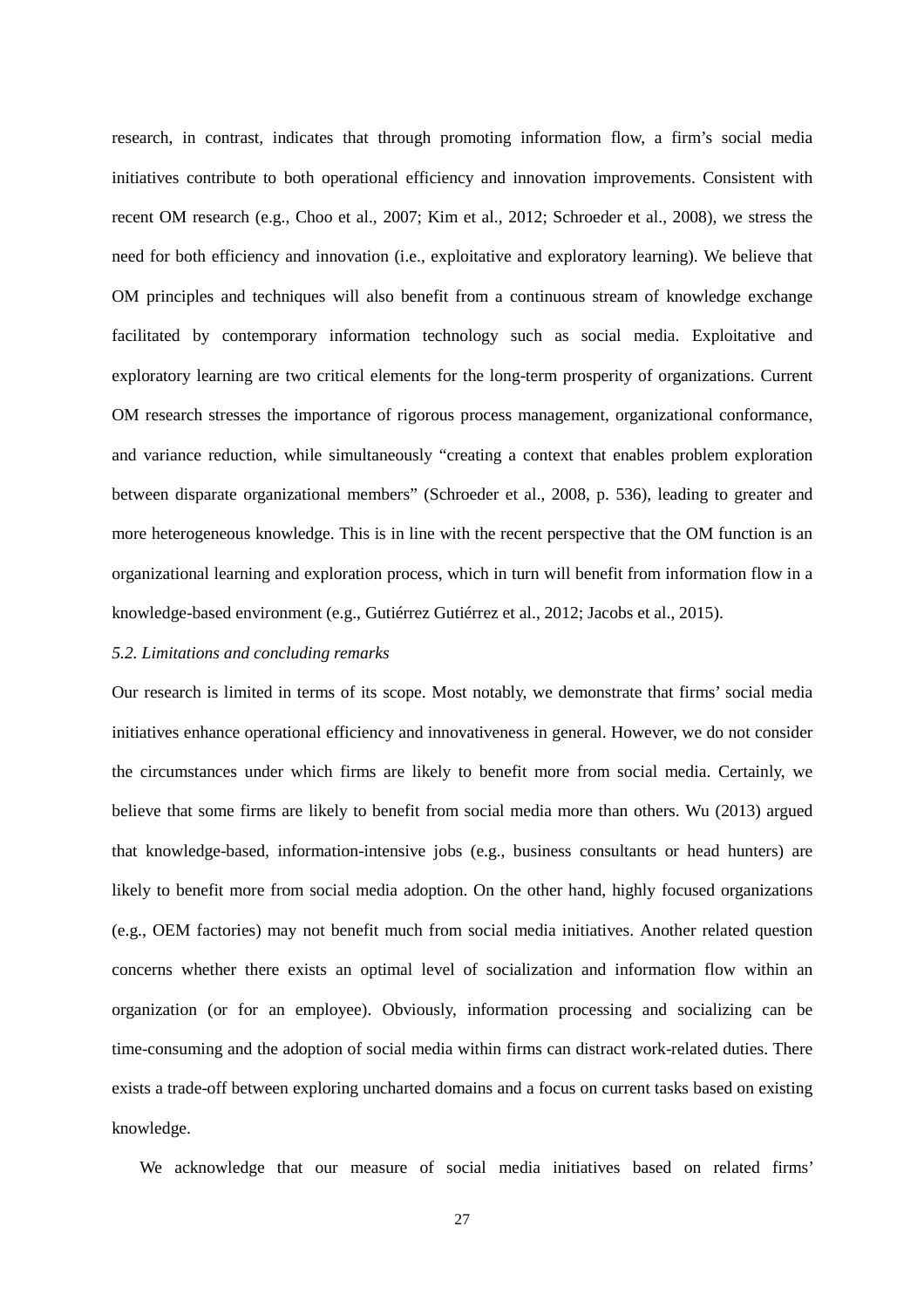research, in contrast, indicates that through promoting information flow, a firm's social media initiatives contribute to both operational efficiency and innovation improvements. Consistent with recent OM research (e.g., Choo et al., 2007; Kim et al., 2012; Schroeder et al., 2008), we stress the need for both efficiency and innovation (i.e., exploitative and exploratory learning). We believe that OM principles and techniques will also benefit from a continuous stream of knowledge exchange facilitated by contemporary information technology such as social media. Exploitative and exploratory learning are two critical elements for the long-term prosperity of organizations. Current OM research stresses the importance of rigorous process management, organizational conformance, and variance reduction, while simultaneously "creating a context that enables problem exploration between disparate organizational members" (Schroeder et al., 2008, p. 536), leading to greater and more heterogeneous knowledge. This is in line with the recent perspective that the OM function is an organizational learning and exploration process, which in turn will benefit from information flow in a knowledge-based environment (e.g., Gutiérrez Gutiérrez et al., 2012; Jacobs et al., 2015).

### *5.2. Limitations and concluding remarks*

Our research is limited in terms of its scope. Most notably, we demonstrate that firms' social media initiatives enhance operational efficiency and innovativeness in general. However, we do not consider the circumstances under which firms are likely to benefit more from social media. Certainly, we believe that some firms are likely to benefit from social media more than others. Wu (2013) argued that knowledge-based, information-intensive jobs (e.g., business consultants or head hunters) are likely to benefit more from social media adoption. On the other hand, highly focused organizations (e.g., OEM factories) may not benefit much from social media initiatives. Another related question concerns whether there exists an optimal level of socialization and information flow within an organization (or for an employee). Obviously, information processing and socializing can be time-consuming and the adoption of social media within firms can distract work-related duties. There exists a trade-off between exploring uncharted domains and a focus on current tasks based on existing knowledge.

We acknowledge that our measure of social media initiatives based on related firms'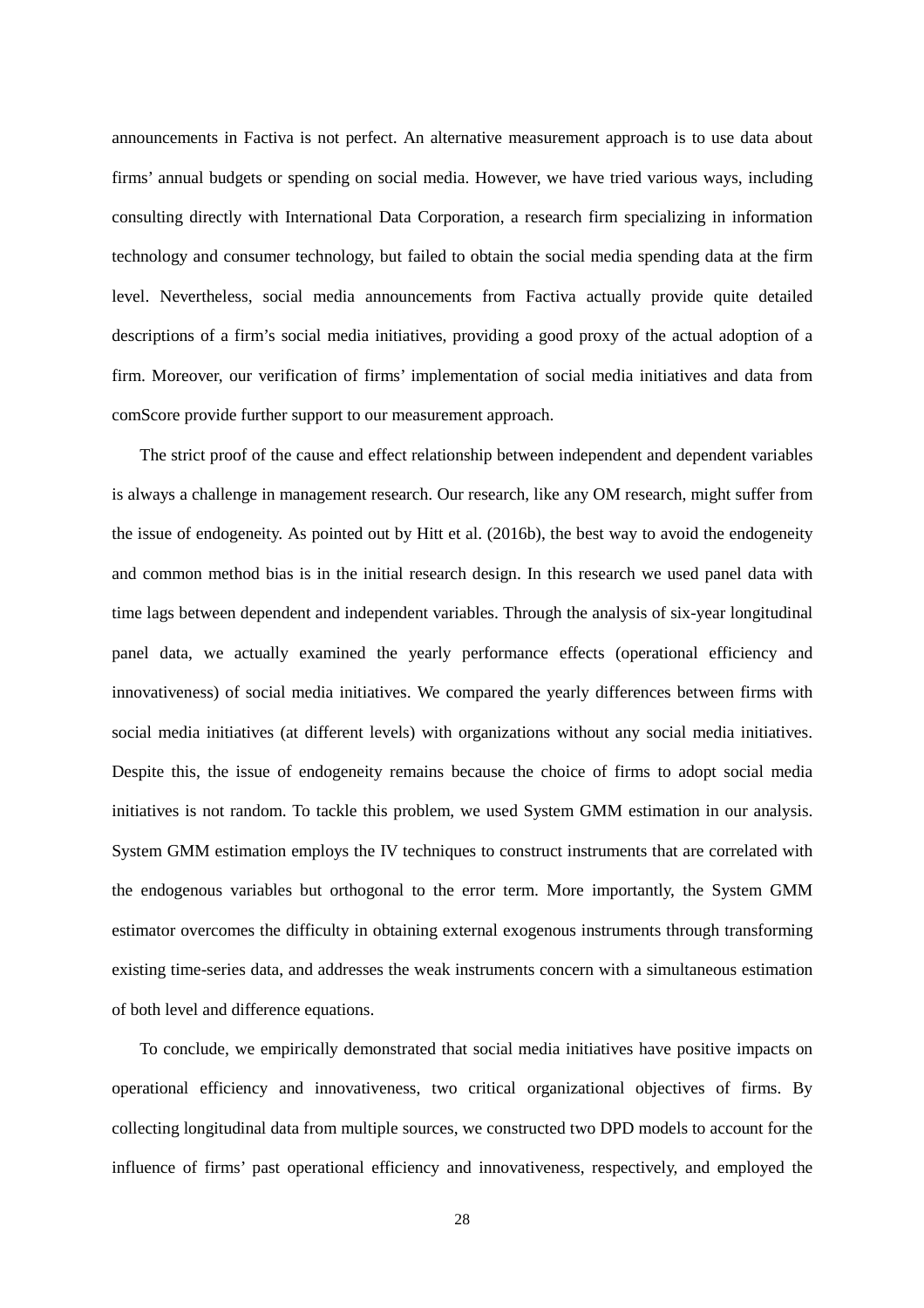announcements in Factiva is not perfect. An alternative measurement approach is to use data about firms' annual budgets or spending on social media. However, we have tried various ways, including consulting directly with International Data Corporation, a research firm specializing in information technology and consumer technology, but failed to obtain the social media spending data at the firm level. Nevertheless, social media announcements from Factiva actually provide quite detailed descriptions of a firm's social media initiatives, providing a good proxy of the actual adoption of a firm. Moreover, our verification of firms' implementation of social media initiatives and data from comScore provide further support to our measurement approach.

The strict proof of the cause and effect relationship between independent and dependent variables is always a challenge in management research. Our research, like any OM research, might suffer from the issue of endogeneity. As pointed out by Hitt et al. (2016b), the best way to avoid the endogeneity and common method bias is in the initial research design. In this research we used panel data with time lags between dependent and independent variables. Through the analysis of six-year longitudinal panel data, we actually examined the yearly performance effects (operational efficiency and innovativeness) of social media initiatives. We compared the yearly differences between firms with social media initiatives (at different levels) with organizations without any social media initiatives. Despite this, the issue of endogeneity remains because the choice of firms to adopt social media initiatives is not random. To tackle this problem, we used System GMM estimation in our analysis. System GMM estimation employs the IV techniques to construct instruments that are correlated with the endogenous variables but orthogonal to the error term. More importantly, the System GMM estimator overcomes the difficulty in obtaining external exogenous instruments through transforming existing time-series data, and addresses the weak instruments concern with a simultaneous estimation of both level and difference equations.

To conclude, we empirically demonstrated that social media initiatives have positive impacts on operational efficiency and innovativeness, two critical organizational objectives of firms. By collecting longitudinal data from multiple sources, we constructed two DPD models to account for the influence of firms' past operational efficiency and innovativeness, respectively, and employed the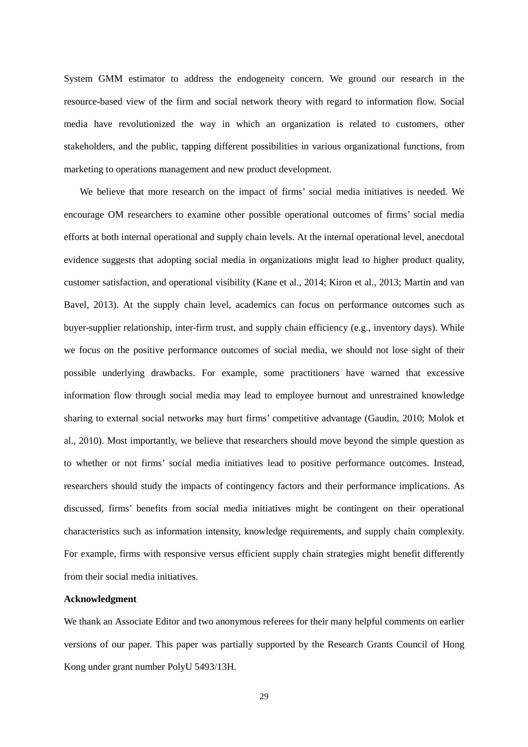System GMM estimator to address the endogeneity concern. We ground our research in the resource-based view of the firm and social network theory with regard to information flow. Social media have revolutionized the way in which an organization is related to customers, other stakeholders, and the public, tapping different possibilities in various organizational functions, from marketing to operations management and new product development.

We believe that more research on the impact of firms' social media initiatives is needed. We encourage OM researchers to examine other possible operational outcomes of firms' social media efforts at both internal operational and supply chain levels. At the internal operational level, anecdotal evidence suggests that adopting social media in organizations might lead to higher product quality, customer satisfaction, and operational visibility (Kane et al., 2014; Kiron et al., 2013; Martin and van Bavel, 2013). At the supply chain level, academics can focus on performance outcomes such as buyer-supplier relationship, inter-firm trust, and supply chain efficiency (e.g., inventory days). While we focus on the positive performance outcomes of social media, we should not lose sight of their possible underlying drawbacks. For example, some practitioners have warned that excessive information flow through social media may lead to employee burnout and unrestrained knowledge sharing to external social networks may hurt firms' competitive advantage (Gaudin, 2010; Molok et al., 2010). Most importantly, we believe that researchers should move beyond the simple question as to whether or not firms' social media initiatives lead to positive performance outcomes. Instead, researchers should study the impacts of contingency factors and their performance implications. As discussed, firms' benefits from social media initiatives might be contingent on their operational characteristics such as information intensity, knowledge requirements, and supply chain complexity. For example, firms with responsive versus efficient supply chain strategies might benefit differently from their social media initiatives.

**Acknowledgment**

We thank an Associate Editor and two anonymous referees for their many helpful comments on earlier versions of our paper. This paper was partially supported by the Research Grants Council of Hong Kong under grant number PolyU 5493/13H.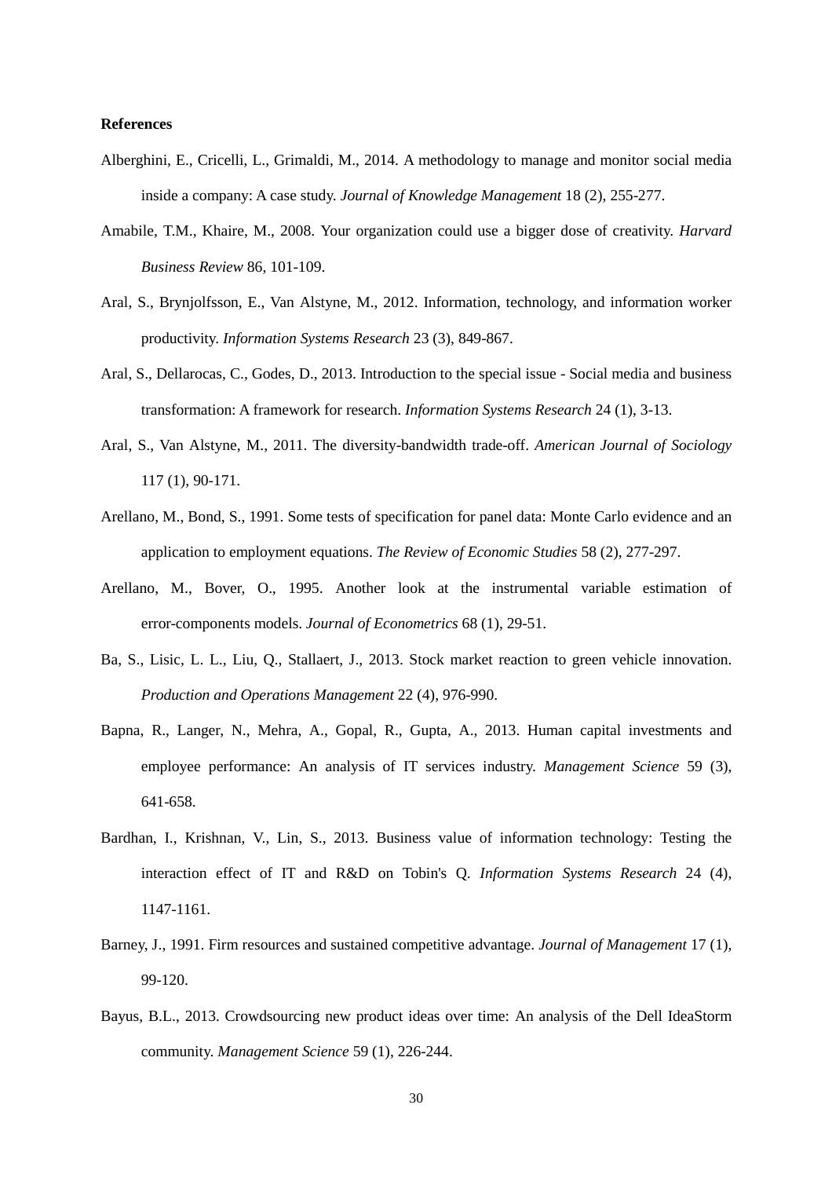**References**

Alberghini, E., Cricelli, L., Grimaldi, M., 2014. A methodology to manage and monitor social media inside a company: A case study. *Journal of Knowledge Management* 18 (2), 255-277.

Amabile, T.M., Khaire, M., 2008. Your organization could use a bigger dose of creativity. *Harvard Business Review* 86, 101-109.

Aral, S., Brynjolfsson, E., Van Alstyne, M., 2012. Information, technology, and information worker productivity. *Information Systems Research* 23 (3), 849-867.

Aral, S., Dellarocas, C., Godes, D., 2013. Introduction to the special issue - Social media and business transformation: A framework for research. *Information Systems Research* 24 (1), 3-13.

Aral, S., Van Alstyne, M., 2011. The diversity-bandwidth trade-off. *American Journal of Sociology* 117 (1), 90-171.

Arellano, M., Bond, S., 1991. Some tests of specification for panel data: Monte Carlo evidence and an application to employment equations. *The Review of Economic Studies* 58 (2), 277-297.

Arellano, M., Bover, O., 1995. Another look at the instrumental variable estimation of error-components models. *Journal of Econometrics* 68 (1), 29-51.

Ba, S., Lisic, L. L., Liu, Q., Stallaert, J., 2013. Stock market reaction to green vehicle innovation. *Production and Operations Management* 22 (4), 976-990.

Bapna, R., Langer, N., Mehra, A., Gopal, R., Gupta, A., 2013. Human capital investments and employee performance: An analysis of IT services industry. *Management Science* 59 (3), 641-658.

Bardhan, I., Krishnan, V., Lin, S., 2013. Business value of information technology: Testing the interaction effect of IT and R&D on Tobin's Q. *Information Systems Research* 24 (4), 1147-1161.

Barney, J., 1991. Firm resources and sustained competitive advantage. *Journal of Management* 17 (1), 99-120.

Bayus, B.L., 2013. Crowdsourcing new product ideas over time: An analysis of the Dell IdeaStorm community. *Management Science* 59 (1), 226-244.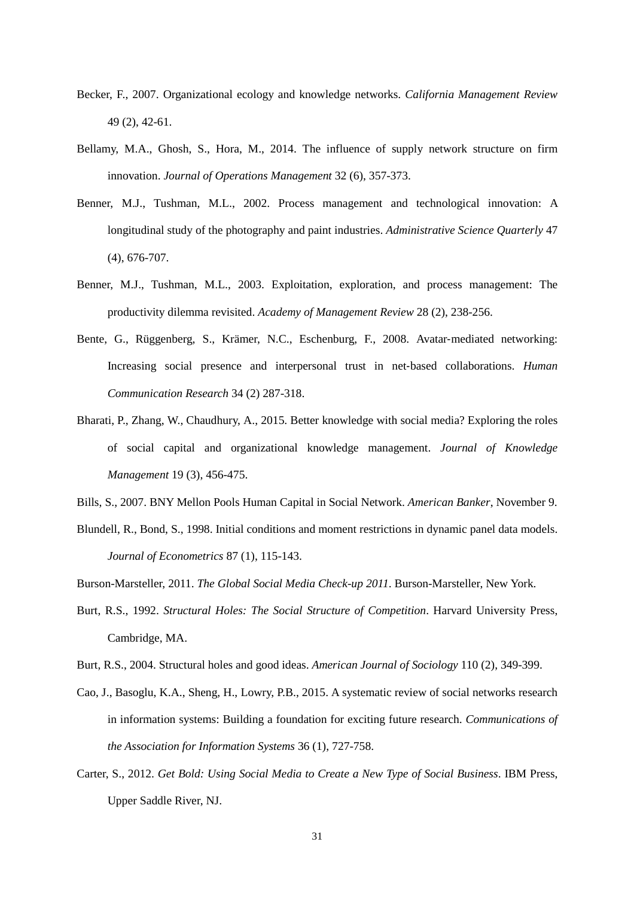Becker, F., 2007. Organizational ecology and knowledge networks. *California Management Review* 49 (2), 42-61.

Bellamy, M.A., Ghosh, S., Hora, M., 2014. The influence of supply network structure on firm innovation. *Journal of Operations Management* 32 (6), 357-373.

Benner, M.J., Tushman, M.L., 2002. Process management and technological innovation: A longitudinal study of the photography and paint industries. *Administrative Science Quarterly* 47 (4), 676-707.

Benner, M.J., Tushman, M.L., 2003. Exploitation, exploration, and process management: The productivity dilemma revisited. *Academy of Management Review* 28 (2), 238-256.

Bente, G., Rüggenberg, S., Krämer, N.C., Eschenburg, F., 2008. Avatar‐mediated networking: Increasing social presence and interpersonal trust in net‐based collaborations. *Human Communication Research* 34 (2) 287-318.

Bharati, P., Zhang, W., Chaudhury, A., 2015. Better knowledge with social media? Exploring the roles of social capital and organizational knowledge management. *Journal of Knowledge Management* 19 (3), 456-475.

Bills, S., 2007. BNY Mellon Pools Human Capital in Social Network. *American Banker*, November 9.

Blundell, R., Bond, S., 1998. Initial conditions and moment restrictions in dynamic panel data models. *Journal of Econometrics* 87 (1), 115-143.

Burson-Marsteller, 2011. *The Global Social Media Check-up 2011*. Burson-Marsteller, New York.

Burt, R.S., 1992. *Structural Holes: The Social Structure of Competition*. Harvard University Press, Cambridge, MA.

Burt, R.S., 2004. Structural holes and good ideas. *American Journal of Sociology* 110 (2), 349-399.

Cao, J., Basoglu, K.A., Sheng, H., Lowry, P.B., 2015. A systematic review of social networks research in information systems: Building a foundation for exciting future research. *Communications of the Association for Information Systems* 36 (1), 727-758.

Carter, S., 2012. *Get Bold: Using Social Media to Create a New Type of Social Business*. IBM Press, Upper Saddle River, NJ.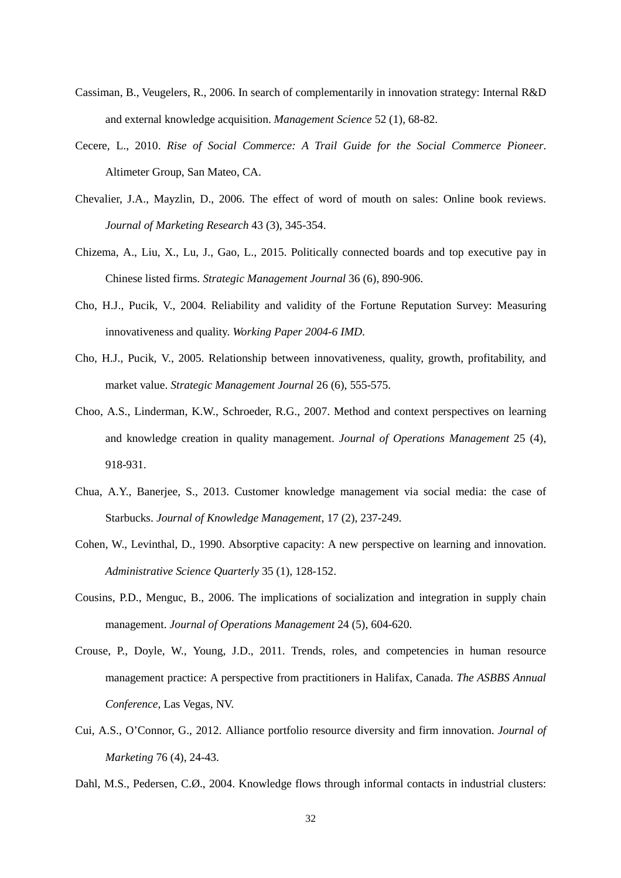Cassiman, B., Veugelers, R., 2006. In search of complementarily in innovation strategy: Internal R&D and external knowledge acquisition. *Management Science* 52 (1), 68-82.

Cecere, L., 2010. *Rise of Social Commerce: A Trail Guide for the Social Commerce Pioneer*. Altimeter Group, San Mateo, CA.

Chevalier, J.A., Mayzlin, D., 2006. The effect of word of mouth on sales: Online book reviews. *Journal of Marketing Research* 43 (3), 345-354.

Chizema, A., Liu, X., Lu, J., Gao, L., 2015. Politically connected boards and top executive pay in Chinese listed firms. *Strategic Management Journal* 36 (6), 890-906.

Cho, H.J., Pucik, V., 2004. Reliability and validity of the Fortune Reputation Survey: Measuring innovativeness and quality. *Working Paper 2004-6 IMD.*

Cho, H.J., Pucik, V., 2005. Relationship between innovativeness, quality, growth, profitability, and market value. *Strategic Management Journal* 26 (6), 555-575.

Choo, A.S., Linderman, K.W., Schroeder, R.G., 2007. Method and context perspectives on learning and knowledge creation in quality management. *Journal of Operations Management* 25 (4), 918-931.

Chua, A.Y., Banerjee, S., 2013. Customer knowledge management via social media: the case of Starbucks. *Journal of Knowledge Management*, 17 (2), 237-249.

Cohen, W., Levinthal, D., 1990. Absorptive capacity: A new perspective on learning and innovation. *Administrative Science Quarterly* 35 (1), 128-152.

Cousins, P.D., Menguc, B., 2006. The implications of socialization and integration in supply chain management. *Journal of Operations Management* 24 (5), 604-620.

Crouse, P., Doyle, W., Young, J.D., 2011. Trends, roles, and competencies in human resource management practice: A perspective from practitioners in Halifax, Canada. *The ASBBS Annual Conference*, Las Vegas, NV.

Cui, A.S., O'Connor, G., 2012. Alliance portfolio resource diversity and firm innovation. *Journal of Marketing* 76 (4), 24-43.

Dahl, M.S., Pedersen, C.Ø., 2004. Knowledge flows through informal contacts in industrial clusters: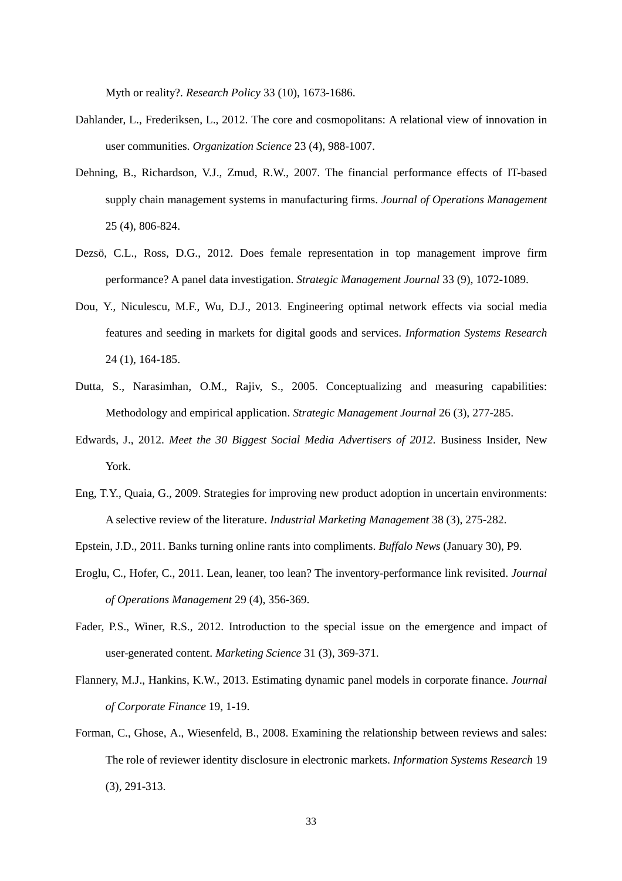Myth or reality?. *Research Policy* 33 (10), 1673-1686.

Dahlander, L., Frederiksen, L., 2012. The core and cosmopolitans: A relational view of innovation in user communities. *Organization Science* 23 (4), 988-1007.

Dehning, B., Richardson, V.J., Zmud, R.W., 2007. The financial performance effects of IT-based supply chain management systems in manufacturing firms. *Journal of Operations Management* 25 (4), 806-824.

Dezsö, C.L., Ross, D.G., 2012. Does female representation in top management improve firm performance? A panel data investigation. *Strategic Management Journal* 33 (9), 1072-1089.

Dou, Y., Niculescu, M.F., Wu, D.J., 2013. Engineering optimal network effects via social media features and seeding in markets for digital goods and services. *Information Systems Research* 24 (1), 164-185.

Dutta, S., Narasimhan, O.M., Rajiv, S., 2005. Conceptualizing and measuring capabilities: Methodology and empirical application. *Strategic Management Journal* 26 (3), 277-285.

Edwards, J., 2012. *Meet the 30 Biggest Social Media Advertisers of 2012*. Business Insider, New York.

Eng, T.Y., Quaia, G., 2009. Strategies for improving new product adoption in uncertain environments: A selective review of the literature. *Industrial Marketing Management* 38 (3), 275-282.

Epstein, J.D., 2011. Banks turning online rants into compliments. *Buffalo News* (January 30), P9.

Eroglu, C., Hofer, C., 2011. Lean, leaner, too lean? The inventory-performance link revisited. *Journal of Operations Management* 29 (4), 356-369.

Fader, P.S., Winer, R.S., 2012. Introduction to the special issue on the emergence and impact of user-generated content. *Marketing Science* 31 (3), 369-371.

Flannery, M.J., Hankins, K.W., 2013. Estimating dynamic panel models in corporate finance. *Journal of Corporate Finance* 19, 1-19.

Forman, C., Ghose, A., Wiesenfeld, B., 2008. Examining the relationship between reviews and sales: The role of reviewer identity disclosure in electronic markets. *Information Systems Research* 19 (3), 291-313.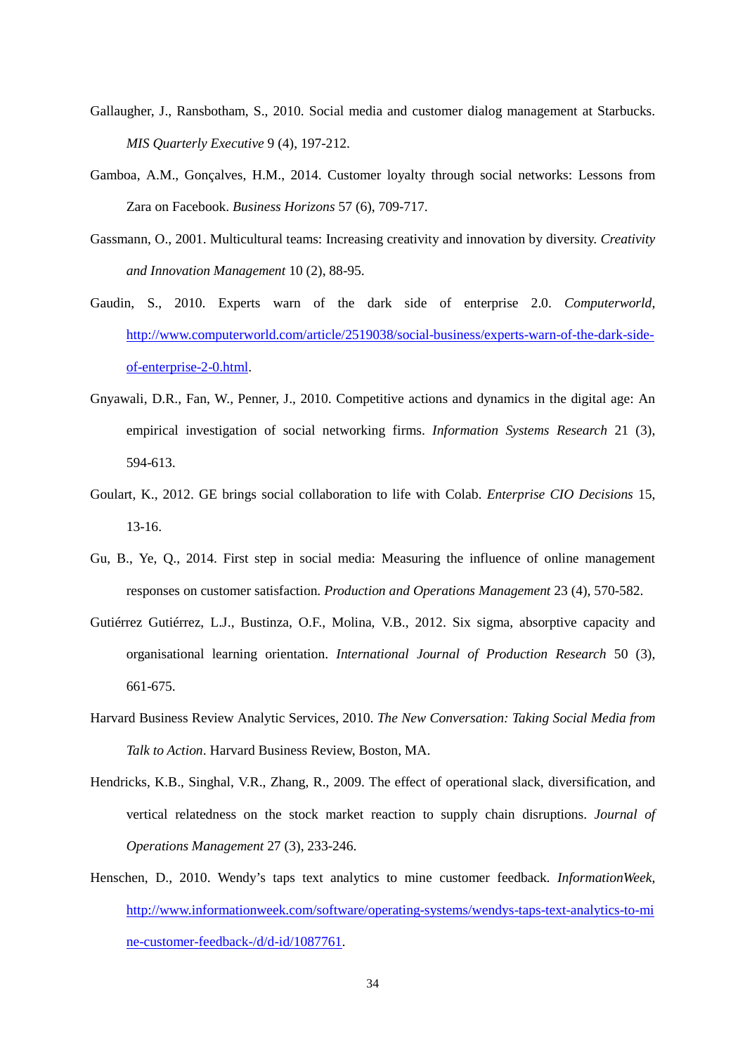Gallaugher, J., Ransbotham, S., 2010. Social media and customer dialog management at Starbucks. *MIS Quarterly Executive* 9 (4), 197-212.

Gamboa, A.M., Gonçalves, H.M., 2014. Customer loyalty through social networks: Lessons from Zara on Facebook. *Business Horizons* 57 (6), 709-717.

Gassmann, O., 2001. Multicultural teams: Increasing creativity and innovation by diversity. *Creativity and Innovation Management* 10 (2), 88-95.

Gaudin, S., 2010. Experts warn of the dark side of enterprise 2.0. *Computerworld*, http://www.computerworld.com/article/2519038/social-business/experts-warn-of-the-dark-side-of-enterprise-2-0.html.

Gnyawali, D.R., Fan, W., Penner, J., 2010. Competitive actions and dynamics in the digital age: An empirical investigation of social networking firms. *Information Systems Research* 21 (3), 594-613.

Goulart, K., 2012. GE brings social collaboration to life with Colab. *Enterprise CIO Decisions* 15, 13-16.

Gu, B., Ye, Q., 2014. First step in social media: Measuring the influence of online management responses on customer satisfaction. *Production and Operations Management* 23 (4), 570-582.

Gutiérrez Gutiérrez, L.J., Bustinza, O.F., Molina, V.B., 2012. Six sigma, absorptive capacity and organisational learning orientation. *International Journal of Production Research* 50 (3), 661-675.

Harvard Business Review Analytic Services, 2010. *The New Conversation: Taking Social Media from Talk to Action*. Harvard Business Review, Boston, MA.

Hendricks, K.B., Singhal, V.R., Zhang, R., 2009. The effect of operational slack, diversification, and vertical relatedness on the stock market reaction to supply chain disruptions. *Journal of Operations Management* 27 (3), 233-246.

Henschen, D., 2010. Wendy's taps text analytics to mine customer feedback. *InformationWeek*, http://www.informationweek.com/software/operating-systems/wendys-taps-text-analytics-to-mine-customer-feedback-/d/d-id/1087761.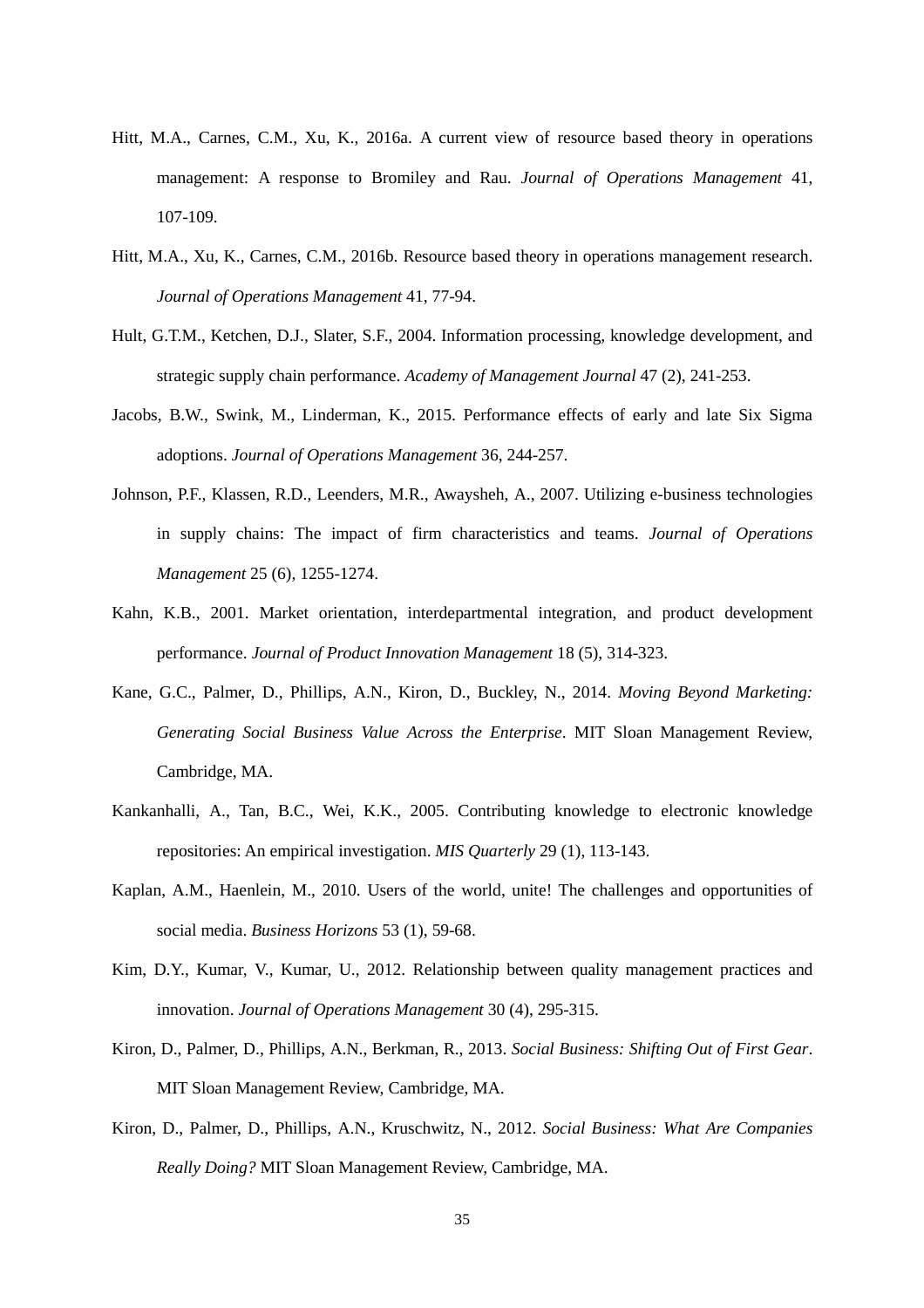Hitt, M.A., Carnes, C.M., Xu, K., 2016a. A current view of resource based theory in operations management: A response to Bromiley and Rau. *Journal of Operations Management* 41, 107-109.

Hitt, M.A., Xu, K., Carnes, C.M., 2016b. Resource based theory in operations management research. *Journal of Operations Management* 41, 77-94.

Hult, G.T.M., Ketchen, D.J., Slater, S.F., 2004. Information processing, knowledge development, and strategic supply chain performance. *Academy of Management Journal* 47 (2), 241-253.

Jacobs, B.W., Swink, M., Linderman, K., 2015. Performance effects of early and late Six Sigma adoptions. *Journal of Operations Management* 36, 244-257.

Johnson, P.F., Klassen, R.D., Leenders, M.R., Awaysheh, A., 2007. Utilizing e-business technologies in supply chains: The impact of firm characteristics and teams. *Journal of Operations Management* 25 (6), 1255-1274.

Kahn, K.B., 2001. Market orientation, interdepartmental integration, and product development performance. *Journal of Product Innovation Management* 18 (5), 314-323.

Kane, G.C., Palmer, D., Phillips, A.N., Kiron, D., Buckley, N., 2014. *Moving Beyond Marketing: Generating Social Business Value Across the Enterprise*. MIT Sloan Management Review, Cambridge, MA.

Kankanhalli, A., Tan, B.C., Wei, K.K., 2005. Contributing knowledge to electronic knowledge repositories: An empirical investigation. *MIS Quarterly* 29 (1), 113-143.

Kaplan, A.M., Haenlein, M., 2010. Users of the world, unite! The challenges and opportunities of social media. *Business Horizons* 53 (1), 59-68.

Kim, D.Y., Kumar, V., Kumar, U., 2012. Relationship between quality management practices and innovation. *Journal of Operations Management* 30 (4), 295-315.

Kiron, D., Palmer, D., Phillips, A.N., Berkman, R., 2013. *Social Business: Shifting Out of First Gear*. MIT Sloan Management Review, Cambridge, MA.

Kiron, D., Palmer, D., Phillips, A.N., Kruschwitz, N., 2012. *Social Business: What Are Companies Really Doing?* MIT Sloan Management Review, Cambridge, MA.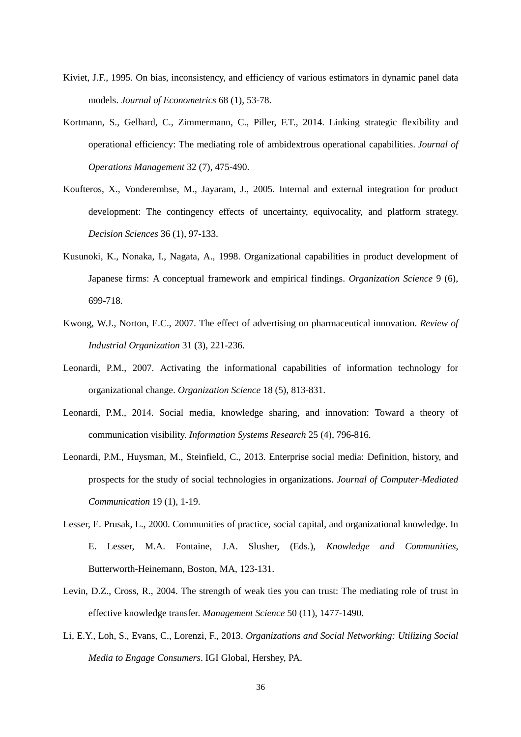Kiviet, J.F., 1995. On bias, inconsistency, and efficiency of various estimators in dynamic panel data models. *Journal of Econometrics* 68 (1), 53-78.

Kortmann, S., Gelhard, C., Zimmermann, C., Piller, F.T., 2014. Linking strategic flexibility and operational efficiency: The mediating role of ambidextrous operational capabilities. *Journal of Operations Management* 32 (7), 475-490.

Koufteros, X., Vonderembse, M., Jayaram, J., 2005. Internal and external integration for product development: The contingency effects of uncertainty, equivocality, and platform strategy. *Decision Sciences* 36 (1), 97-133.

Kusunoki, K., Nonaka, I., Nagata, A., 1998. Organizational capabilities in product development of Japanese firms: A conceptual framework and empirical findings. *Organization Science* 9 (6), 699-718.

Kwong, W.J., Norton, E.C., 2007. The effect of advertising on pharmaceutical innovation. *Review of Industrial Organization* 31 (3), 221-236.

Leonardi, P.M., 2007. Activating the informational capabilities of information technology for organizational change. *Organization Science* 18 (5), 813-831.

Leonardi, P.M., 2014. Social media, knowledge sharing, and innovation: Toward a theory of communication visibility. *Information Systems Research* 25 (4), 796-816.

Leonardi, P.M., Huysman, M., Steinfield, C., 2013. Enterprise social media: Definition, history, and prospects for the study of social technologies in organizations. *Journal of Computer-Mediated Communication* 19 (1), 1-19.

Lesser, E. Prusak, L., 2000. Communities of practice, social capital, and organizational knowledge. In E. Lesser, M.A. Fontaine, J.A. Slusher, (Eds.), *Knowledge and Communities*, Butterworth-Heinemann, Boston, MA, 123-131.

Levin, D.Z., Cross, R., 2004. The strength of weak ties you can trust: The mediating role of trust in effective knowledge transfer. *Management Science* 50 (11), 1477-1490.

Li, E.Y., Loh, S., Evans, C., Lorenzi, F., 2013. *Organizations and Social Networking: Utilizing Social Media to Engage Consumers*. IGI Global, Hershey, PA.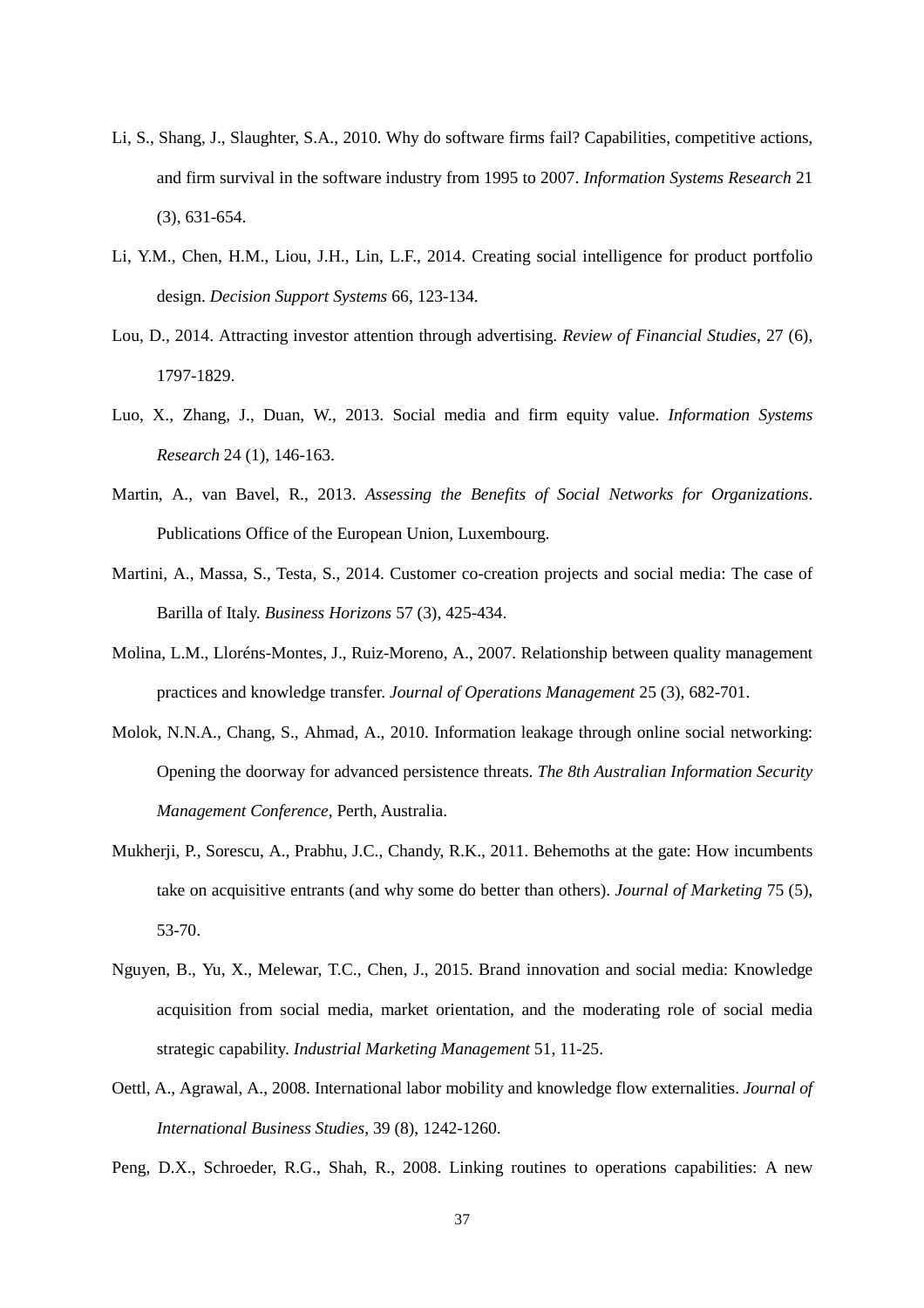Li, S., Shang, J., Slaughter, S.A., 2010. Why do software firms fail? Capabilities, competitive actions, and firm survival in the software industry from 1995 to 2007. *Information Systems Research* 21 (3), 631-654.

Li, Y.M., Chen, H.M., Liou, J.H., Lin, L.F., 2014. Creating social intelligence for product portfolio design. *Decision Support Systems* 66, 123-134.

Lou, D., 2014. Attracting investor attention through advertising. *Review of Financial Studies*, 27 (6), 1797-1829.

Luo, X., Zhang, J., Duan, W., 2013. Social media and firm equity value. *Information Systems Research* 24 (1), 146-163.

Martin, A., van Bavel, R., 2013. *Assessing the Benefits of Social Networks for Organizations*. Publications Office of the European Union, Luxembourg.

Martini, A., Massa, S., Testa, S., 2014. Customer co-creation projects and social media: The case of Barilla of Italy. *Business Horizons* 57 (3), 425-434.

Molina, L.M., Lloréns-Montes, J., Ruiz-Moreno, A., 2007. Relationship between quality management practices and knowledge transfer. *Journal of Operations Management* 25 (3), 682-701.

Molok, N.N.A., Chang, S., Ahmad, A., 2010. Information leakage through online social networking: Opening the doorway for advanced persistence threats. *The 8th Australian Information Security Management Conference*, Perth, Australia.

Mukherji, P., Sorescu, A., Prabhu, J.C., Chandy, R.K., 2011. Behemoths at the gate: How incumbents take on acquisitive entrants (and why some do better than others). *Journal of Marketing* 75 (5), 53-70.

Nguyen, B., Yu, X., Melewar, T.C., Chen, J., 2015. Brand innovation and social media: Knowledge acquisition from social media, market orientation, and the moderating role of social media strategic capability. *Industrial Marketing Management* 51, 11-25.

Oettl, A., Agrawal, A., 2008. International labor mobility and knowledge flow externalities. *Journal of International Business Studies*, 39 (8), 1242-1260.

Peng, D.X., Schroeder, R.G., Shah, R., 2008. Linking routines to operations capabilities: A new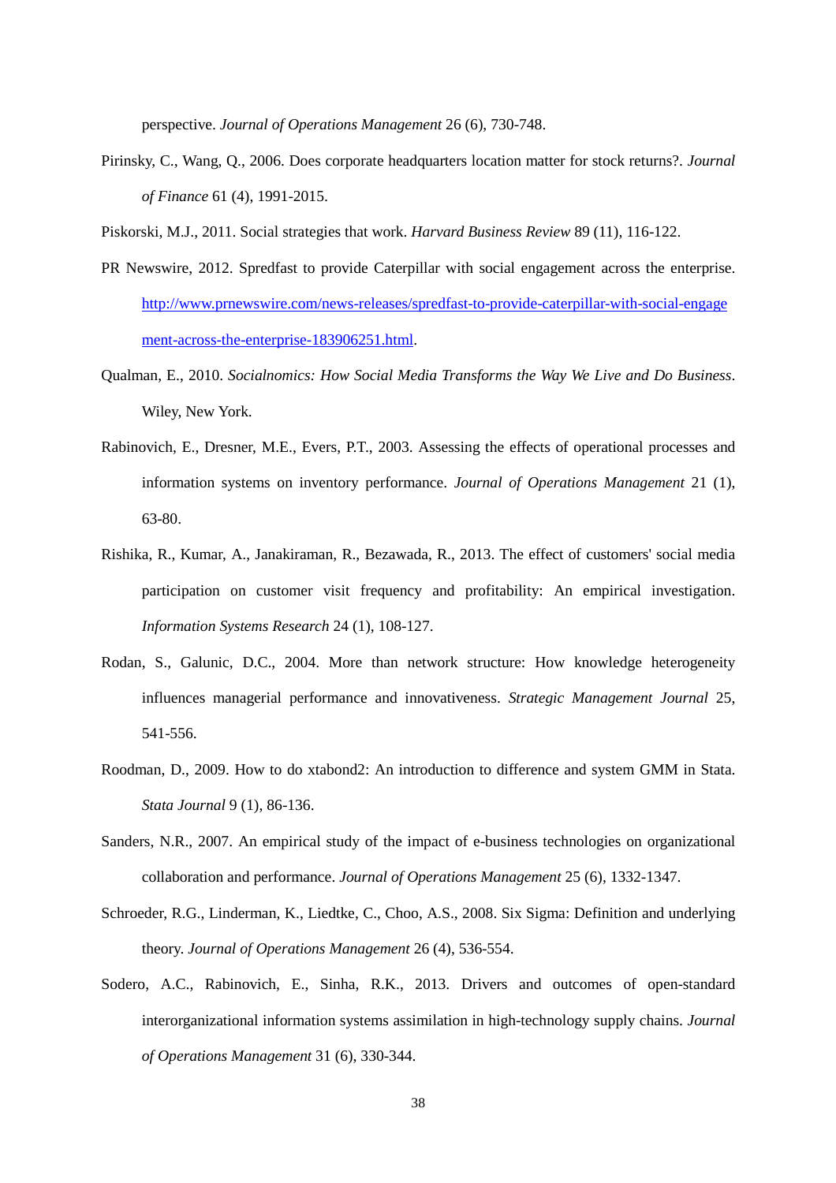perspective. *Journal of Operations Management* 26 (6), 730-748.

Pirinsky, C., Wang, Q., 2006. Does corporate headquarters location matter for stock returns?. *Journal of Finance* 61 (4), 1991-2015.

Piskorski, M.J., 2011. Social strategies that work. *Harvard Business Review* 89 (11), 116-122.

PR Newswire, 2012. Spredfast to provide Caterpillar with social engagement across the enterprise. [http://www.prnewswire.com/news-releases/spredfast-to-provide-caterpillar-with-social-engagement-across-the-enterprise-183906251.html](http://www.prnewswire.com/news-releases/spredfast-to-provide-caterpillar-with-social-engagement-across-the-enterprise-183906251.html).

Qualman, E., 2010. *Socialnomics: How Social Media Transforms the Way We Live and Do Business*. Wiley, New York.

Rabinovich, E., Dresner, M.E., Evers, P.T., 2003. Assessing the effects of operational processes and information systems on inventory performance. *Journal of Operations Management* 21 (1), 63-80.

Rishika, R., Kumar, A., Janakiraman, R., Bezawada, R., 2013. The effect of customers' social media participation on customer visit frequency and profitability: An empirical investigation. *Information Systems Research* 24 (1), 108-127.

Rodan, S., Galunic, D.C., 2004. More than network structure: How knowledge heterogeneity influences managerial performance and innovativeness. *Strategic Management Journal* 25, 541-556.

Roodman, D., 2009. How to do xtabond2: An introduction to difference and system GMM in Stata. *Stata Journal* 9 (1), 86-136.

Sanders, N.R., 2007. An empirical study of the impact of e-business technologies on organizational collaboration and performance. *Journal of Operations Management* 25 (6), 1332-1347.

Schroeder, R.G., Linderman, K., Liedtke, C., Choo, A.S., 2008. Six Sigma: Definition and underlying theory. *Journal of Operations Management* 26 (4), 536-554.

Sodero, A.C., Rabinovich, E., Sinha, R.K., 2013. Drivers and outcomes of open-standard interorganizational information systems assimilation in high-technology supply chains. *Journal of Operations Management* 31 (6), 330-344.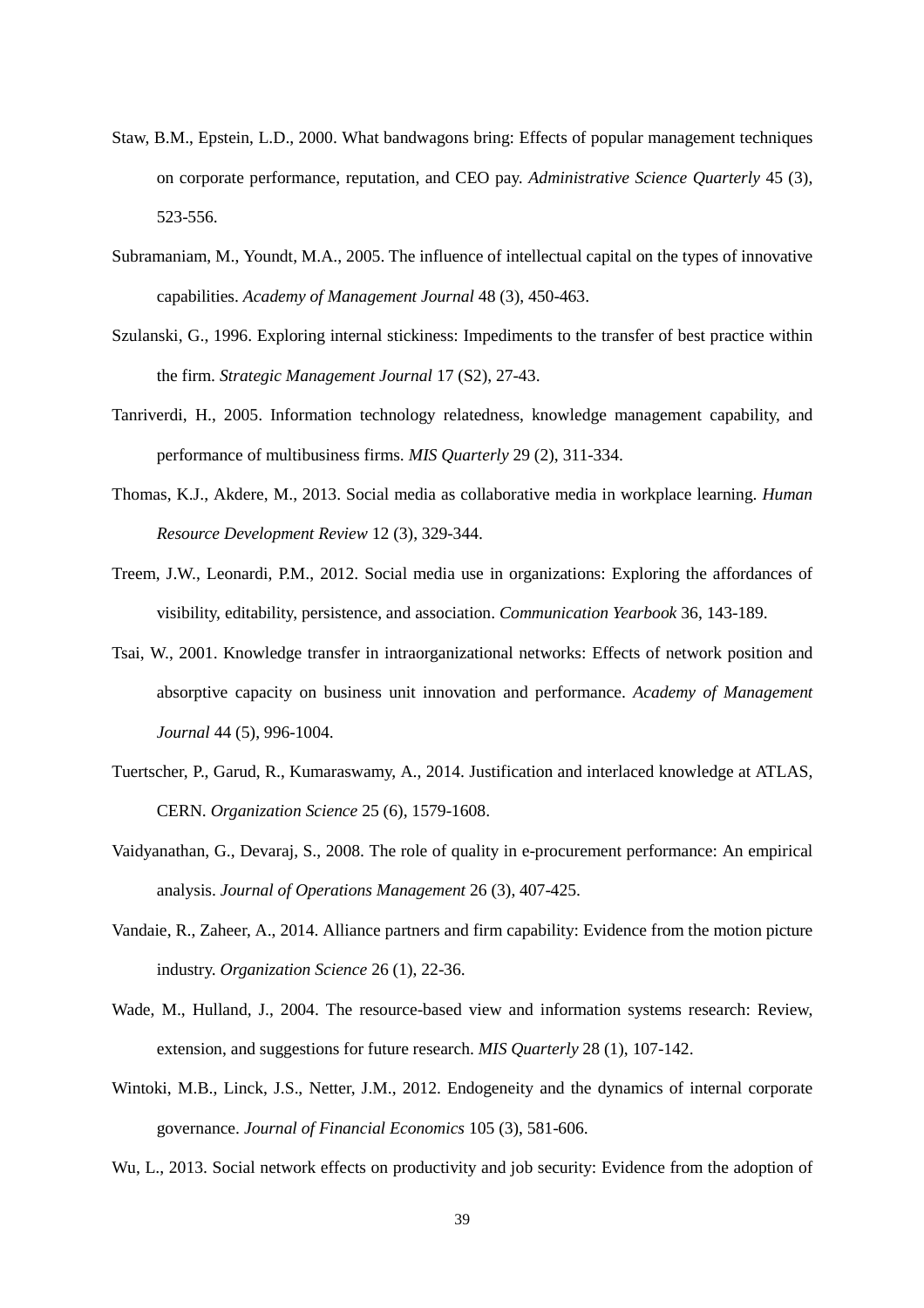Staw, B.M., Epstein, L.D., 2000. What bandwagons bring: Effects of popular management techniques on corporate performance, reputation, and CEO pay. *Administrative Science Quarterly* 45 (3), 523-556.

Subramaniam, M., Youndt, M.A., 2005. The influence of intellectual capital on the types of innovative capabilities. *Academy of Management Journal* 48 (3), 450-463.

Szulanski, G., 1996. Exploring internal stickiness: Impediments to the transfer of best practice within the firm. *Strategic Management Journal* 17 (S2), 27-43.

Tanriverdi, H., 2005. Information technology relatedness, knowledge management capability, and performance of multibusiness firms. *MIS Quarterly* 29 (2), 311-334.

Thomas, K.J., Akdere, M., 2013. Social media as collaborative media in workplace learning. *Human Resource Development Review* 12 (3), 329-344.

Treem, J.W., Leonardi, P.M., 2012. Social media use in organizations: Exploring the affordances of visibility, editability, persistence, and association. *Communication Yearbook* 36, 143-189.

Tsai, W., 2001. Knowledge transfer in intraorganizational networks: Effects of network position and absorptive capacity on business unit innovation and performance. *Academy of Management Journal* 44 (5), 996-1004.

Tuertscher, P., Garud, R., Kumaraswamy, A., 2014. Justification and interlaced knowledge at ATLAS, CERN. *Organization Science* 25 (6), 1579-1608.

Vaidyanathan, G., Devaraj, S., 2008. The role of quality in e-procurement performance: An empirical analysis. *Journal of Operations Management* 26 (3), 407-425.

Vandaie, R., Zaheer, A., 2014. Alliance partners and firm capability: Evidence from the motion picture industry. *Organization Science* 26 (1), 22-36.

Wade, M., Hulland, J., 2004. The resource-based view and information systems research: Review, extension, and suggestions for future research. *MIS Quarterly* 28 (1), 107-142.

Wintoki, M.B., Linck, J.S., Netter, J.M., 2012. Endogeneity and the dynamics of internal corporate governance. *Journal of Financial Economics* 105 (3), 581-606.

Wu, L., 2013. Social network effects on productivity and job security: Evidence from the adoption of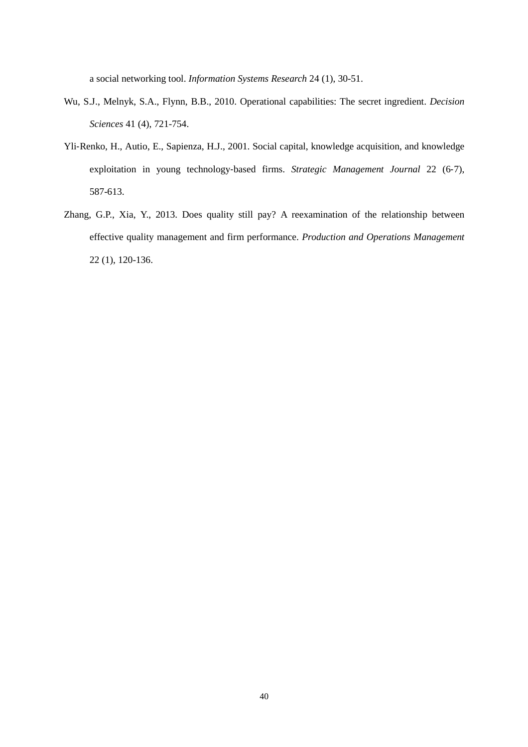a social networking tool. *Information Systems Research* 24 (1), 30-51.

Wu, S.J., Melnyk, S.A., Flynn, B.B., 2010. Operational capabilities: The secret ingredient. *Decision Sciences* 41 (4), 721-754.

Yli-Renko, H., Autio, E., Sapienza, H.J., 2001. Social capital, knowledge acquisition, and knowledge exploitation in young technology-based firms. *Strategic Management Journal* 22 (6-7), 587-613.

Zhang, G.P., Xia, Y., 2013. Does quality still pay? A reexamination of the relationship between effective quality management and firm performance. *Production and Operations Management* 22 (1), 120-136.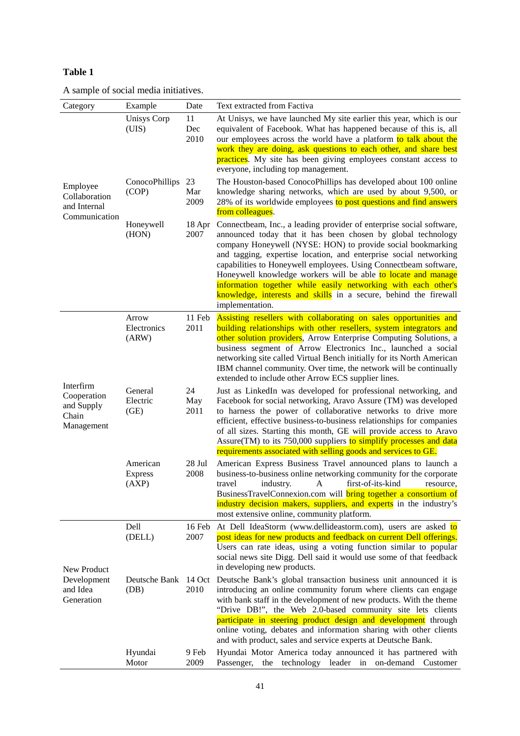**Table 1**

A sample of social media initiatives.

| Category | Example | Date | Text extracted from Factiva |
|---|---|---|---|
| Employee Collaboration and Internal Communication | Unisys Corp (UIS) | 11 Dec 2010 | At Unisys, we have launched My site earlier this year, which is our equivalent of Facebook. What has happened because of this is, all our employees across the world have a platform to talk about the work they are doing, ask questions to each other, and share best practices. My site has been giving employees constant access to everyone, including top management. |
| | ConocoPhillips (COP) | 23 Mar 2009 | The Houston-based ConocoPhillips has developed about 100 online knowledge sharing networks, which are used by about 9,500, or 28% of its worldwide employees to post questions and find answers from colleagues. |
| | Honeywell (HON) | 18 Apr 2007 | Connectbeam, Inc., a leading provider of enterprise social software, announced today that it has been chosen by global technology company Honeywell (NYSE: HON) to provide social bookmarking and tagging, expertise location, and enterprise social networking capabilities to Honeywell employees. Using Connectbeam software, Honeywell knowledge workers will be able to locate and manage information together while easily networking with each other's knowledge, interests and skills in a secure, behind the firewall implementation. |
| Interfirm Cooperation and Supply Chain Management | Arrow Electronics (ARW) | 11 Feb 2011 | Assisting resellers with collaborating on sales opportunities and building relationships with other resellers, system integrators and other solution providers, Arrow Enterprise Computing Solutions, a business segment of Arrow Electronics Inc., launched a social networking site called Virtual Bench initially for its North American IBM channel community. Over time, the network will be continually extended to include other Arrow ECS supplier lines. |
| | General Electric (GE) | 24 May 2011 | Just as LinkedIn was developed for professional networking, and Facebook for social networking, Aravo Assure (TM) was developed to harness the power of collaborative networks to drive more efficient, effective business-to-business relationships for companies of all sizes. Starting this month, GE will provide access to Aravo Assure(TM) to its 750,000 suppliers to simplify processes and data requirements associated with selling goods and services to GE. |
| | American Express (AXP) | 28 Jul 2008 | American Express Business Travel announced plans to launch a business-to-business online networking community for the corporate travel industry. A first-of-its-kind resource, BusinessTravelConnexion.com will bring together a consortium of industry decision makers, suppliers, and experts in the industry's most extensive online, community platform. |
| New Product Development and Idea Generation | Dell (DELL) | 16 Feb 2007 | At Dell IdeaStorm (www.dellideastorm.com), users are asked to post ideas for new products and feedback on current Dell offerings. Users can rate ideas, using a voting function similar to popular social news site Digg. Dell said it would use some of that feedback in developing new products. |
| | Deutsche Bank (DB) | 14 Oct 2010 | Deutsche Bank's global transaction business unit announced it is introducing an online community forum where clients can engage with bank staff in the development of new products. With the theme "Drive DB!", the Web 2.0-based community site lets clients participate in steering product design and development through online voting, debates and information sharing with other clients and with product, sales and service experts at Deutsche Bank. |
| | Hyundai Motor | 9 Feb 2009 | Hyundai Motor America today announced it has partnered with Passenger, the technology leader in on-demand Customer |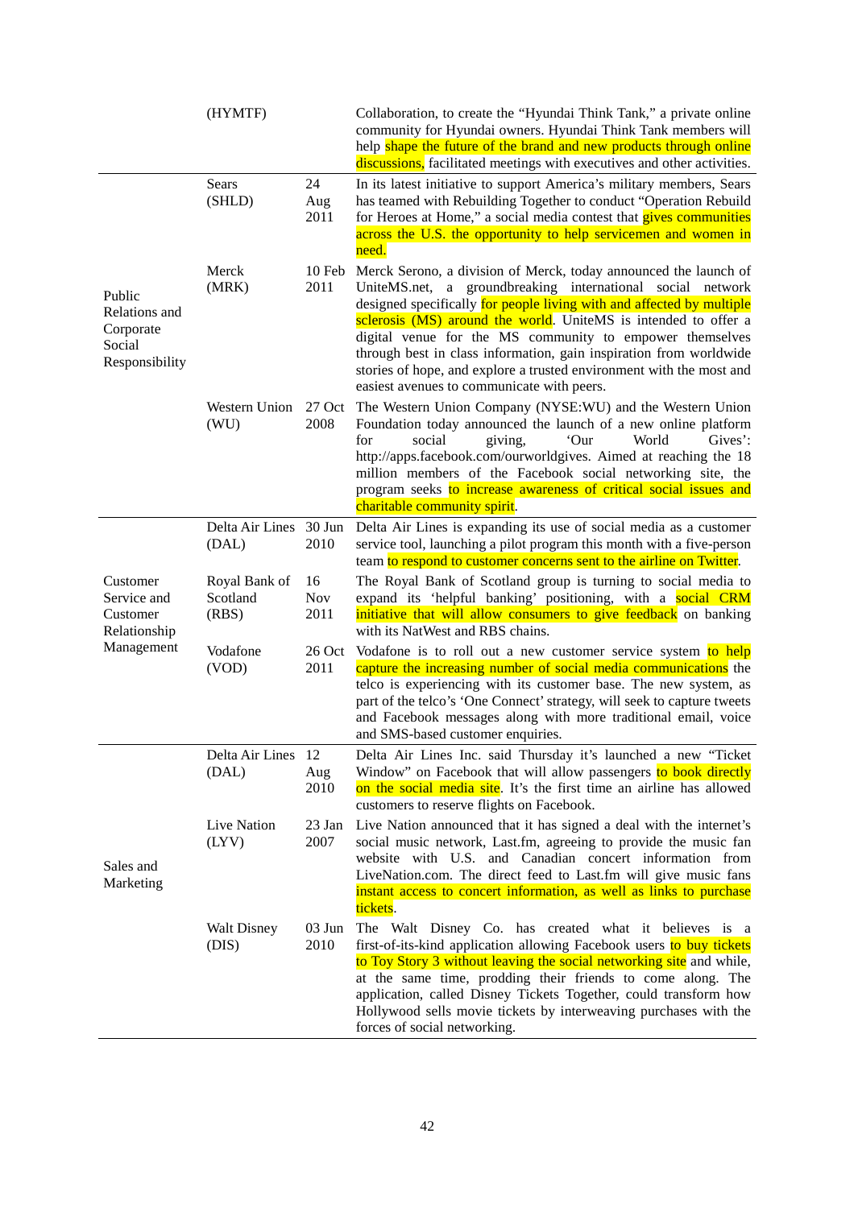| | | | |
|---|---|---|---|
| | (HYMTF) | | Collaboration, to create the "Hyundai Think Tank," a private online community for Hyundai owners. Hyundai Think Tank members will help shape the future of the brand and new products through online discussions, facilitated meetings with executives and other activities. |
| Public Relations and Corporate Social Responsibility | Sears (SHLD) | 24 Aug 2011 | In its latest initiative to support America's military members, Sears has teamed with Rebuilding Together to conduct "Operation Rebuild for Heroes at Home," a social media contest that gives communities across the U.S. the opportunity to help servicemen and women in need. |
| | Merck (MRK) | 10 Feb 2011 | Merck Serono, a division of Merck, today announced the launch of UniteMS.net, a groundbreaking international social network designed specifically for people living with and affected by multiple sclerosis (MS) around the world. UniteMS is intended to offer a digital venue for the MS community to empower themselves through best in class information, gain inspiration from worldwide stories of hope, and explore a trusted environment with the most and easiest avenues to communicate with peers. |
| | Western Union (WU) | 27 Oct 2008 | The Western Union Company (NYSE:WU) and the Western Union Foundation today announced the launch of a new online platform for social giving, 'Our World Gives': http://apps.facebook.com/ourworldgives. Aimed at reaching the 18 million members of the Facebook social networking site, the program seeks to increase awareness of critical social issues and charitable community spirit. |
| Customer Service and Customer Relationship Management | Delta Air Lines (DAL) | 30 Jun 2010 | Delta Air Lines is expanding its use of social media as a customer service tool, launching a pilot program this month with a five-person team to respond to customer concerns sent to the airline on Twitter. |
| | Royal Bank of Scotland (RBS) | 16 Nov 2011 | The Royal Bank of Scotland group is turning to social media to expand its 'helpful banking' positioning, with a social CRM initiative that will allow consumers to give feedback on banking with its NatWest and RBS chains. |
| | Vodafone (VOD) | 26 Oct 2011 | Vodafone is to roll out a new customer service system to help capture the increasing number of social media communications the telco is experiencing with its customer base. The new system, as part of the telco's 'One Connect' strategy, will seek to capture tweets and Facebook messages along with more traditional email, voice and SMS-based customer enquiries. |
| Sales and Marketing | Delta Air Lines (DAL) | 12 Aug 2010 | Delta Air Lines Inc. said Thursday it's launched a new "Ticket Window" on Facebook that will allow passengers to book directly on the social media site. It's the first time an airline has allowed customers to reserve flights on Facebook. |
| | Live Nation (LYV) | 23 Jan 2007 | Live Nation announced that it has signed a deal with the internet's social music network, Last.fm, agreeing to provide the music fan website with U.S. and Canadian concert information from LiveNation.com. The direct feed to Last.fm will give music fans instant access to concert information, as well as links to purchase tickets. |
| | Walt Disney (DIS) | 03 Jun 2010 | The Walt Disney Co. has created what it believes is a first-of-its-kind application allowing Facebook users to buy tickets to Toy Story 3 without leaving the social networking site and while, at the same time, prodding their friends to come along. The application, called Disney Tickets Together, could transform how Hollywood sells movie tickets by interweaving purchases with the forces of social networking. |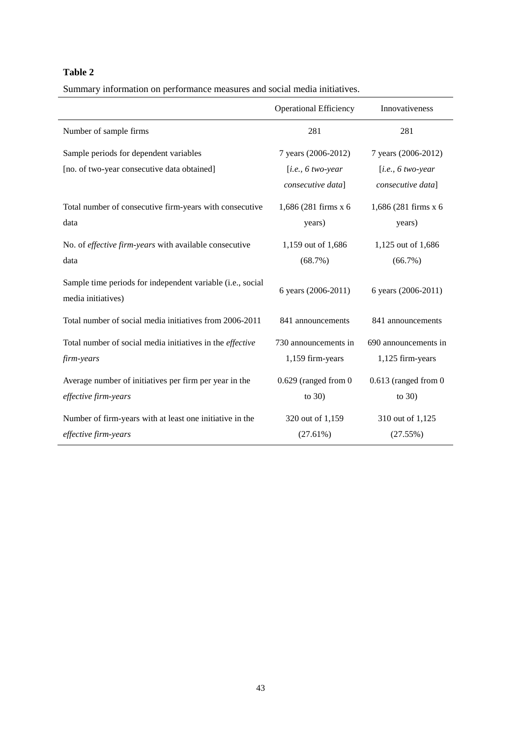**Table 2**

Summary information on performance measures and social media initiatives.

| | Operational Efficiency | Innovativeness |
|---|---|---|
| Number of sample firms | 281 | 281 |
| Sample periods for dependent variables [no. of two-year consecutive data obtained] | 7 years (2006-2012) [*i.e., 6 two-year consecutive data*] | 7 years (2006-2012) [*i.e., 6 two-year consecutive data*] |
| Total number of consecutive firm-years with consecutive data | 1,686 (281 firms x 6 years) | 1,686 (281 firms x 6 years) |
| No. of *effective firm-years* with available consecutive data | 1,159 out of 1,686 (68.7%) | 1,125 out of 1,686 (66.7%) |
| Sample time periods for independent variable (i.e., social media initiatives) | 6 years (2006-2011) | 6 years (2006-2011) |
| Total number of social media initiatives from 2006-2011 | 841 announcements | 841 announcements |
| Total number of social media initiatives in the *effective firm-years* | 730 announcements in 1,159 firm-years | 690 announcements in 1,125 firm-years |
| Average number of initiatives per firm per year in the *effective firm-years* | 0.629 (ranged from 0 to 30) | 0.613 (ranged from 0 to 30) |
| Number of firm-years with at least one initiative in the *effective firm-years* | 320 out of 1,159 (27.61%) | 310 out of 1,125 (27.55%) |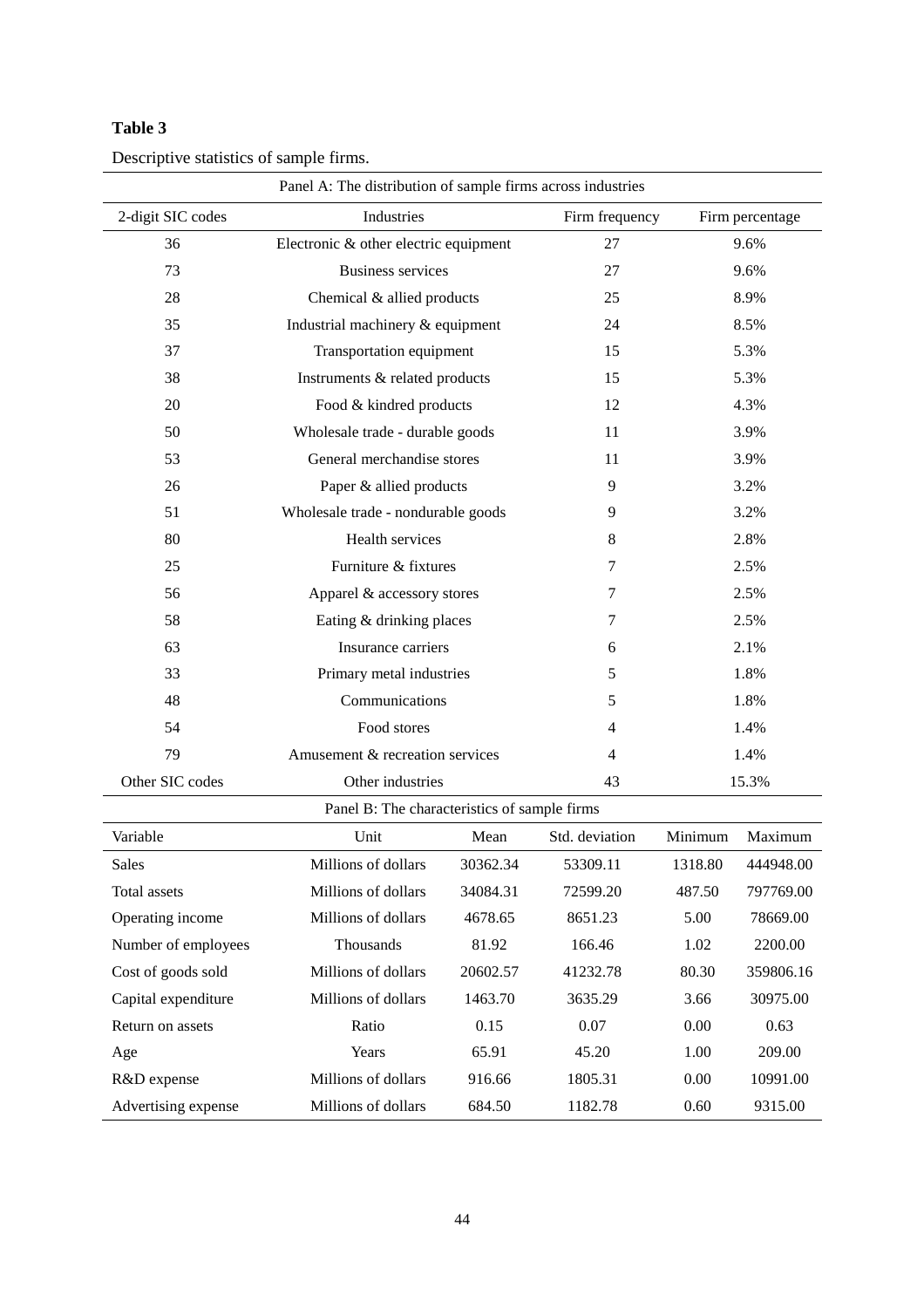**Table 3**

Descriptive statistics of sample firms.

Panel A: The distribution of sample firms across industries

| 2-digit SIC codes | Industries | Firm frequency | Firm percentage |
|---|---|---|---|
| 36 | Electronic & other electric equipment | 27 | 9.6% |
| 73 | Business services | 27 | 9.6% |
| 28 | Chemical & allied products | 25 | 8.9% |
| 35 | Industrial machinery & equipment | 24 | 8.5% |
| 37 | Transportation equipment | 15 | 5.3% |
| 38 | Instruments & related products | 15 | 5.3% |
| 20 | Food & kindred products | 12 | 4.3% |
| 50 | Wholesale trade - durable goods | 11 | 3.9% |
| 53 | General merchandise stores | 11 | 3.9% |
| 26 | Paper & allied products | 9 | 3.2% |
| 51 | Wholesale trade - nondurable goods | 9 | 3.2% |
| 80 | Health services | 8 | 2.8% |
| 25 | Furniture & fixtures | 7 | 2.5% |
| 56 | Apparel & accessory stores | 7 | 2.5% |
| 58 | Eating & drinking places | 7 | 2.5% |
| 63 | Insurance carriers | 6 | 2.1% |
| 33 | Primary metal industries | 5 | 1.8% |
| 48 | Communications | 5 | 1.8% |
| 54 | Food stores | 4 | 1.4% |
| 79 | Amusement & recreation services | 4 | 1.4% |
| Other SIC codes | Other industries | 43 | 15.3% |

Panel B: The characteristics of sample firms

| Variable | Unit | Mean | Std. deviation | Minimum | Maximum |
|---|---|---|---|---|---|
| Sales | Millions of dollars | 30362.34 | 53309.11 | 1318.80 | 444948.00 |
| Total assets | Millions of dollars | 34084.31 | 72599.20 | 487.50 | 797769.00 |
| Operating income | Millions of dollars | 4678.65 | 8651.23 | 5.00 | 78669.00 |
| Number of employees | Thousands | 81.92 | 166.46 | 1.02 | 2200.00 |
| Cost of goods sold | Millions of dollars | 20602.57 | 41232.78 | 80.30 | 359806.16 |
| Capital expenditure | Millions of dollars | 1463.70 | 3635.29 | 3.66 | 30975.00 |
| Return on assets | Ratio | 0.15 | 0.07 | 0.00 | 0.63 |
| Age | Years | 65.91 | 45.20 | 1.00 | 209.00 |
| R&D expense | Millions of dollars | 916.66 | 1805.31 | 0.00 | 10991.00 |
| Advertising expense | Millions of dollars | 684.50 | 1182.78 | 0.60 | 9315.00 |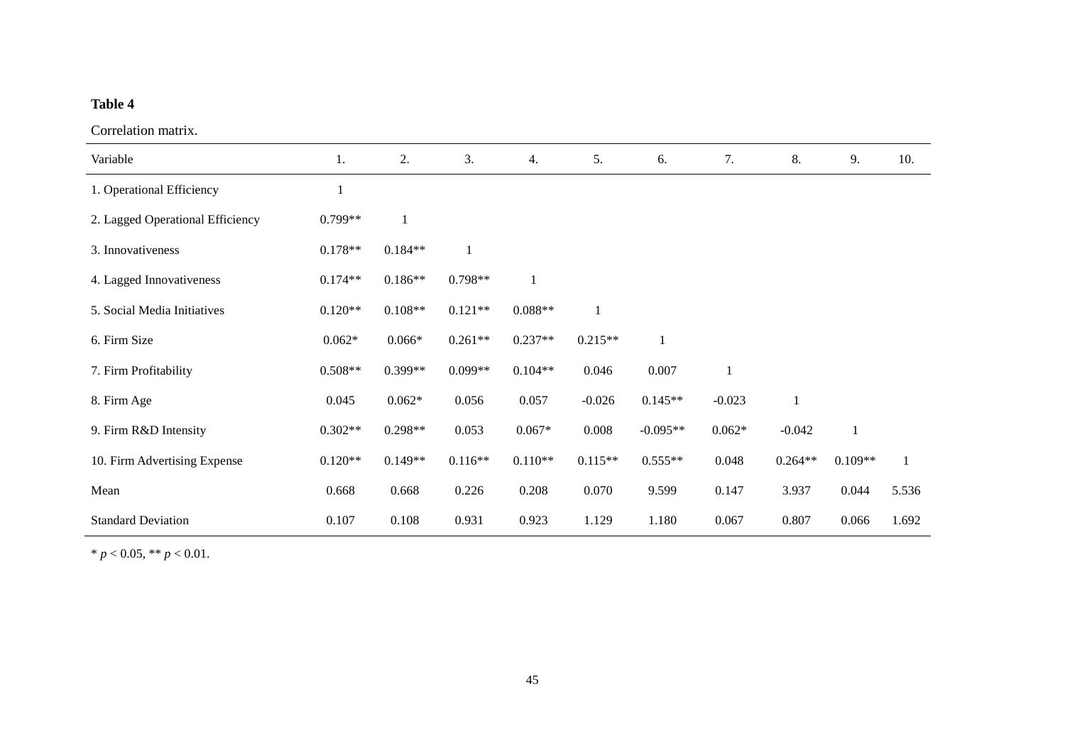**Table 4**

Correlation matrix.

| Variable | 1. | 2. | 3. | 4. | 5. | 6. | 7. | 8. | 9. | 10. |
|---|---|---|---|---|---|---|---|---|---|---|
| 1. Operational Efficiency | 1 | | | | | | | | | |
| 2. Lagged Operational Efficiency | 0.799** | 1 | | | | | | | | |
| 3. Innovativeness | 0.178** | 0.184** | 1 | | | | | | | |
| 4. Lagged Innovativeness | 0.174** | 0.186** | 0.798** | 1 | | | | | | |
| 5. Social Media Initiatives | 0.120** | 0.108** | 0.121** | 0.088** | 1 | | | | | |
| 6. Firm Size | 0.062* | 0.066* | 0.261** | 0.237** | 0.215** | 1 | | | | |
| 7. Firm Profitability | 0.508** | 0.399** | 0.099** | 0.104** | 0.046 | 0.007 | 1 | | | |
| 8. Firm Age | 0.045 | 0.062* | 0.056 | 0.057 | -0.026 | 0.145** | -0.023 | 1 | | |
| 9. Firm R&D Intensity | 0.302** | 0.298** | 0.053 | 0.067* | 0.008 | -0.095** | 0.062* | -0.042 | 1 | |
| 10. Firm Advertising Expense | 0.120** | 0.149** | 0.116** | 0.110** | 0.115** | 0.555** | 0.048 | 0.264** | 0.109** | 1 |
| Mean | 0.668 | 0.668 | 0.226 | 0.208 | 0.070 | 9.599 | 0.147 | 3.937 | 0.044 | 5.536 |
| Standard Deviation | 0.107 | 0.108 | 0.931 | 0.923 | 1.129 | 1.180 | 0.067 | 0.807 | 0.066 | 1.692 |

* $p < 0.05$, ** $p < 0.01$.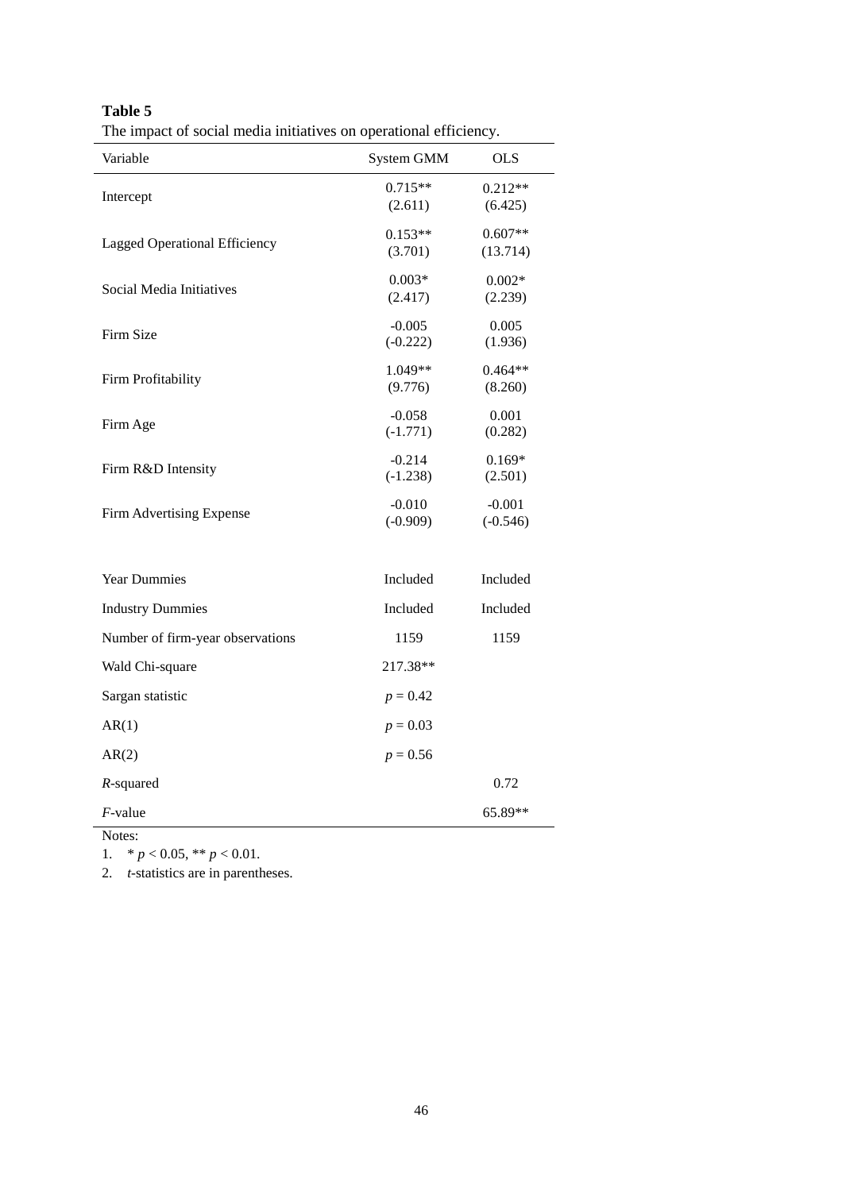**Table 5**

The impact of social media initiatives on operational efficiency.

| Variable | System GMM | OLS |
|---|---|---|
| Intercept | 0.715** (2.611) | 0.212** (6.425) |
| Lagged Operational Efficiency | 0.153** (3.701) | 0.607** (13.714) |
| Social Media Initiatives | 0.003* (2.417) | 0.002* (2.239) |
| Firm Size | -0.005 (-0.222) | 0.005 (1.936) |
| Firm Profitability | 1.049** (9.776) | 0.464** (8.260) |
| Firm Age | -0.058 (-1.771) | 0.001 (0.282) |
| Firm R&D Intensity | -0.214 (-1.238) | 0.169* (2.501) |
| Firm Advertising Expense | -0.010 (-0.909) | -0.001 (-0.546) |
| Year Dummies | Included | Included |
| Industry Dummies | Included | Included |
| Number of firm-year observations | 1159 | 1159 |
| Wald Chi-square | 217.38** | |
| Sargan statistic | $p = 0.42$ | |
| AR(1) | $p = 0.03$ | |
| AR(2) | $p = 0.56$ | |
| *R*-squared | | 0.72 |
| *F*-value | | 65.89** |

Notes:

1. * $p < 0.05$, ** $p < 0.01$.
2. *t*-statistics are in parentheses.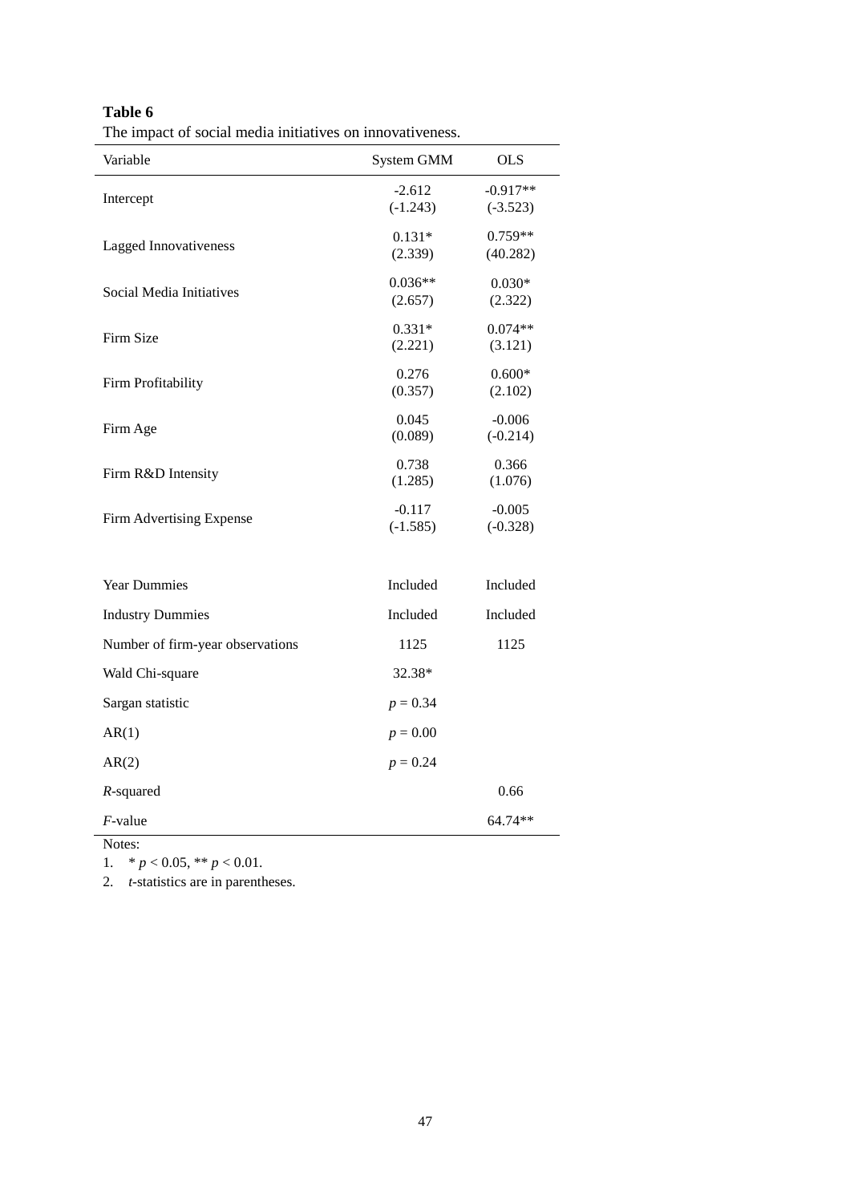**Table 6**
The impact of social media initiatives on innovativeness.

| Variable | System GMM | OLS |
|---|---|---|
| Intercept | -2.612<br>(-1.243) | -0.917**<br>(-3.523) |
| Lagged Innovativeness | 0.131*<br>(2.339) | 0.759**<br>(40.282) |
| Social Media Initiatives | 0.036**<br>(2.657) | 0.030*<br>(2.322) |
| Firm Size | 0.331*<br>(2.221) | 0.074**<br>(3.121) |
| Firm Profitability | 0.276<br>(0.357) | 0.600*<br>(2.102) |
| Firm Age | 0.045<br>(0.089) | -0.006<br>(-0.214) |
| Firm R&D Intensity | 0.738<br>(1.285) | 0.366<br>(1.076) |
| Firm Advertising Expense | -0.117<br>(-1.585) | -0.005<br>(-0.328) |
| Year Dummies | Included | Included |
| Industry Dummies | Included | Included |
| Number of firm-year observations | 1125 | 1125 |
| Wald Chi-square | 32.38* | |
| Sargan statistic | $p = 0.34$ | |
| AR(1) | $p = 0.00$ | |
| AR(2) | $p = 0.24$ | |
| *R*-squared | | 0.66 |
| *F*-value | | 64.74** |

Notes:
1. * $p < 0.05$, ** $p < 0.01$.
2. *t*-statistics are in parentheses.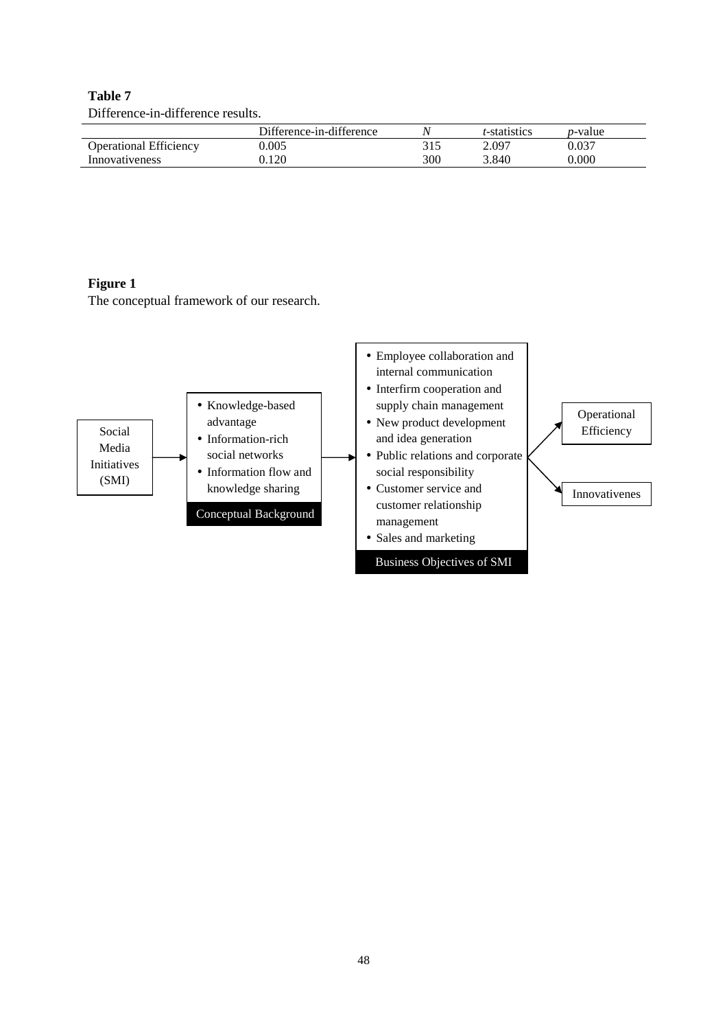**Table 7**

Difference-in-difference results.

| | Difference-in-difference | *N* | *t*-statistics | *p*-value |
|---|---|---|---|---|
| Operational Efficiency | 0.005 | 315 | 2.097 | 0.037 |
| Innovativeness | 0.120 | 300 | 3.840 | 0.000 |

**Figure 1**

The conceptual framework of our research.

Social Media Initiatives (SMI) → Conceptual Background:

- Knowledge-based advantage
- Information-rich social networks
- Information flow and knowledge sharing

→ Business Objectives of SMI:

- Employee collaboration and internal communication
- Interfirm cooperation and supply chain management
- New product development and idea generation
- Public relations and corporate social responsibility
- Customer service and customer relationship management
- Sales and marketing

→ Operational Efficiency

→ Innovativenes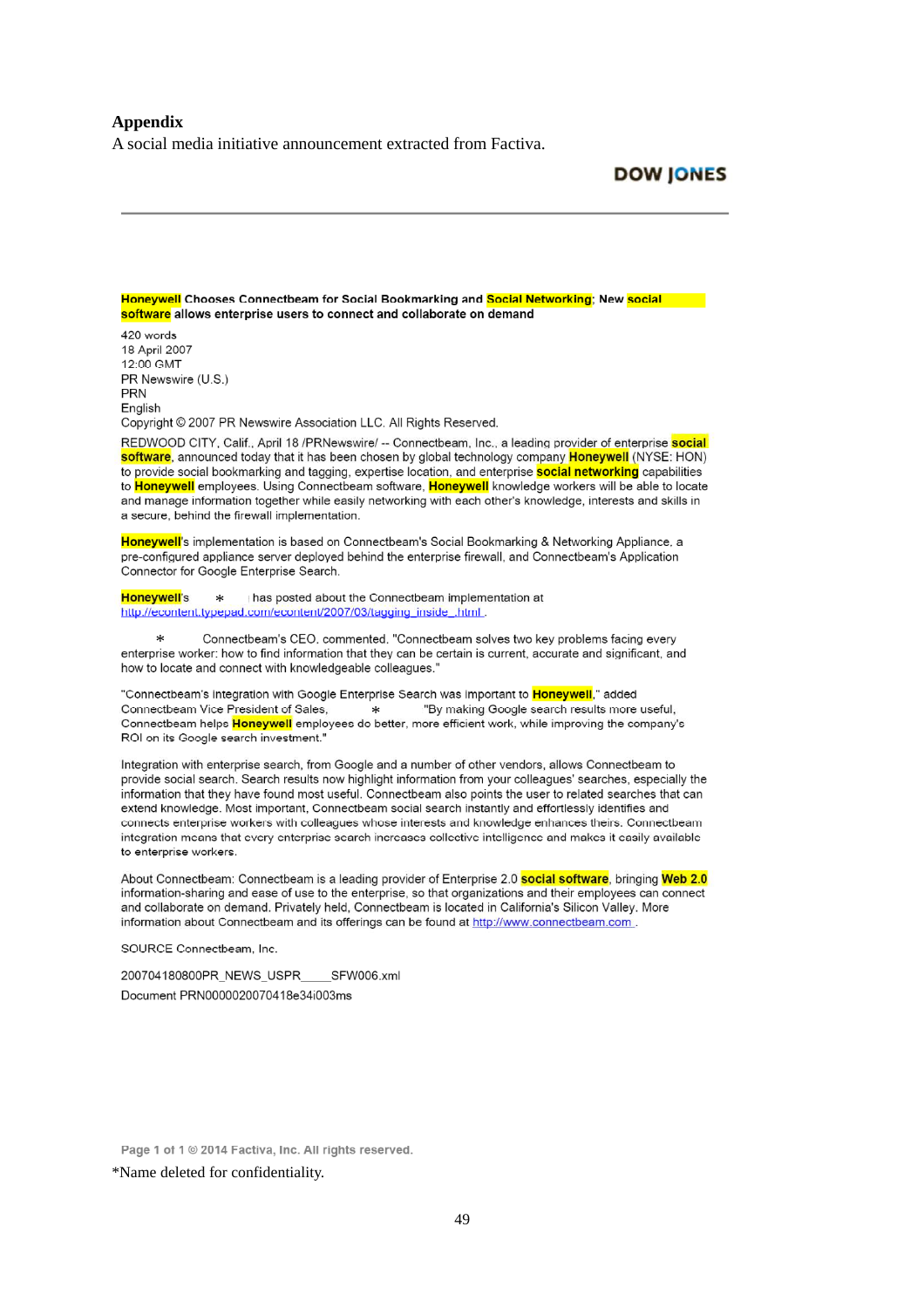**Appendix**

A social media initiative announcement extracted from Factiva.

DOW JONES

**Honeywell Chooses Connectbeam for Social Bookmarking and Social Networking; New social software allows enterprise users to connect and collaborate on demand**

420 words
18 April 2007
12:00 GMT
PR Newswire (U.S.)
PRN
English
Copyright © 2007 PR Newswire Association LLC. All Rights Reserved.

REDWOOD CITY, Calif., April 18 /PRNewswire/ -- Connectbeam, Inc., a leading provider of enterprise social software, announced today that it has been chosen by global technology company Honeywell (NYSE: HON) to provide social bookmarking and tagging, expertise location, and enterprise social networking capabilities to Honeywell employees. Using Connectbeam software, Honeywell knowledge workers will be able to locate and manage information together while easily networking with each other's knowledge, interests and skills in a secure, behind the firewall implementation.

Honeywell's implementation is based on Connectbeam's Social Bookmarking & Networking Appliance, a pre-configured appliance server deployed behind the enterprise firewall, and Connectbeam's Application Connector for Google Enterprise Search.

Honeywell's * has posted about the Connectbeam implementation at http://econtent.typepad.com/econtent/2007/03/tagging_inside_.html .

* Connectbeam's CEO, commented, "Connectbeam solves two key problems facing every enterprise worker: how to find information that they can be certain is current, accurate and significant, and how to locate and connect with knowledgeable colleagues."

"Connectbeam's integration with Google Enterprise Search was important to Honeywell," added Connectbeam Vice President of Sales, * "By making Google search results more useful, Connectbeam helps Honeywell employees do better, more efficient work, while improving the company's ROI on its Google search investment."

Integration with enterprise search, from Google and a number of other vendors, allows Connectbeam to provide social search. Search results now highlight information from your colleagues' searches, especially the information that they have found most useful. Connectbeam also points the user to related searches that can extend knowledge. Most important, Connectbeam social search instantly and effortlessly identifies and connects enterprise workers with colleagues whose interests and knowledge enhances theirs. Connectbeam integration means that every enterprise search increases collective intelligence and makes it easily available to enterprise workers.

About Connectbeam: Connectbeam is a leading provider of Enterprise 2.0 social software, bringing Web 2.0 information-sharing and ease of use to the enterprise, so that organizations and their employees can connect and collaborate on demand. Privately held, Connectbeam is located in California's Silicon Valley. More information about Connectbeam and its offerings can be found at http://www.connectbeam.com .

SOURCE Connectbeam, Inc.

200704180800PR_NEWS_USPR_____SFW006.xml

Document PRN0000020070418e34i003ms

Page 1 of 1 © 2014 Factiva, Inc. All rights reserved.

*Name deleted for confidentiality.